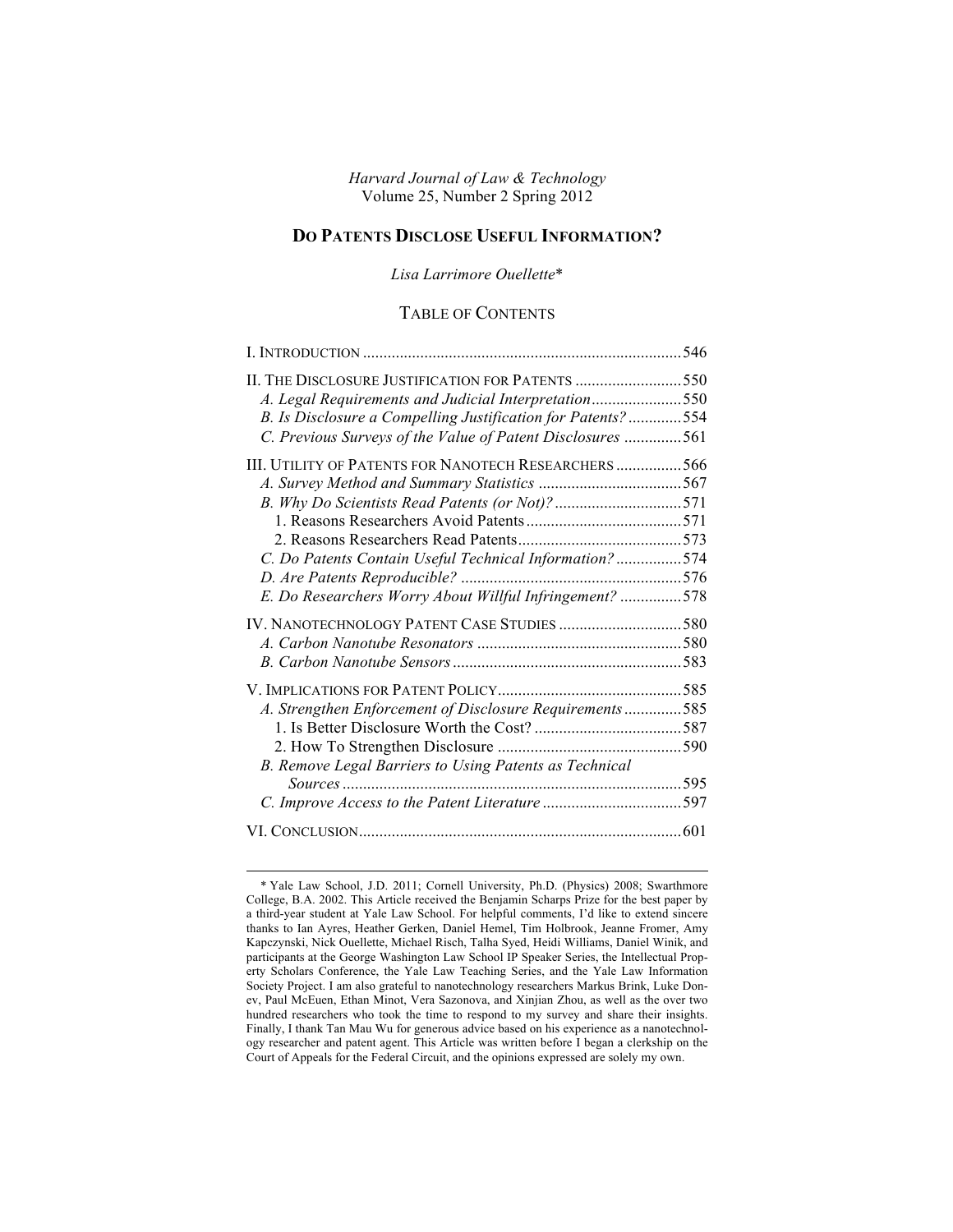*Harvard Journal of Law & Technology*
Volume 25, Number 2 Spring 2012

# DO PATENTS DISCLOSE USEFUL INFORMATION?

*Lisa Larrimore Ouellette*\*

## TABLE OF CONTENTS

I. INTRODUCTION .....................................................................546

II. THE DISCLOSURE JUSTIFICATION FOR PATENTS ..........................550
- *A. Legal Requirements and Judicial Interpretation* ......................550
- *B. Is Disclosure a Compelling Justification for Patents?* .............554
- *C. Previous Surveys of the Value of Patent Disclosures* ..............561

III. UTILITY OF PATENTS FOR NANOTECH RESEARCHERS ................566
- *A. Survey Method and Summary Statistics* ...................................567
- *B. Why Do Scientists Read Patents (or Not)?* ...............................571
  - 1. Reasons Researchers Avoid Patents ......................................571
  - 2. Reasons Researchers Read Patents ........................................573
- *C. Do Patents Contain Useful Technical Information?* ................574
- *D. Are Patents Reproducible?* ......................................................576
- *E. Do Researchers Worry About Willful Infringement?* ...............578

IV. NANOTECHNOLOGY PATENT CASE STUDIES ..............................580
- *A. Carbon Nanotube Resonators* ..................................................580
- *B. Carbon Nanotube Sensors* ........................................................583

V. IMPLICATIONS FOR PATENT POLICY .............................................585
- *A. Strengthen Enforcement of Disclosure Requirements* ..............585
  - 1. Is Better Disclosure Worth the Cost? ....................................587
  - 2. How To Strengthen Disclosure .............................................590
- *B. Remove Legal Barriers to Using Patents as Technical Sources* ...................................................................................595
- *C. Improve Access to the Patent Literature* ..................................597

VI. CONCLUSION ..............................................................................601

---

\* Yale Law School, J.D. 2011; Cornell University, Ph.D. (Physics) 2008; Swarthmore College, B.A. 2002. This Article received the Benjamin Scharps Prize for the best paper by a third-year student at Yale Law School. For helpful comments, I'd like to extend sincere thanks to Ian Ayres, Heather Gerken, Daniel Hemel, Tim Holbrook, Jeanne Fromer, Amy Kapczynski, Nick Ouellette, Michael Risch, Talha Syed, Heidi Williams, Daniel Winik, and participants at the George Washington Law School IP Speaker Series, the Intellectual Property Scholars Conference, the Yale Law Teaching Series, and the Yale Law Information Society Project. I am also grateful to nanotechnology researchers Markus Brink, Luke Donev, Paul McEuen, Ethan Minot, Vera Sazonova, and Xinjian Zhou, as well as the over two hundred researchers who took the time to respond to my survey and share their insights. Finally, I thank Tan Mau Wu for generous advice based on his experience as a nanotechnology researcher and patent agent. This Article was written before I began a clerkship on the Court of Appeals for the Federal Circuit, and the opinions expressed are solely my own.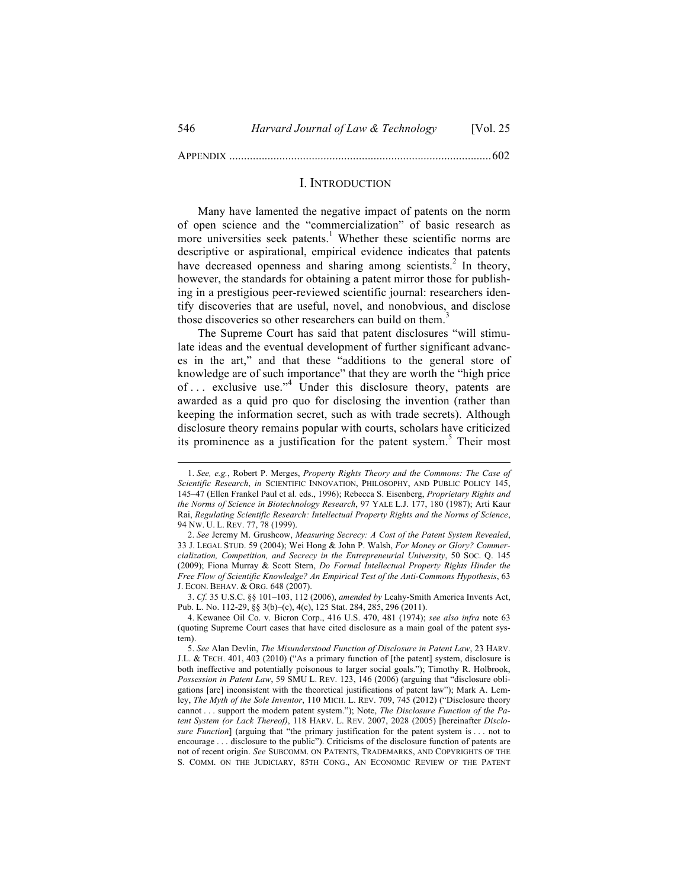APPENDIX ........................................................................................602

## I. INTRODUCTION

Many have lamented the negative impact of patents on the norm of open science and the "commercialization" of basic research as more universities seek patents.[1] Whether these scientific norms are descriptive or aspirational, empirical evidence indicates that patents have decreased openness and sharing among scientists.[2] In theory, however, the standards for obtaining a patent mirror those for publishing in a prestigious peer-reviewed scientific journal: researchers identify discoveries that are useful, novel, and nonobvious, and disclose those discoveries so other researchers can build on them.[3]

The Supreme Court has said that patent disclosures "will stimulate ideas and the eventual development of further significant advances in the art," and that these "additions to the general store of knowledge are of such importance" that they are worth the "high price of . . . exclusive use."[4] Under this disclosure theory, patents are awarded as a quid pro quo for disclosing the invention (rather than keeping the information secret, such as with trade secrets). Although disclosure theory remains popular with courts, scholars have criticized its prominence as a justification for the patent system.[5] Their most

---

1. *See, e.g.*, Robert P. Merges, *Property Rights Theory and the Commons: The Case of Scientific Research*, *in* SCIENTIFIC INNOVATION, PHILOSOPHY, AND PUBLIC POLICY 145, 145–47 (Ellen Frankel Paul et al. eds., 1996); Rebecca S. Eisenberg, *Proprietary Rights and the Norms of Science in Biotechnology Research*, 97 YALE L.J. 177, 180 (1987); Arti Kaur Rai, *Regulating Scientific Research: Intellectual Property Rights and the Norms of Science*, 94 NW. U. L. REV. 77, 78 (1999).

2. *See* Jeremy M. Grushcow, *Measuring Secrecy: A Cost of the Patent System Revealed*, 33 J. LEGAL STUD. 59 (2004); Wei Hong & John P. Walsh, *For Money or Glory? Commercialization, Competition, and Secrecy in the Entrepreneurial University*, 50 SOC. Q. 145 (2009); Fiona Murray & Scott Stern, *Do Formal Intellectual Property Rights Hinder the Free Flow of Scientific Knowledge? An Empirical Test of the Anti-Commons Hypothesis*, 63 J. ECON. BEHAV. & ORG. 648 (2007).

3. *Cf.* 35 U.S.C. §§ 101–103, 112 (2006), *amended by* Leahy-Smith America Invents Act, Pub. L. No. 112-29, §§ 3(b)–(c), 4(c), 125 Stat. 284, 285, 296 (2011).

4. Kewanee Oil Co. v. Bicron Corp., 416 U.S. 470, 481 (1974); *see also infra* note 63 (quoting Supreme Court cases that have cited disclosure as a main goal of the patent system).

5. *See* Alan Devlin, *The Misunderstood Function of Disclosure in Patent Law*, 23 HARV. J.L. & TECH. 401, 403 (2010) ("As a primary function of [the patent] system, disclosure is both ineffective and potentially poisonous to larger social goals."); Timothy R. Holbrook, *Possession in Patent Law*, 59 SMU L. REV. 123, 146 (2006) (arguing that "disclosure obligations [are] inconsistent with the theoretical justifications of patent law"); Mark A. Lemley, *The Myth of the Sole Inventor*, 110 MICH. L. REV. 709, 745 (2012) ("Disclosure theory cannot . . . support the modern patent system."); Note, *The Disclosure Function of the Patent System (or Lack Thereof)*, 118 HARV. L. REV. 2007, 2028 (2005) [hereinafter *Disclosure Function*] (arguing that "the primary justification for the patent system is . . . not to encourage . . . disclosure to the public"). Criticisms of the disclosure function of patents are not of recent origin. *See* SUBCOMM. ON PATENTS, TRADEMARKS, AND COPYRIGHTS OF THE S. COMM. ON THE JUDICIARY, 85TH CONG., AN ECONOMIC REVIEW OF THE PATENT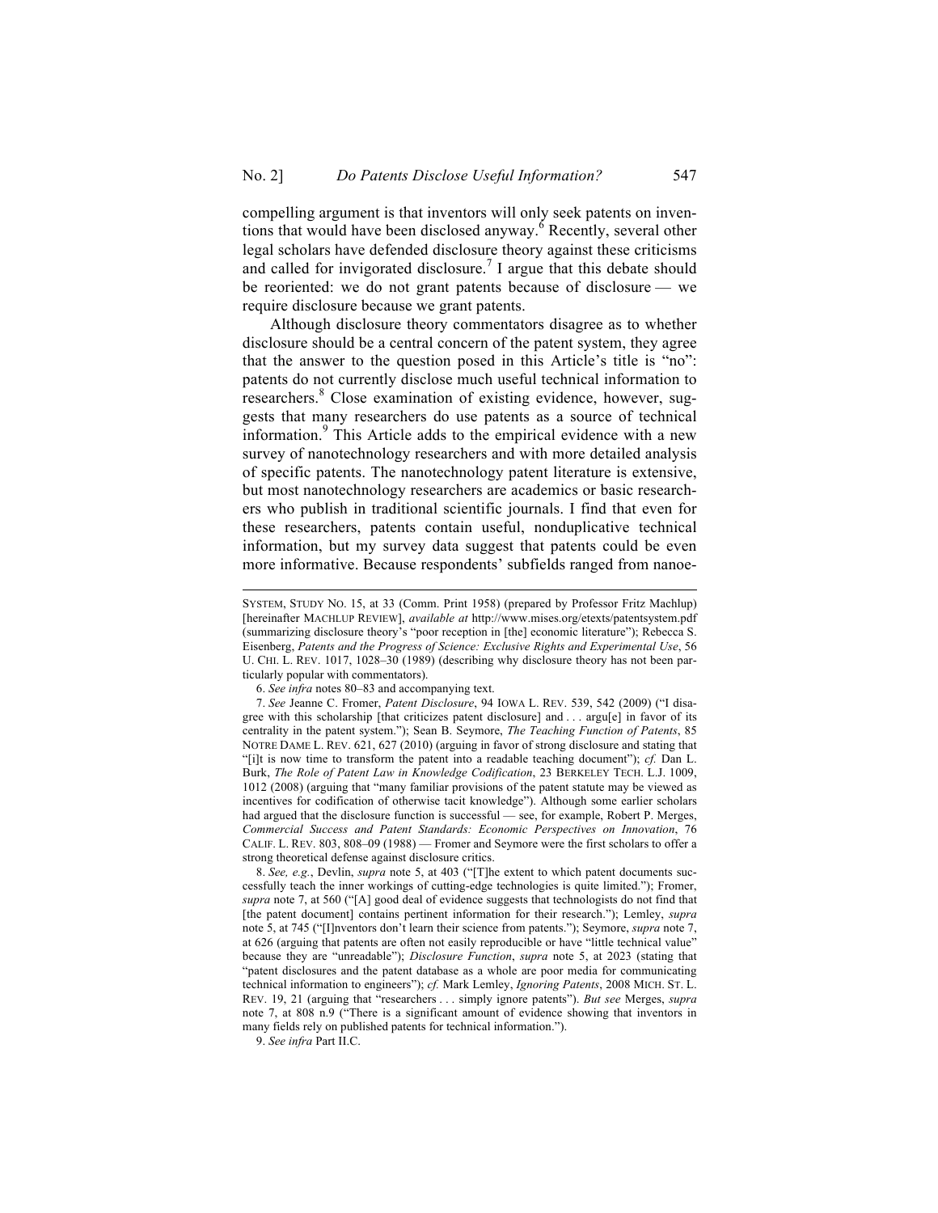compelling argument is that inventors will only seek patents on inventions that would have been disclosed anyway.[6] Recently, several other legal scholars have defended disclosure theory against these criticisms and called for invigorated disclosure.[7] I argue that this debate should be reoriented: we do not grant patents because of disclosure — we require disclosure because we grant patents.

Although disclosure theory commentators disagree as to whether disclosure should be a central concern of the patent system, they agree that the answer to the question posed in this Article's title is "no": patents do not currently disclose much useful technical information to researchers.[8] Close examination of existing evidence, however, suggests that many researchers do use patents as a source of technical information.[9] This Article adds to the empirical evidence with a new survey of nanotechnology researchers and with more detailed analysis of specific patents. The nanotechnology patent literature is extensive, but most nanotechnology researchers are academics or basic researchers who publish in traditional scientific journals. I find that even for these researchers, patents contain useful, nonduplicative technical information, but my survey data suggest that patents could be even more informative. Because respondents' subfields ranged from nanoe-

---

SYSTEM, STUDY NO. 15, at 33 (Comm. Print 1958) (prepared by Professor Fritz Machlup) [hereinafter MACHLUP REVIEW], *available at* http://www.mises.org/etexts/patentsystem.pdf (summarizing disclosure theory's "poor reception in [the] economic literature"); Rebecca S. Eisenberg, *Patents and the Progress of Science: Exclusive Rights and Experimental Use*, 56 U. CHI. L. REV. 1017, 1028–30 (1989) (describing why disclosure theory has not been particularly popular with commentators).

6. *See infra* notes 80–83 and accompanying text.

7. *See* Jeanne C. Fromer, *Patent Disclosure*, 94 IOWA L. REV. 539, 542 (2009) ("I disagree with this scholarship [that criticizes patent disclosure] and . . . argu[e] in favor of its centrality in the patent system."); Sean B. Seymore, *The Teaching Function of Patents*, 85 NOTRE DAME L. REV. 621, 627 (2010) (arguing in favor of strong disclosure and stating that "[i]t is now time to transform the patent into a readable teaching document"); *cf.* Dan L. Burk, *The Role of Patent Law in Knowledge Codification*, 23 BERKELEY TECH. L.J. 1009, 1012 (2008) (arguing that "many familiar provisions of the patent statute may be viewed as incentives for codification of otherwise tacit knowledge"). Although some earlier scholars had argued that the disclosure function is successful — see, for example, Robert P. Merges, *Commercial Success and Patent Standards: Economic Perspectives on Innovation*, 76 CALIF. L. REV. 803, 808–09 (1988) — Fromer and Seymore were the first scholars to offer a strong theoretical defense against disclosure critics.

8. *See, e.g.*, Devlin, *supra* note 5, at 403 ("[T]he extent to which patent documents successfully teach the inner workings of cutting-edge technologies is quite limited."); Fromer, *supra* note 7, at 560 ("[A] good deal of evidence suggests that technologists do not find that [the patent document] contains pertinent information for their research."); Lemley, *supra* note 5, at 745 ("[I]nventors don't learn their science from patents."); Seymore, *supra* note 7, at 626 (arguing that patents are often not easily reproducible or have "little technical value" because they are "unreadable"); *Disclosure Function*, *supra* note 5, at 2023 (stating that "patent disclosures and the patent database as a whole are poor media for communicating technical information to engineers"); *cf.* Mark Lemley, *Ignoring Patents*, 2008 MICH. ST. L. REV. 19, 21 (arguing that "researchers . . . simply ignore patents"). *But see* Merges, *supra* note 7, at 808 n.9 ("There is a significant amount of evidence showing that inventors in many fields rely on published patents for technical information.").

9. *See infra* Part II.C.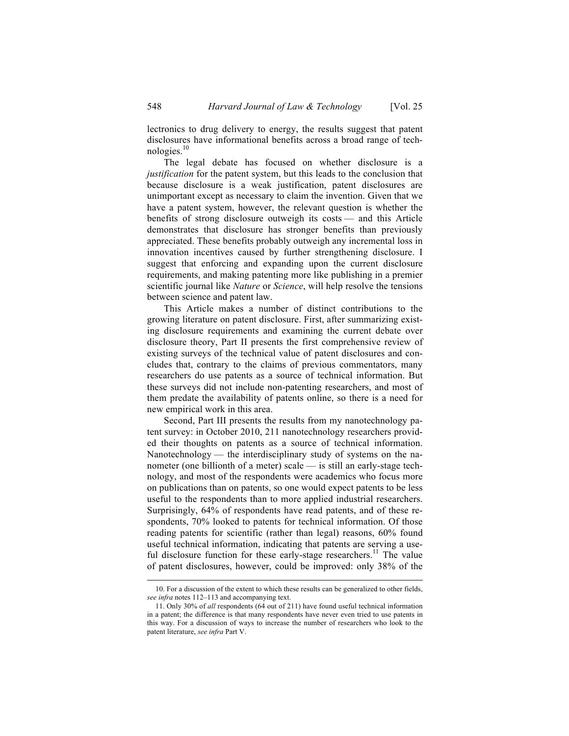lectronics to drug delivery to energy, the results suggest that patent disclosures have informational benefits across a broad range of technologies.[10]

The legal debate has focused on whether disclosure is a *justification* for the patent system, but this leads to the conclusion that because disclosure is a weak justification, patent disclosures are unimportant except as necessary to claim the invention. Given that we have a patent system, however, the relevant question is whether the benefits of strong disclosure outweigh its costs — and this Article demonstrates that disclosure has stronger benefits than previously appreciated. These benefits probably outweigh any incremental loss in innovation incentives caused by further strengthening disclosure. I suggest that enforcing and expanding upon the current disclosure requirements, and making patenting more like publishing in a premier scientific journal like *Nature* or *Science*, will help resolve the tensions between science and patent law.

This Article makes a number of distinct contributions to the growing literature on patent disclosure. First, after summarizing existing disclosure requirements and examining the current debate over disclosure theory, Part II presents the first comprehensive review of existing surveys of the technical value of patent disclosures and concludes that, contrary to the claims of previous commentators, many researchers do use patents as a source of technical information. But these surveys did not include non-patenting researchers, and most of them predate the availability of patents online, so there is a need for new empirical work in this area.

Second, Part III presents the results from my nanotechnology patent survey: in October 2010, 211 nanotechnology researchers provided their thoughts on patents as a source of technical information. Nanotechnology — the interdisciplinary study of systems on the nanometer (one billionth of a meter) scale — is still an early-stage technology, and most of the respondents were academics who focus more on publications than on patents, so one would expect patents to be less useful to the respondents than to more applied industrial researchers. Surprisingly, 64% of respondents have read patents, and of these respondents, 70% looked to patents for technical information. Of those reading patents for scientific (rather than legal) reasons, 60% found useful technical information, indicating that patents are serving a useful disclosure function for these early-stage researchers.[11] The value of patent disclosures, however, could be improved: only 38% of the

---

10. For a discussion of the extent to which these results can be generalized to other fields, *see infra* notes 112–113 and accompanying text.

11. Only 30% of *all* respondents (64 out of 211) have found useful technical information in a patent; the difference is that many respondents have never even tried to use patents in this way. For a discussion of ways to increase the number of researchers who look to the patent literature, *see infra* Part V.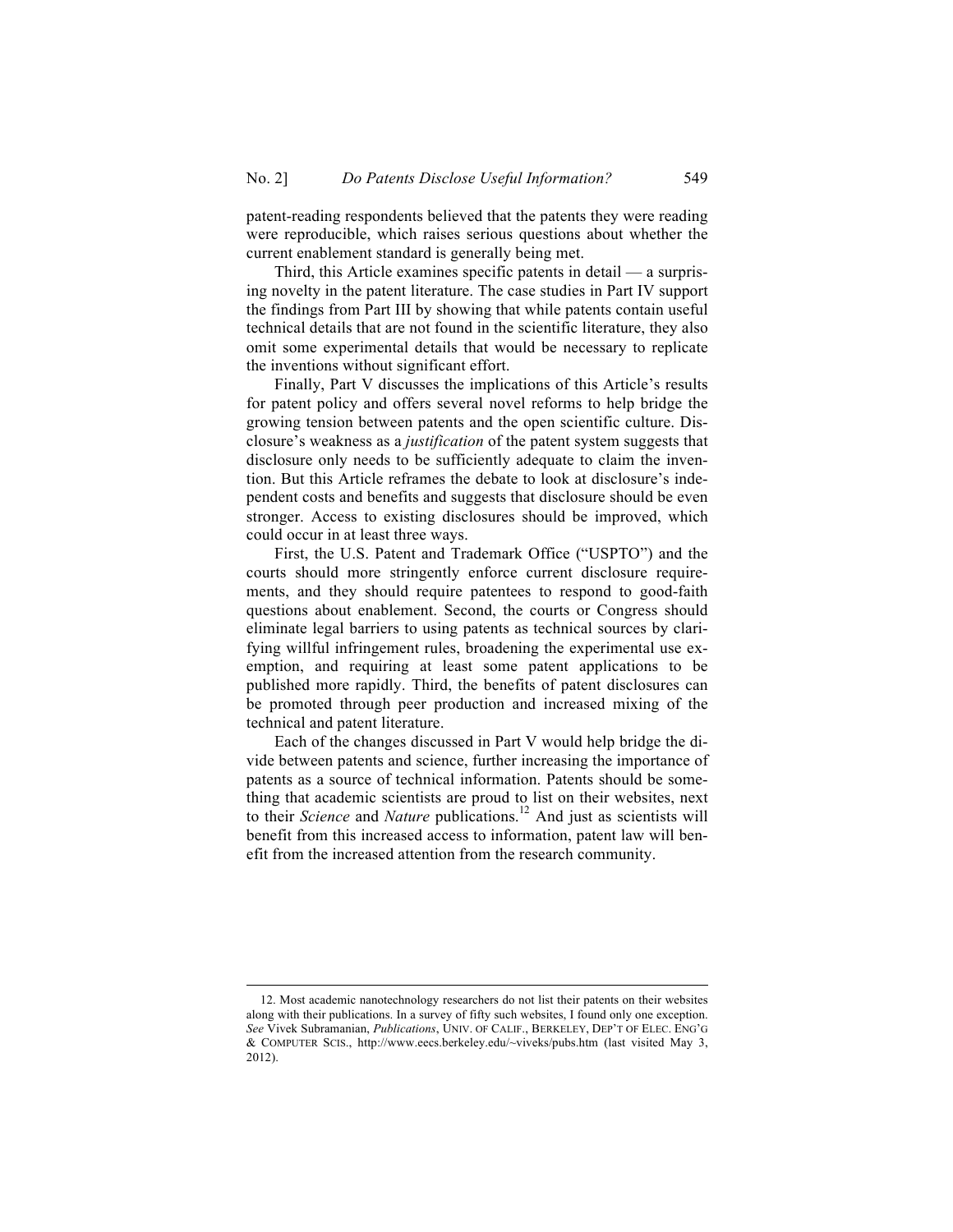patent-reading respondents believed that the patents they were reading were reproducible, which raises serious questions about whether the current enablement standard is generally being met.

Third, this Article examines specific patents in detail — a surprising novelty in the patent literature. The case studies in Part IV support the findings from Part III by showing that while patents contain useful technical details that are not found in the scientific literature, they also omit some experimental details that would be necessary to replicate the inventions without significant effort.

Finally, Part V discusses the implications of this Article's results for patent policy and offers several novel reforms to help bridge the growing tension between patents and the open scientific culture. Disclosure's weakness as a *justification* of the patent system suggests that disclosure only needs to be sufficiently adequate to claim the invention. But this Article reframes the debate to look at disclosure's independent costs and benefits and suggests that disclosure should be even stronger. Access to existing disclosures should be improved, which could occur in at least three ways.

First, the U.S. Patent and Trademark Office ("USPTO") and the courts should more stringently enforce current disclosure requirements, and they should require patentees to respond to good-faith questions about enablement. Second, the courts or Congress should eliminate legal barriers to using patents as technical sources by clarifying willful infringement rules, broadening the experimental use exemption, and requiring at least some patent applications to be published more rapidly. Third, the benefits of patent disclosures can be promoted through peer production and increased mixing of the technical and patent literature.

Each of the changes discussed in Part V would help bridge the divide between patents and science, further increasing the importance of patents as a source of technical information. Patents should be something that academic scientists are proud to list on their websites, next to their *Science* and *Nature* publications.[12] And just as scientists will benefit from this increased access to information, patent law will benefit from the increased attention from the research community.

---

12. Most academic nanotechnology researchers do not list their patents on their websites along with their publications. In a survey of fifty such websites, I found only one exception. *See* Vivek Subramanian, *Publications*, UNIV. OF CALIF., BERKELEY, DEP'T OF ELEC. ENG'G & COMPUTER SCIS., http://www.eecs.berkeley.edu/~viveks/pubs.htm (last visited May 3, 2012).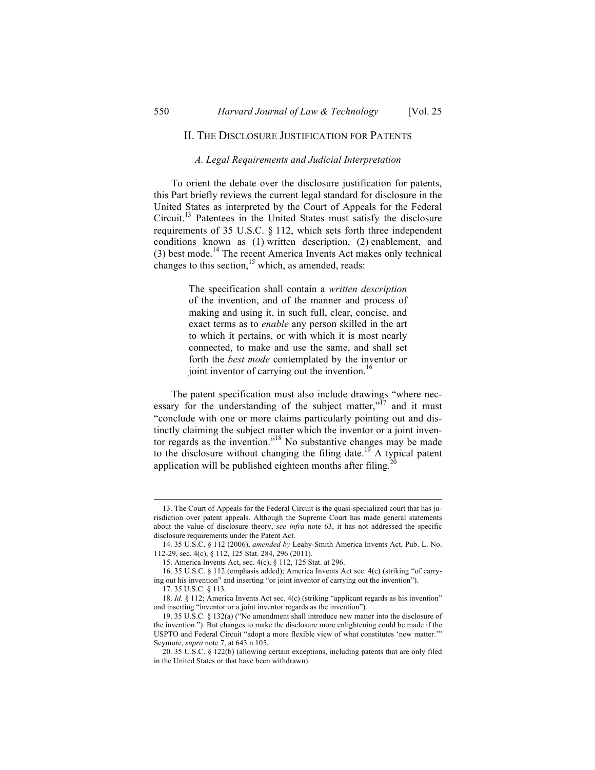## II. The Disclosure Justification for Patents

### *A. Legal Requirements and Judicial Interpretation*

To orient the debate over the disclosure justification for patents, this Part briefly reviews the current legal standard for disclosure in the United States as interpreted by the Court of Appeals for the Federal Circuit.[13] Patentees in the United States must satisfy the disclosure requirements of 35 U.S.C. § 112, which sets forth three independent conditions known as (1) written description, (2) enablement, and (3) best mode.[14] The recent America Invents Act makes only technical changes to this section,[15] which, as amended, reads:

> The specification shall contain a *written description* of the invention, and of the manner and process of making and using it, in such full, clear, concise, and exact terms as to *enable* any person skilled in the art to which it pertains, or with which it is most nearly connected, to make and use the same, and shall set forth the *best mode* contemplated by the inventor or joint inventor of carrying out the invention.[16]

The patent specification must also include drawings "where necessary for the understanding of the subject matter,"[17] and it must "conclude with one or more claims particularly pointing out and distinctly claiming the subject matter which the inventor or a joint inventor regards as the invention."[18] No substantive changes may be made to the disclosure without changing the filing date.[19] A typical patent application will be published eighteen months after filing.[20]

---

13. The Court of Appeals for the Federal Circuit is the quasi-specialized court that has jurisdiction over patent appeals. Although the Supreme Court has made general statements about the value of disclosure theory, *see infra* note 63, it has not addressed the specific disclosure requirements under the Patent Act.

14. 35 U.S.C. § 112 (2006), *amended by* Leahy-Smith America Invents Act, Pub. L. No. 112-29, sec. 4(c), § 112, 125 Stat. 284, 296 (2011).

15. America Invents Act, sec. 4(c), § 112, 125 Stat. at 296.

16. 35 U.S.C. § 112 (emphasis added); America Invents Act sec. 4(c) (striking "of carrying out his invention" and inserting "or joint inventor of carrying out the invention").

17. 35 U.S.C. § 113.

18. *Id.* § 112; America Invents Act sec. 4(c) (striking "applicant regards as his invention" and inserting "inventor or a joint inventor regards as the invention").

19. 35 U.S.C. § 132(a) ("No amendment shall introduce new matter into the disclosure of the invention."). But changes to make the disclosure more enlightening could be made if the USPTO and Federal Circuit "adopt a more flexible view of what constitutes 'new matter.'" Seymore, *supra* note 7, at 643 n.105.

20. 35 U.S.C. § 122(b) (allowing certain exceptions, including patents that are only filed in the United States or that have been withdrawn).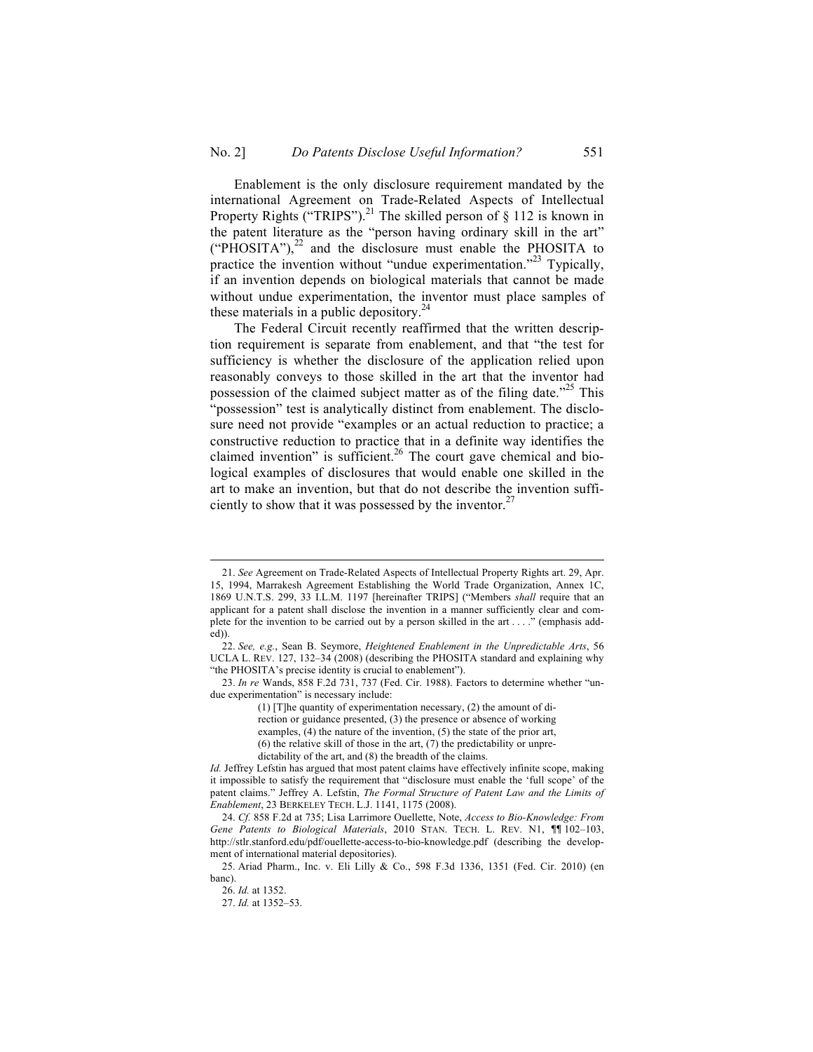Enablement is the only disclosure requirement mandated by the international Agreement on Trade-Related Aspects of Intellectual Property Rights ("TRIPS").[21] The skilled person of § 112 is known in the patent literature as the "person having ordinary skill in the art" ("PHOSITA"),[22] and the disclosure must enable the PHOSITA to practice the invention without "undue experimentation."[23] Typically, if an invention depends on biological materials that cannot be made without undue experimentation, the inventor must place samples of these materials in a public depository.[24]

The Federal Circuit recently reaffirmed that the written description requirement is separate from enablement, and that "the test for sufficiency is whether the disclosure of the application relied upon reasonably conveys to those skilled in the art that the inventor had possession of the claimed subject matter as of the filing date."[25] This "possession" test is analytically distinct from enablement. The disclosure need not provide "examples or an actual reduction to practice; a constructive reduction to practice that in a definite way identifies the claimed invention" is sufficient.[26] The court gave chemical and biological examples of disclosures that would enable one skilled in the art to make an invention, but that do not describe the invention sufficiently to show that it was possessed by the inventor.[27]

---

21. *See* Agreement on Trade-Related Aspects of Intellectual Property Rights art. 29, Apr. 15, 1994, Marrakesh Agreement Establishing the World Trade Organization, Annex 1C, 1869 U.N.T.S. 299, 33 I.L.M. 1197 [hereinafter TRIPS] ("Members *shall* require that an applicant for a patent shall disclose the invention in a manner sufficiently clear and complete for the invention to be carried out by a person skilled in the art . . . ." (emphasis added)).

22. *See, e.g.*, Sean B. Seymore, *Heightened Enablement in the Unpredictable Arts*, 56 UCLA L. REV. 127, 132–34 (2008) (describing the PHOSITA standard and explaining why "the PHOSITA's precise identity is crucial to enablement").

23. *In re* Wands, 858 F.2d 731, 737 (Fed. Cir. 1988). Factors to determine whether "undue experimentation" is necessary include:

> (1) [T]he quantity of experimentation necessary, (2) the amount of direction or guidance presented, (3) the presence or absence of working examples, (4) the nature of the invention, (5) the state of the prior art, (6) the relative skill of those in the art, (7) the predictability or unpredictability of the art, and (8) the breadth of the claims.

*Id.* Jeffrey Lefstin has argued that most patent claims have effectively infinite scope, making it impossible to satisfy the requirement that "disclosure must enable the 'full scope' of the patent claims." Jeffrey A. Lefstin, *The Formal Structure of Patent Law and the Limits of Enablement*, 23 BERKELEY TECH. L.J. 1141, 1175 (2008).

24. *Cf.* 858 F.2d at 735; Lisa Larrimore Ouellette, Note, *Access to Bio-Knowledge: From Gene Patents to Biological Materials*, 2010 STAN. TECH. L. REV. N1, ¶¶ 102–103, http://stlr.stanford.edu/pdf/ouellette-access-to-bio-knowledge.pdf (describing the development of international material depositories).

25. Ariad Pharm., Inc. v. Eli Lilly & Co., 598 F.3d 1336, 1351 (Fed. Cir. 2010) (en banc).

26. *Id.* at 1352.

27. *Id.* at 1352–53.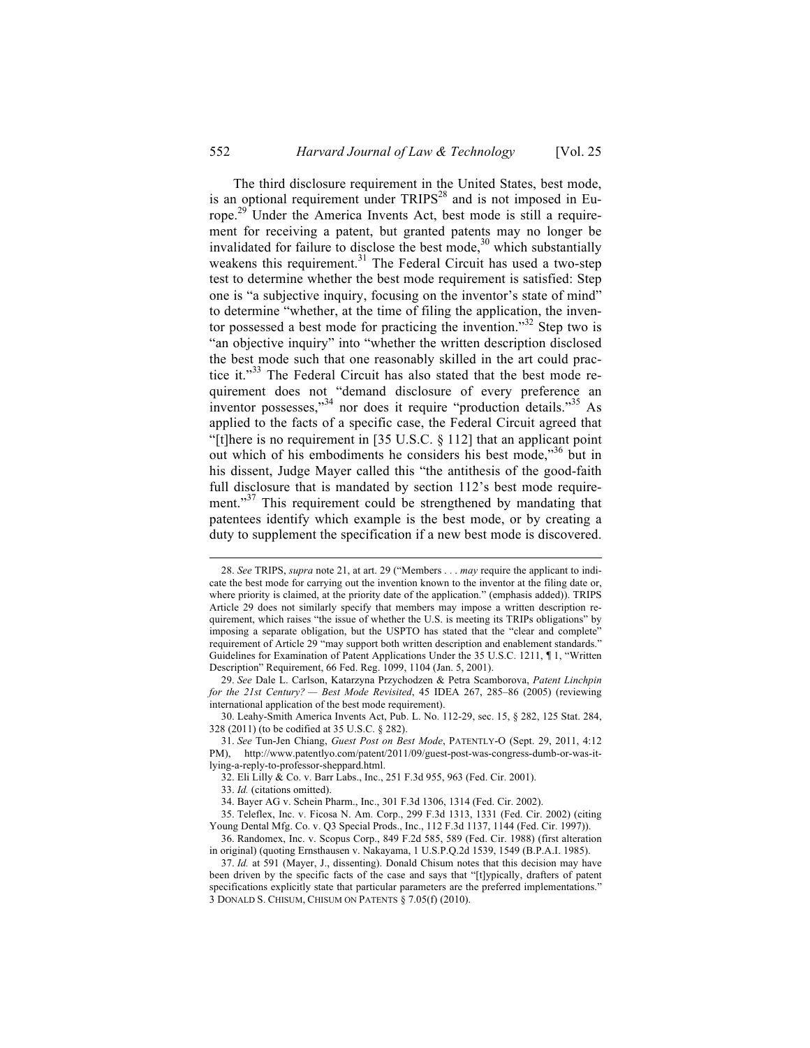The third disclosure requirement in the United States, best mode, is an optional requirement under TRIPS[28] and is not imposed in Europe.[29] Under the America Invents Act, best mode is still a requirement for receiving a patent, but granted patents may no longer be invalidated for failure to disclose the best mode,[30] which substantially weakens this requirement.[31] The Federal Circuit has used a two-step test to determine whether the best mode requirement is satisfied: Step one is "a subjective inquiry, focusing on the inventor's state of mind" to determine "whether, at the time of filing the application, the inventor possessed a best mode for practicing the invention."[32] Step two is "an objective inquiry" into "whether the written description disclosed the best mode such that one reasonably skilled in the art could practice it."[33] The Federal Circuit has also stated that the best mode requirement does not "demand disclosure of every preference an inventor possesses,"[34] nor does it require "production details."[35] As applied to the facts of a specific case, the Federal Circuit agreed that "[t]here is no requirement in [35 U.S.C. § 112] that an applicant point out which of his embodiments he considers his best mode,"[36] but in his dissent, Judge Mayer called this "the antithesis of the good-faith full disclosure that is mandated by section 112's best mode requirement."[37] This requirement could be strengthened by mandating that patentees identify which example is the best mode, or by creating a duty to supplement the specification if a new best mode is discovered.

---

28. *See* TRIPS, *supra* note 21, at art. 29 ("Members . . . *may* require the applicant to indicate the best mode for carrying out the invention known to the inventor at the filing date or, where priority is claimed, at the priority date of the application." (emphasis added)). TRIPS Article 29 does not similarly specify that members may impose a written description requirement, which raises "the issue of whether the U.S. is meeting its TRIPs obligations" by imposing a separate obligation, but the USPTO has stated that the "clear and complete" requirement of Article 29 "may support both written description and enablement standards." Guidelines for Examination of Patent Applications Under the 35 U.S.C. 1211, ¶ 1, "Written Description" Requirement, 66 Fed. Reg. 1099, 1104 (Jan. 5, 2001).

29. *See* Dale L. Carlson, Katarzyna Przychodzen & Petra Scamborova, *Patent Linchpin for the 21st Century? — Best Mode Revisited*, 45 IDEA 267, 285–86 (2005) (reviewing international application of the best mode requirement).

30. Leahy-Smith America Invents Act, Pub. L. No. 112-29, sec. 15, § 282, 125 Stat. 284, 328 (2011) (to be codified at 35 U.S.C. § 282).

31. *See* Tun-Jen Chiang, *Guest Post on Best Mode*, PATENTLY-O (Sept. 29, 2011, 4:12 PM), http://www.patentlyo.com/patent/2011/09/guest-post-was-congress-dumb-or-was-it-lying-a-reply-to-professor-sheppard.html.

32. Eli Lilly & Co. v. Barr Labs., Inc., 251 F.3d 955, 963 (Fed. Cir. 2001).

33. *Id.* (citations omitted).

34. Bayer AG v. Schein Pharm., Inc., 301 F.3d 1306, 1314 (Fed. Cir. 2002).

35. Teleflex, Inc. v. Ficosa N. Am. Corp., 299 F.3d 1313, 1331 (Fed. Cir. 2002) (citing Young Dental Mfg. Co. v. Q3 Special Prods., Inc., 112 F.3d 1137, 1144 (Fed. Cir. 1997)).

36. Randomex, Inc. v. Scopus Corp., 849 F.2d 585, 589 (Fed. Cir. 1988) (first alteration in original) (quoting Ernsthausen v. Nakayama, 1 U.S.P.Q.2d 1539, 1549 (B.P.A.I. 1985).

37. *Id.* at 591 (Mayer, J., dissenting). Donald Chisum notes that this decision may have been driven by the specific facts of the case and says that "[t]ypically, drafters of patent specifications explicitly state that particular parameters are the preferred implementations." 3 DONALD S. CHISUM, CHISUM ON PATENTS § 7.05(f) (2010).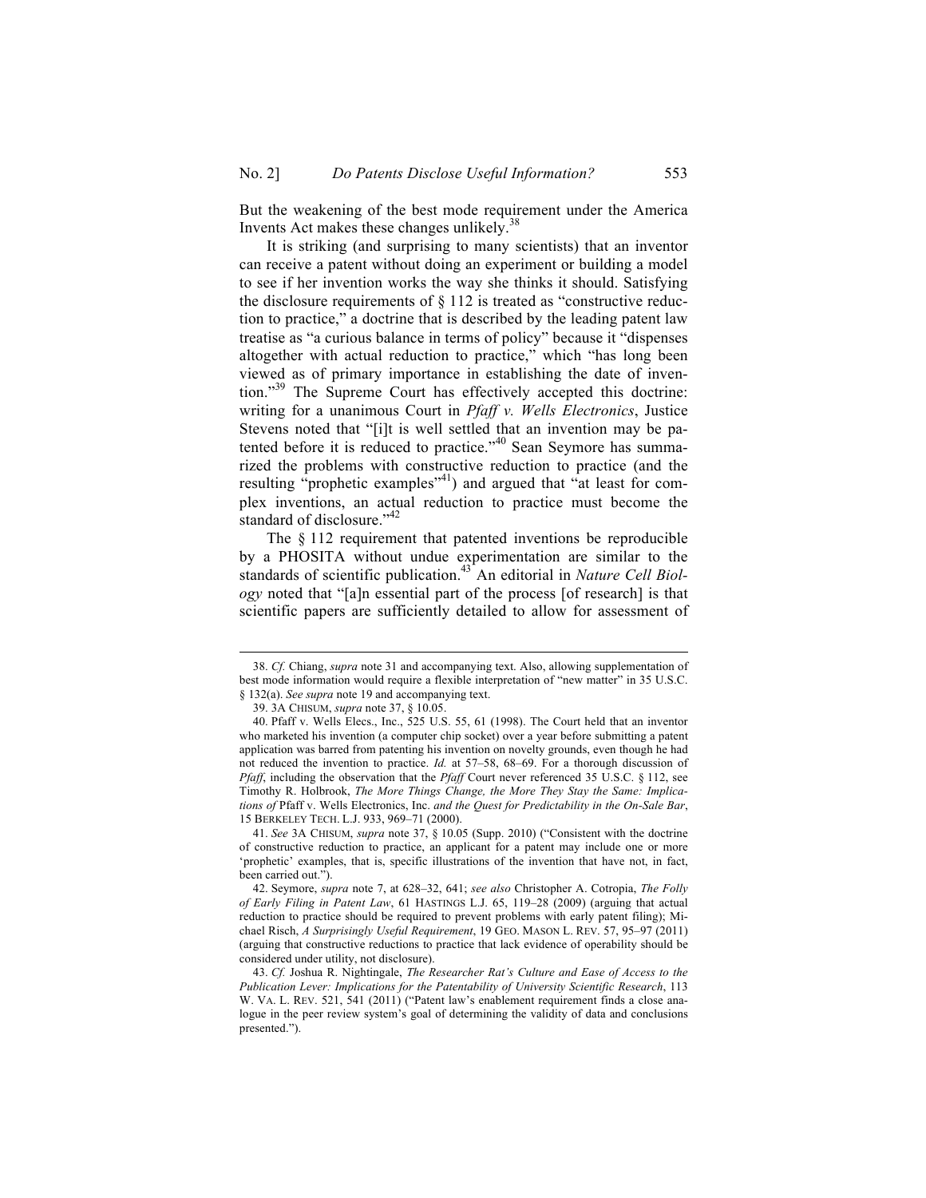But the weakening of the best mode requirement under the America Invents Act makes these changes unlikely.[38]

It is striking (and surprising to many scientists) that an inventor can receive a patent without doing an experiment or building a model to see if her invention works the way she thinks it should. Satisfying the disclosure requirements of § 112 is treated as "constructive reduction to practice," a doctrine that is described by the leading patent law treatise as "a curious balance in terms of policy" because it "dispenses altogether with actual reduction to practice," which "has long been viewed as of primary importance in establishing the date of invention."[39] The Supreme Court has effectively accepted this doctrine: writing for a unanimous Court in *Pfaff v. Wells Electronics*, Justice Stevens noted that "[i]t is well settled that an invention may be patented before it is reduced to practice."[40] Sean Seymore has summarized the problems with constructive reduction to practice (and the resulting "prophetic examples"[41]) and argued that "at least for complex inventions, an actual reduction to practice must become the standard of disclosure."[42]

The § 112 requirement that patented inventions be reproducible by a PHOSITA without undue experimentation are similar to the standards of scientific publication.[43] An editorial in *Nature Cell Biology* noted that "[a]n essential part of the process [of research] is that scientific papers are sufficiently detailed to allow for assessment of

---

38. *Cf.* Chiang, *supra* note 31 and accompanying text. Also, allowing supplementation of best mode information would require a flexible interpretation of "new matter" in 35 U.S.C. § 132(a). *See supra* note 19 and accompanying text.

39. 3A CHISUM, *supra* note 37, § 10.05.

40. Pfaff v. Wells Elecs., Inc., 525 U.S. 55, 61 (1998). The Court held that an inventor who marketed his invention (a computer chip socket) over a year before submitting a patent application was barred from patenting his invention on novelty grounds, even though he had not reduced the invention to practice. *Id.* at 57–58, 68–69. For a thorough discussion of *Pfaff*, including the observation that the *Pfaff* Court never referenced 35 U.S.C. § 112, see Timothy R. Holbrook, *The More Things Change, the More They Stay the Same: Implications of* Pfaff v. Wells Electronics, Inc. *and the Quest for Predictability in the On-Sale Bar*, 15 BERKELEY TECH. L.J. 933, 969–71 (2000).

41. *See* 3A CHISUM, *supra* note 37, § 10.05 (Supp. 2010) ("Consistent with the doctrine of constructive reduction to practice, an applicant for a patent may include one or more 'prophetic' examples, that is, specific illustrations of the invention that have not, in fact, been carried out.").

42. Seymore, *supra* note 7, at 628–32, 641; *see also* Christopher A. Cotropia, *The Folly of Early Filing in Patent Law*, 61 HASTINGS L.J. 65, 119–28 (2009) (arguing that actual reduction to practice should be required to prevent problems with early patent filing); Michael Risch, *A Surprisingly Useful Requirement*, 19 GEO. MASON L. REV. 57, 95–97 (2011) (arguing that constructive reductions to practice that lack evidence of operability should be considered under utility, not disclosure).

43. *Cf.* Joshua R. Nightingale, *The Researcher Rat's Culture and Ease of Access to the Publication Lever: Implications for the Patentability of University Scientific Research*, 113 W. VA. L. REV. 521, 541 (2011) ("Patent law's enablement requirement finds a close analogue in the peer review system's goal of determining the validity of data and conclusions presented.").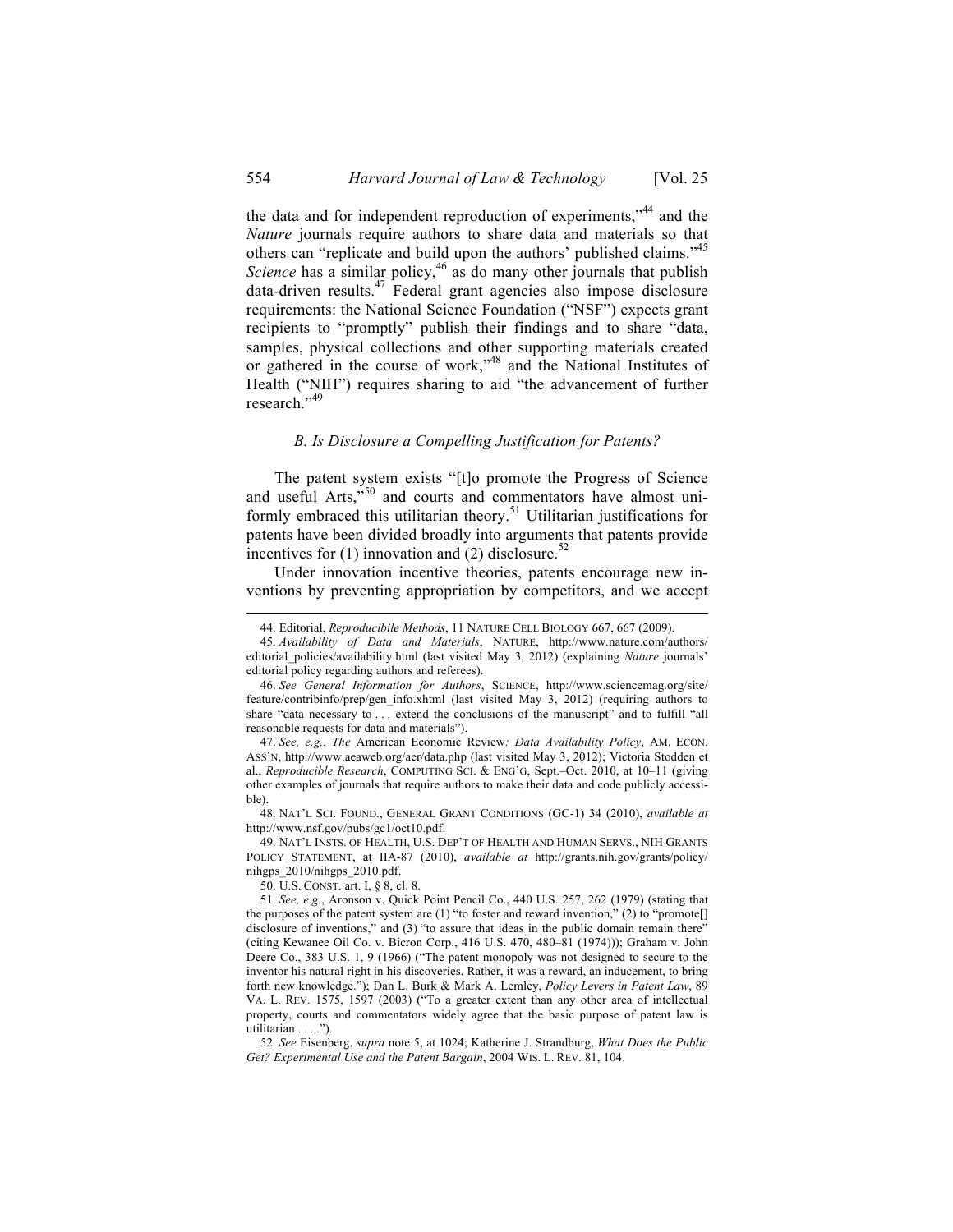the data and for independent reproduction of experiments,"[44] and the *Nature* journals require authors to share data and materials so that others can "replicate and build upon the authors' published claims."[45] *Science* has a similar policy,[46] as do many other journals that publish data-driven results.[47] Federal grant agencies also impose disclosure requirements: the National Science Foundation ("NSF") expects grant recipients to "promptly" publish their findings and to share "data, samples, physical collections and other supporting materials created or gathered in the course of work,"[48] and the National Institutes of Health ("NIH") requires sharing to aid "the advancement of further research."[49]

### *B. Is Disclosure a Compelling Justification for Patents?*

The patent system exists "[t]o promote the Progress of Science and useful Arts,"[50] and courts and commentators have almost uniformly embraced this utilitarian theory.[51] Utilitarian justifications for patents have been divided broadly into arguments that patents provide incentives for (1) innovation and (2) disclosure.[52]

Under innovation incentive theories, patents encourage new inventions by preventing appropriation by competitors, and we accept

---

44. Editorial, *Reproducibile Methods*, 11 NATURE CELL BIOLOGY 667, 667 (2009).

45. *Availability of Data and Materials*, NATURE, http://www.nature.com/authors/editorial_policies/availability.html (last visited May 3, 2012) (explaining *Nature* journals' editorial policy regarding authors and referees).

46. *See General Information for Authors*, SCIENCE, http://www.sciencemag.org/site/feature/contribinfo/prep/gen_info.xhtml (last visited May 3, 2012) (requiring authors to share "data necessary to . . . extend the conclusions of the manuscript" and to fulfill "all reasonable requests for data and materials").

47. *See, e.g.*, *The* American Economic Review*: Data Availability Policy*, AM. ECON. ASS'N, http://www.aeaweb.org/aer/data.php (last visited May 3, 2012); Victoria Stodden et al., *Reproducible Research*, COMPUTING SCI. & ENG'G, Sept.–Oct. 2010, at 10–11 (giving other examples of journals that require authors to make their data and code publicly accessible).

48. NAT'L SCI. FOUND., GENERAL GRANT CONDITIONS (GC-1) 34 (2010), *available at* http://www.nsf.gov/pubs/gc1/oct10.pdf.

49. NAT'L INSTS. OF HEALTH, U.S. DEP'T OF HEALTH AND HUMAN SERVS., NIH GRANTS POLICY STATEMENT, at IIA-87 (2010), *available at* http://grants.nih.gov/grants/policy/nihgps_2010/nihgps_2010.pdf.

50. U.S. CONST. art. I, § 8, cl. 8.

51. *See, e.g.*, Aronson v. Quick Point Pencil Co., 440 U.S. 257, 262 (1979) (stating that the purposes of the patent system are (1) "to foster and reward invention," (2) to "promote[] disclosure of inventions," and (3) "to assure that ideas in the public domain remain there" (citing Kewanee Oil Co. v. Bicron Corp., 416 U.S. 470, 480–81 (1974))); Graham v. John Deere Co., 383 U.S. 1, 9 (1966) ("The patent monopoly was not designed to secure to the inventor his natural right in his discoveries. Rather, it was a reward, an inducement, to bring forth new knowledge."); Dan L. Burk & Mark A. Lemley, *Policy Levers in Patent Law*, 89 VA. L. REV. 1575, 1597 (2003) ("To a greater extent than any other area of intellectual property, courts and commentators widely agree that the basic purpose of patent law is utilitarian . . . .").

52. *See* Eisenberg, *supra* note 5, at 1024; Katherine J. Strandburg, *What Does the Public Get? Experimental Use and the Patent Bargain*, 2004 WIS. L. REV. 81, 104.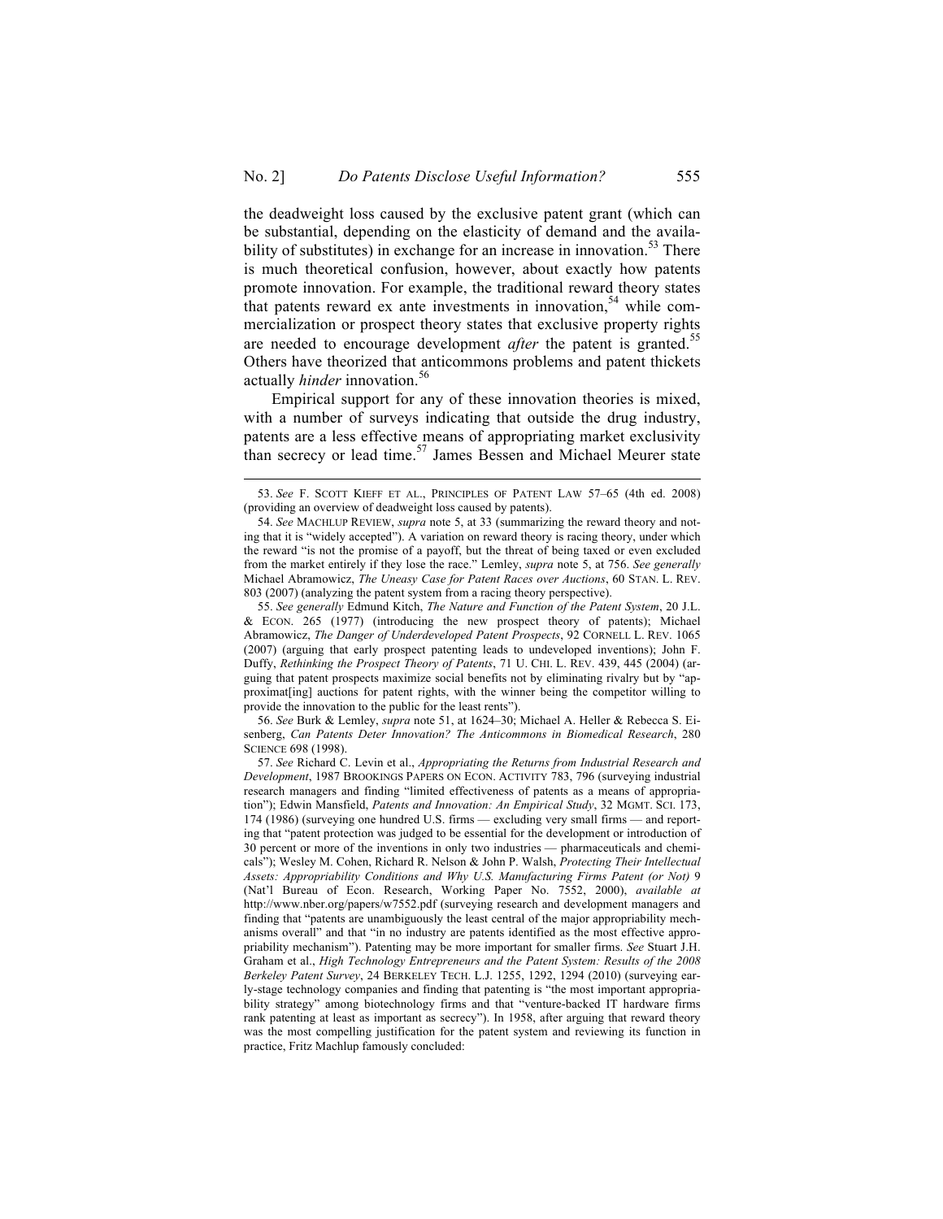the deadweight loss caused by the exclusive patent grant (which can be substantial, depending on the elasticity of demand and the availability of substitutes) in exchange for an increase in innovation.[53] There is much theoretical confusion, however, about exactly how patents promote innovation. For example, the traditional reward theory states that patents reward ex ante investments in innovation,[54] while commercialization or prospect theory states that exclusive property rights are needed to encourage development *after* the patent is granted.[55] Others have theorized that anticommons problems and patent thickets actually *hinder* innovation.[56]

Empirical support for any of these innovation theories is mixed, with a number of surveys indicating that outside the drug industry, patents are a less effective means of appropriating market exclusivity than secrecy or lead time.[57] James Bessen and Michael Meurer state

---

53. *See* F. SCOTT KIEFF ET AL., PRINCIPLES OF PATENT LAW 57–65 (4th ed. 2008) (providing an overview of deadweight loss caused by patents).

54. *See* MACHLUP REVIEW, *supra* note 5, at 33 (summarizing the reward theory and noting that it is "widely accepted"). A variation on reward theory is racing theory, under which the reward "is not the promise of a payoff, but the threat of being taxed or even excluded from the market entirely if they lose the race." Lemley, *supra* note 5, at 756. *See generally* Michael Abramowicz, *The Uneasy Case for Patent Races over Auctions*, 60 STAN. L. REV. 803 (2007) (analyzing the patent system from a racing theory perspective).

55. *See generally* Edmund Kitch, *The Nature and Function of the Patent System*, 20 J.L. & ECON. 265 (1977) (introducing the new prospect theory of patents); Michael Abramowicz, *The Danger of Underdeveloped Patent Prospects*, 92 CORNELL L. REV. 1065 (2007) (arguing that early prospect patenting leads to undeveloped inventions); John F. Duffy, *Rethinking the Prospect Theory of Patents*, 71 U. CHI. L. REV. 439, 445 (2004) (arguing that patent prospects maximize social benefits not by eliminating rivalry but by "approximat[ing] auctions for patent rights, with the winner being the competitor willing to provide the innovation to the public for the least rents").

56. *See* Burk & Lemley, *supra* note 51, at 1624–30; Michael A. Heller & Rebecca S. Eisenberg, *Can Patents Deter Innovation? The Anticommons in Biomedical Research*, 280 SCIENCE 698 (1998).

57. *See* Richard C. Levin et al., *Appropriating the Returns from Industrial Research and Development*, 1987 BROOKINGS PAPERS ON ECON. ACTIVITY 783, 796 (surveying industrial research managers and finding "limited effectiveness of patents as a means of appropriation"); Edwin Mansfield, *Patents and Innovation: An Empirical Study*, 32 MGMT. SCI. 173, 174 (1986) (surveying one hundred U.S. firms — excluding very small firms — and reporting that "patent protection was judged to be essential for the development or introduction of 30 percent or more of the inventions in only two industries — pharmaceuticals and chemicals"); Wesley M. Cohen, Richard R. Nelson & John P. Walsh, *Protecting Their Intellectual Assets: Appropriability Conditions and Why U.S. Manufacturing Firms Patent (or Not)* 9 (Nat'l Bureau of Econ. Research, Working Paper No. 7552, 2000), *available at* http://www.nber.org/papers/w7552.pdf (surveying research and development managers and finding that "patents are unambiguously the least central of the major appropriability mechanisms overall" and that "in no industry are patents identified as the most effective appropriability mechanism"). Patenting may be more important for smaller firms. *See* Stuart J.H. Graham et al., *High Technology Entrepreneurs and the Patent System: Results of the 2008 Berkeley Patent Survey*, 24 BERKELEY TECH. L.J. 1255, 1292, 1294 (2010) (surveying early-stage technology companies and finding that patenting is "the most important appropriability strategy" among biotechnology firms and that "venture-backed IT hardware firms rank patenting at least as important as secrecy"). In 1958, after arguing that reward theory was the most compelling justification for the patent system and reviewing its function in practice, Fritz Machlup famously concluded: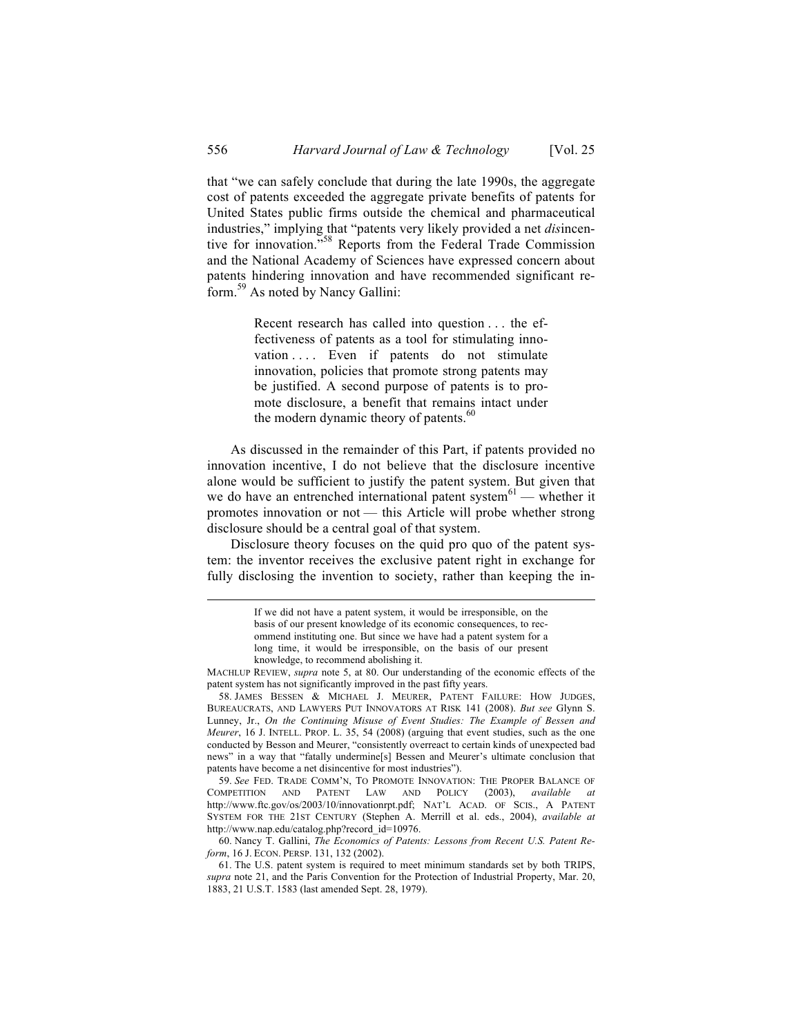that "we can safely conclude that during the late 1990s, the aggregate cost of patents exceeded the aggregate private benefits of patents for United States public firms outside the chemical and pharmaceutical industries," implying that "patents very likely provided a net *dis*incentive for innovation."[58] Reports from the Federal Trade Commission and the National Academy of Sciences have expressed concern about patents hindering innovation and have recommended significant reform.[59] As noted by Nancy Gallini:

> Recent research has called into question . . . the effectiveness of patents as a tool for stimulating innovation . . . . Even if patents do not stimulate innovation, policies that promote strong patents may be justified. A second purpose of patents is to promote disclosure, a benefit that remains intact under the modern dynamic theory of patents.[60]

As discussed in the remainder of this Part, if patents provided no innovation incentive, I do not believe that the disclosure incentive alone would be sufficient to justify the patent system. But given that we do have an entrenched international patent system[61] — whether it promotes innovation or not — this Article will probe whether strong disclosure should be a central goal of that system.

Disclosure theory focuses on the quid pro quo of the patent system: the inventor receives the exclusive patent right in exchange for fully disclosing the invention to society, rather than keeping the in-

---

> If we did not have a patent system, it would be irresponsible, on the basis of our present knowledge of its economic consequences, to recommend instituting one. But since we have had a patent system for a long time, it would be irresponsible, on the basis of our present knowledge, to recommend abolishing it.

MACHLUP REVIEW, *supra* note 5, at 80. Our understanding of the economic effects of the patent system has not significantly improved in the past fifty years.

58. JAMES BESSEN & MICHAEL J. MEURER, PATENT FAILURE: HOW JUDGES, BUREAUCRATS, AND LAWYERS PUT INNOVATORS AT RISK 141 (2008). *But see* Glynn S. Lunney, Jr., *On the Continuing Misuse of Event Studies: The Example of Bessen and Meurer*, 16 J. INTELL. PROP. L. 35, 54 (2008) (arguing that event studies, such as the one conducted by Besson and Meurer, "consistently overreact to certain kinds of unexpected bad news" in a way that "fatally undermine[s] Bessen and Meurer's ultimate conclusion that patents have become a net disincentive for most industries").

59. *See* FED. TRADE COMM'N, TO PROMOTE INNOVATION: THE PROPER BALANCE OF COMPETITION AND PATENT LAW AND POLICY (2003), *available at* http://www.ftc.gov/os/2003/10/innovationrpt.pdf; NAT'L ACAD. OF SCIS., A PATENT SYSTEM FOR THE 21ST CENTURY (Stephen A. Merrill et al. eds., 2004), *available at* http://www.nap.edu/catalog.php?record_id=10976.

60. Nancy T. Gallini, *The Economics of Patents: Lessons from Recent U.S. Patent Reform*, 16 J. ECON. PERSP. 131, 132 (2002).

61. The U.S. patent system is required to meet minimum standards set by both TRIPS, *supra* note 21, and the Paris Convention for the Protection of Industrial Property, Mar. 20, 1883, 21 U.S.T. 1583 (last amended Sept. 28, 1979).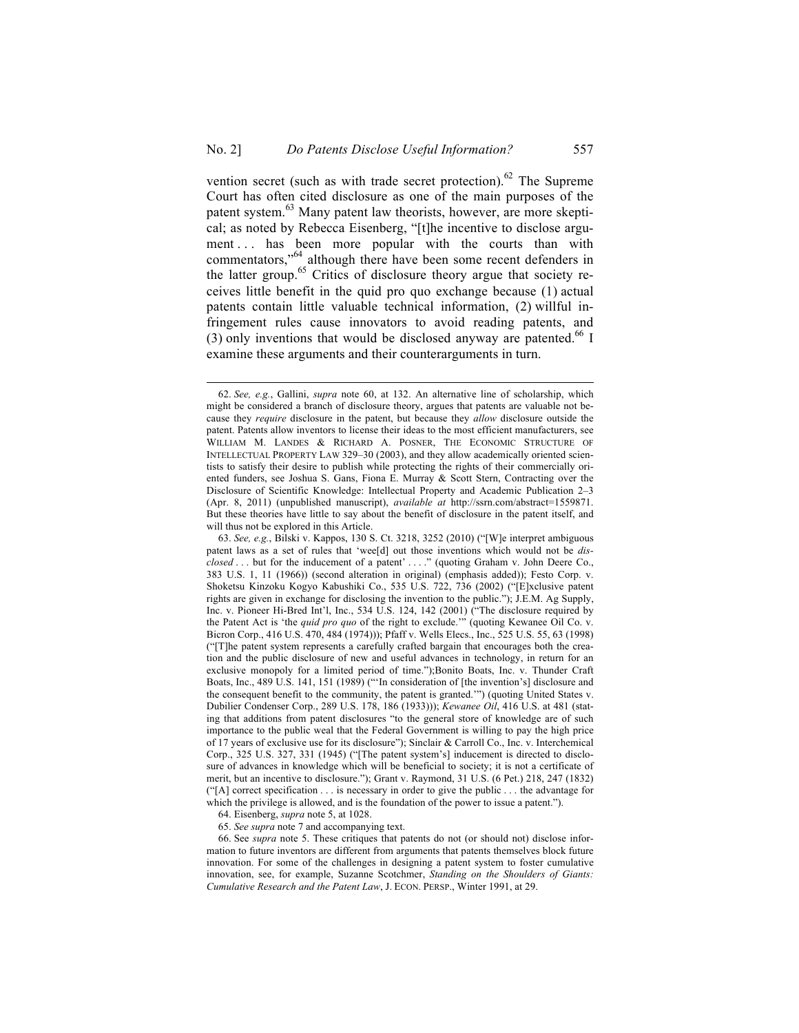vention secret (such as with trade secret protection).[62] The Supreme Court has often cited disclosure as one of the main purposes of the patent system.[63] Many patent law theorists, however, are more skeptical; as noted by Rebecca Eisenberg, "[t]he incentive to disclose argument . . . has been more popular with the courts than with commentators,"[64] although there have been some recent defenders in the latter group.[65] Critics of disclosure theory argue that society receives little benefit in the quid pro quo exchange because (1) actual patents contain little valuable technical information, (2) willful infringement rules cause innovators to avoid reading patents, and (3) only inventions that would be disclosed anyway are patented.[66] I examine these arguments and their counterarguments in turn.

---

62. *See, e.g.*, Gallini, *supra* note 60, at 132. An alternative line of scholarship, which might be considered a branch of disclosure theory, argues that patents are valuable not because they *require* disclosure in the patent, but because they *allow* disclosure outside the patent. Patents allow inventors to license their ideas to the most efficient manufacturers, see WILLIAM M. LANDES & RICHARD A. POSNER, THE ECONOMIC STRUCTURE OF INTELLECTUAL PROPERTY LAW 329–30 (2003), and they allow academically oriented scientists to satisfy their desire to publish while protecting the rights of their commercially oriented funders, see Joshua S. Gans, Fiona E. Murray & Scott Stern, Contracting over the Disclosure of Scientific Knowledge: Intellectual Property and Academic Publication 2–3 (Apr. 8, 2011) (unpublished manuscript), *available at* http://ssrn.com/abstract=1559871. But these theories have little to say about the benefit of disclosure in the patent itself, and will thus not be explored in this Article.

63. *See, e.g.*, Bilski v. Kappos, 130 S. Ct. 3218, 3252 (2010) ("[W]e interpret ambiguous patent laws as a set of rules that 'wee[d] out those inventions which would not be *disclosed* . . . but for the inducement of a patent' . . . ." (quoting Graham v. John Deere Co., 383 U.S. 1, 11 (1966)) (second alteration in original) (emphasis added)); Festo Corp. v. Shoketsu Kinzoku Kogyo Kabushiki Co., 535 U.S. 722, 736 (2002) ("[E]xclusive patent rights are given in exchange for disclosing the invention to the public."); J.E.M. Ag Supply, Inc. v. Pioneer Hi-Bred Int'l, Inc., 534 U.S. 124, 142 (2001) ("The disclosure required by the Patent Act is 'the *quid pro quo* of the right to exclude.'" (quoting Kewanee Oil Co. v. Bicron Corp., 416 U.S. 470, 484 (1974))); Pfaff v. Wells Elecs., Inc., 525 U.S. 55, 63 (1998) ("[T]he patent system represents a carefully crafted bargain that encourages both the creation and the public disclosure of new and useful advances in technology, in return for an exclusive monopoly for a limited period of time.");Bonito Boats, Inc. v. Thunder Craft Boats, Inc., 489 U.S. 141, 151 (1989) ("'In consideration of [the invention's] disclosure and the consequent benefit to the community, the patent is granted.'") (quoting United States v. Dubilier Condenser Corp., 289 U.S. 178, 186 (1933))); *Kewanee Oil*, 416 U.S. at 481 (stating that additions from patent disclosures "to the general store of knowledge are of such importance to the public weal that the Federal Government is willing to pay the high price of 17 years of exclusive use for its disclosure"); Sinclair & Carroll Co., Inc. v. Interchemical Corp., 325 U.S. 327, 331 (1945) ("[The patent system's] inducement is directed to disclosure of advances in knowledge which will be beneficial to society; it is not a certificate of merit, but an incentive to disclosure."); Grant v. Raymond, 31 U.S. (6 Pet.) 218, 247 (1832) ("[A] correct specification . . . is necessary in order to give the public . . . the advantage for which the privilege is allowed, and is the foundation of the power to issue a patent.").

64. Eisenberg, *supra* note 5, at 1028.

65. *See supra* note 7 and accompanying text.

66. See *supra* note 5. These critiques that patents do not (or should not) disclose information to future inventors are different from arguments that patents themselves block future innovation. For some of the challenges in designing a patent system to foster cumulative innovation, see, for example, Suzanne Scotchmer, *Standing on the Shoulders of Giants: Cumulative Research and the Patent Law*, J. ECON. PERSP., Winter 1991, at 29.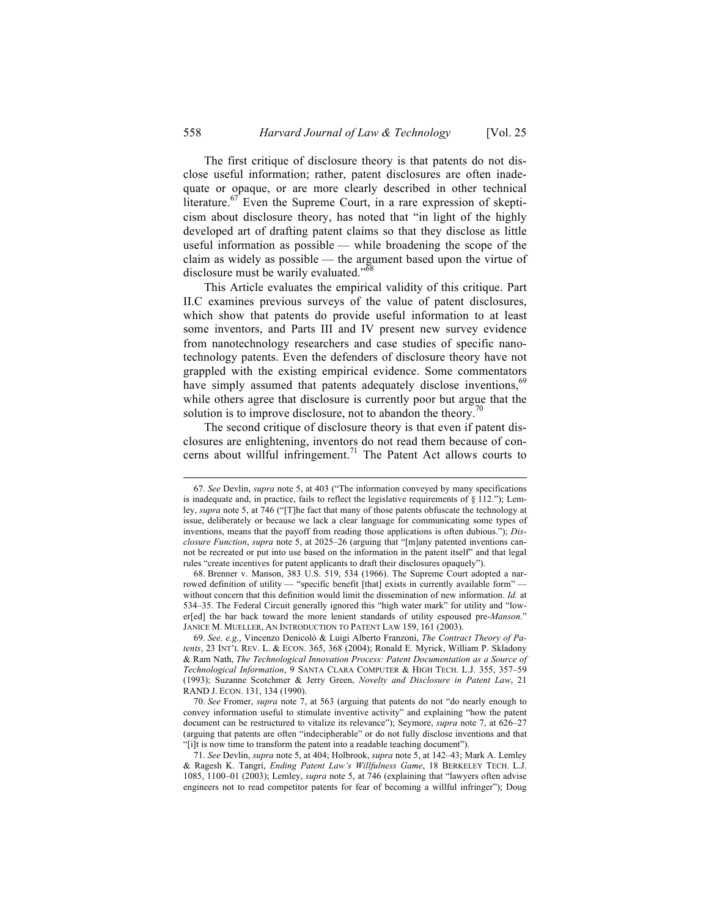The first critique of disclosure theory is that patents do not disclose useful information; rather, patent disclosures are often inadequate or opaque, or are more clearly described in other technical literature.[67] Even the Supreme Court, in a rare expression of skepticism about disclosure theory, has noted that "in light of the highly developed art of drafting patent claims so that they disclose as little useful information as possible — while broadening the scope of the claim as widely as possible — the argument based upon the virtue of disclosure must be warily evaluated."[68]

This Article evaluates the empirical validity of this critique. Part II.C examines previous surveys of the value of patent disclosures, which show that patents do provide useful information to at least some inventors, and Parts III and IV present new survey evidence from nanotechnology researchers and case studies of specific nanotechnology patents. Even the defenders of disclosure theory have not grappled with the existing empirical evidence. Some commentators have simply assumed that patents adequately disclose inventions,[69] while others agree that disclosure is currently poor but argue that the solution is to improve disclosure, not to abandon the theory.[70]

The second critique of disclosure theory is that even if patent disclosures are enlightening, inventors do not read them because of concerns about willful infringement.[71] The Patent Act allows courts to

---

67. *See* Devlin, *supra* note 5, at 403 ("The information conveyed by many specifications is inadequate and, in practice, fails to reflect the legislative requirements of § 112."); Lemley, *supra* note 5, at 746 ("[T]he fact that many of those patents obfuscate the technology at issue, deliberately or because we lack a clear language for communicating some types of inventions, means that the payoff from reading those applications is often dubious."); *Disclosure Function*, *supra* note 5, at 2025–26 (arguing that "[m]any patented inventions cannot be recreated or put into use based on the information in the patent itself" and that legal rules "create incentives for patent applicants to draft their disclosures opaquely").

68. Brenner v. Manson, 383 U.S. 519, 534 (1966). The Supreme Court adopted a narrowed definition of utility — "specific benefit [that] exists in currently available form" — without concern that this definition would limit the dissemination of new information. *Id.* at 534–35. The Federal Circuit generally ignored this "high water mark" for utility and "lower[ed] the bar back toward the more lenient standards of utility espoused pre-*Manson*." JANICE M. MUELLER, AN INTRODUCTION TO PATENT LAW 159, 161 (2003).

69. *See, e.g.*, Vincenzo Denicolò & Luigi Alberto Franzoni, *The Contract Theory of Patents*, 23 INT'L REV. L. & ECON. 365, 368 (2004); Ronald E. Myrick, William P. Skladony & Ram Nath, *The Technological Innovation Process: Patent Documentation as a Source of Technological Information*, 9 SANTA CLARA COMPUTER & HIGH TECH. L.J. 355, 357–59 (1993); Suzanne Scotchmer & Jerry Green, *Novelty and Disclosure in Patent Law*, 21 RAND J. ECON. 131, 134 (1990).

70. *See* Fromer, *supra* note 7, at 563 (arguing that patents do not "do nearly enough to convey information useful to stimulate inventive activity" and explaining "how the patent document can be restructured to vitalize its relevance"); Seymore, *supra* note 7, at 626–27 (arguing that patents are often "indecipherable" or do not fully disclose inventions and that "[i]t is now time to transform the patent into a readable teaching document").

71. *See* Devlin, *supra* note 5, at 404; Holbrook, *supra* note 5, at 142–43; Mark A. Lemley & Ragesh K. Tangri, *Ending Patent Law's Willfulness Game*, 18 BERKELEY TECH. L.J. 1085, 1100–01 (2003); Lemley, *supra* note 5, at 746 (explaining that "lawyers often advise engineers not to read competitor patents for fear of becoming a willful infringer"); Doug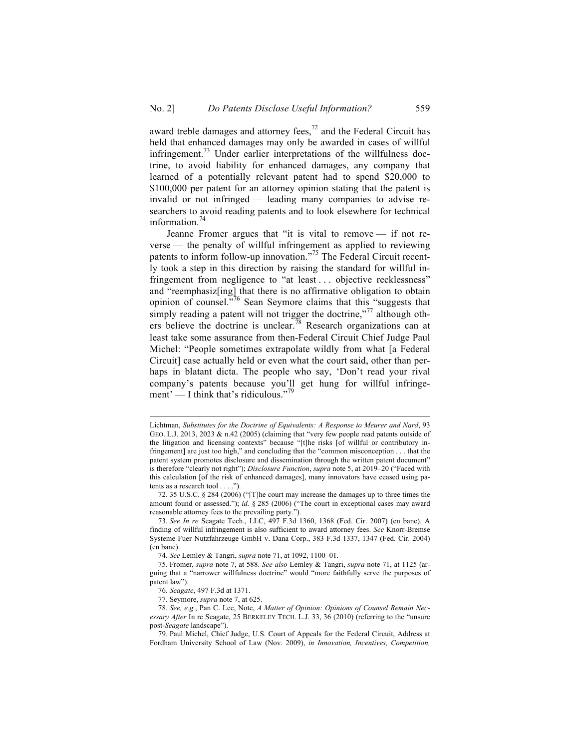award treble damages and attorney fees,[72] and the Federal Circuit has held that enhanced damages may only be awarded in cases of willful infringement.[73] Under earlier interpretations of the willfulness doctrine, to avoid liability for enhanced damages, any company that learned of a potentially relevant patent had to spend \$20,000 to \$100,000 per patent for an attorney opinion stating that the patent is invalid or not infringed — leading many companies to advise researchers to avoid reading patents and to look elsewhere for technical information.[74]

Jeanne Fromer argues that "it is vital to remove — if not reverse — the penalty of willful infringement as applied to reviewing patents to inform follow-up innovation."[75] The Federal Circuit recently took a step in this direction by raising the standard for willful infringement from negligence to "at least . . . objective recklessness" and "reemphasiz[ing] that there is no affirmative obligation to obtain opinion of counsel."[76] Sean Seymore claims that this "suggests that simply reading a patent will not trigger the doctrine,"[77] although others believe the doctrine is unclear.[78] Research organizations can at least take some assurance from then-Federal Circuit Chief Judge Paul Michel: "People sometimes extrapolate wildly from what [a Federal Circuit] case actually held or even what the court said, other than perhaps in blatant dicta. The people who say, 'Don't read your rival company's patents because you'll get hung for willful infringement' — I think that's ridiculous."[79]

---

Lichtman, *Substitutes for the Doctrine of Equivalents: A Response to Meurer and Nard*, 93 GEO. L.J. 2013, 2023 & n.42 (2005) (claiming that "very few people read patents outside of the litigation and licensing contexts" because "[t]he risks [of willful or contributory infringement] are just too high," and concluding that the "common misconception . . . that the patent system promotes disclosure and dissemination through the written patent document" is therefore "clearly not right"); *Disclosure Function*, *supra* note 5, at 2019–20 ("Faced with this calculation [of the risk of enhanced damages], many innovators have ceased using patents as a research tool . . . .").

72. 35 U.S.C. § 284 (2006) ("[T]he court may increase the damages up to three times the amount found or assessed."); *id.* § 285 (2006) ("The court in exceptional cases may award reasonable attorney fees to the prevailing party.").

73. *See In re* Seagate Tech., LLC, 497 F.3d 1360, 1368 (Fed. Cir. 2007) (en banc). A finding of willful infringement is also sufficient to award attorney fees. *See* Knorr-Bremse Systeme Fuer Nutzfahrzeuge GmbH v. Dana Corp., 383 F.3d 1337, 1347 (Fed. Cir. 2004) (en banc).

74. *See* Lemley & Tangri, *supra* note 71, at 1092, 1100–01.

75. Fromer, *supra* note 7, at 588. *See also* Lemley & Tangri, *supra* note 71, at 1125 (arguing that a "narrower willfulness doctrine" would "more faithfully serve the purposes of patent law").

76. *Seagate*, 497 F.3d at 1371.

77. Seymore, *supra* note 7, at 625.

78. *See, e.g.*, Pan C. Lee, Note, *A Matter of Opinion: Opinions of Counsel Remain Necessary After* In re Seagate, 25 BERKELEY TECH. L.J. 33, 36 (2010) (referring to the "unsure post-*Seagate* landscape").

79. Paul Michel, Chief Judge, U.S. Court of Appeals for the Federal Circuit, Address at Fordham University School of Law (Nov. 2009), *in Innovation, Incentives, Competition,*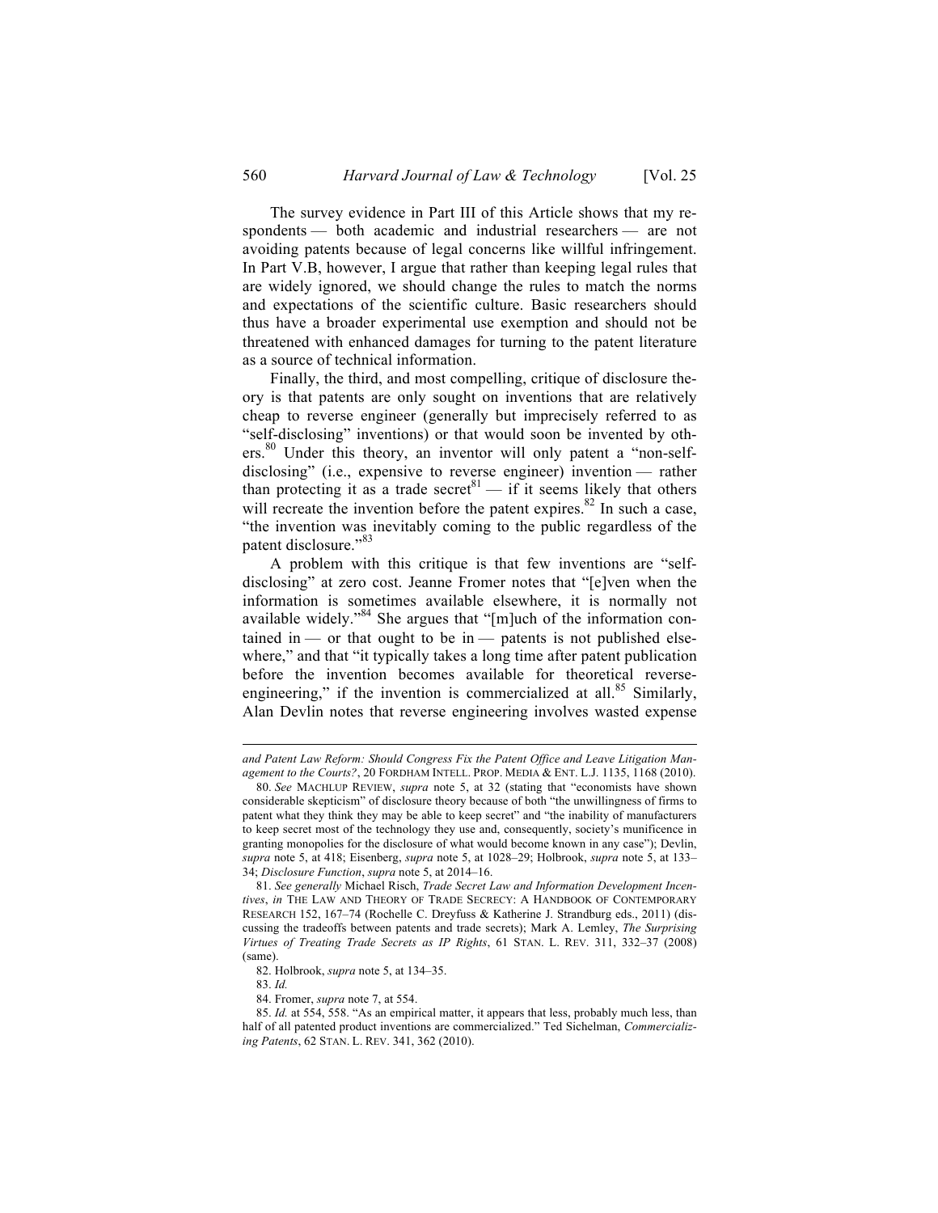The survey evidence in Part III of this Article shows that my respondents — both academic and industrial researchers — are not avoiding patents because of legal concerns like willful infringement. In Part V.B, however, I argue that rather than keeping legal rules that are widely ignored, we should change the rules to match the norms and expectations of the scientific culture. Basic researchers should thus have a broader experimental use exemption and should not be threatened with enhanced damages for turning to the patent literature as a source of technical information.

Finally, the third, and most compelling, critique of disclosure theory is that patents are only sought on inventions that are relatively cheap to reverse engineer (generally but imprecisely referred to as "self-disclosing" inventions) or that would soon be invented by others.[80] Under this theory, an inventor will only patent a "non-self-disclosing" (i.e., expensive to reverse engineer) invention — rather than protecting it as a trade secret[81] — if it seems likely that others will recreate the invention before the patent expires.[82] In such a case, "the invention was inevitably coming to the public regardless of the patent disclosure."[83]

A problem with this critique is that few inventions are "self-disclosing" at zero cost. Jeanne Fromer notes that "[e]ven when the information is sometimes available elsewhere, it is normally not available widely."[84] She argues that "[m]uch of the information contained in — or that ought to be in — patents is not published elsewhere," and that "it typically takes a long time after patent publication before the invention becomes available for theoretical reverse-engineering," if the invention is commercialized at all.[85] Similarly, Alan Devlin notes that reverse engineering involves wasted expense

---

*and Patent Law Reform: Should Congress Fix the Patent Office and Leave Litigation Management to the Courts?*, 20 FORDHAM INTELL. PROP. MEDIA & ENT. L.J. 1135, 1168 (2010).

80. *See* MACHLUP REVIEW, *supra* note 5, at 32 (stating that "economists have shown considerable skepticism" of disclosure theory because of both "the unwillingness of firms to patent what they think they may be able to keep secret" and "the inability of manufacturers to keep secret most of the technology they use and, consequently, society's munificence in granting monopolies for the disclosure of what would become known in any case"); Devlin, *supra* note 5, at 418; Eisenberg, *supra* note 5, at 1028–29; Holbrook, *supra* note 5, at 133–34; *Disclosure Function*, *supra* note 5, at 2014–16.

81. *See generally* Michael Risch, *Trade Secret Law and Information Development Incentives*, *in* THE LAW AND THEORY OF TRADE SECRECY: A HANDBOOK OF CONTEMPORARY RESEARCH 152, 167–74 (Rochelle C. Dreyfuss & Katherine J. Strandburg eds., 2011) (discussing the tradeoffs between patents and trade secrets); Mark A. Lemley, *The Surprising Virtues of Treating Trade Secrets as IP Rights*, 61 STAN. L. REV. 311, 332–37 (2008) (same).

82. Holbrook, *supra* note 5, at 134–35.

83. *Id.*

84. Fromer, *supra* note 7, at 554.

85. *Id.* at 554, 558. "As an empirical matter, it appears that less, probably much less, than half of all patented product inventions are commercialized." Ted Sichelman, *Commercializing Patents*, 62 STAN. L. REV. 341, 362 (2010).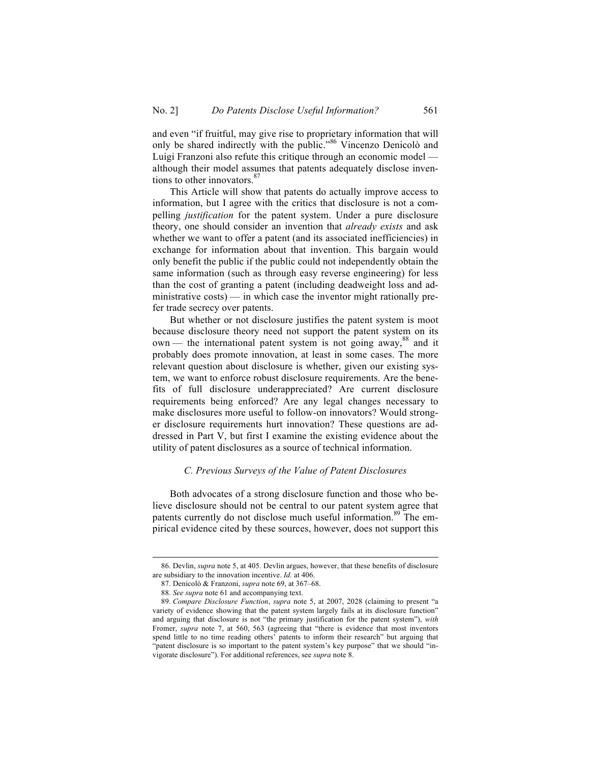and even "if fruitful, may give rise to proprietary information that will only be shared indirectly with the public."[86] Vincenzo Denicolò and Luigi Franzoni also refute this critique through an economic model — although their model assumes that patents adequately disclose inventions to other innovators.[87]

This Article will show that patents do actually improve access to information, but I agree with the critics that disclosure is not a compelling *justification* for the patent system. Under a pure disclosure theory, one should consider an invention that *already exists* and ask whether we want to offer a patent (and its associated inefficiencies) in exchange for information about that invention. This bargain would only benefit the public if the public could not independently obtain the same information (such as through easy reverse engineering) for less than the cost of granting a patent (including deadweight loss and administrative costs) — in which case the inventor might rationally prefer trade secrecy over patents.

But whether or not disclosure justifies the patent system is moot because disclosure theory need not support the patent system on its own — the international patent system is not going away,[88] and it probably does promote innovation, at least in some cases. The more relevant question about disclosure is whether, given our existing system, we want to enforce robust disclosure requirements. Are the benefits of full disclosure underappreciated? Are current disclosure requirements being enforced? Are any legal changes necessary to make disclosures more useful to follow-on innovators? Would stronger disclosure requirements hurt innovation? These questions are addressed in Part V, but first I examine the existing evidence about the utility of patent disclosures as a source of technical information.

### *C. Previous Surveys of the Value of Patent Disclosures*

Both advocates of a strong disclosure function and those who believe disclosure should not be central to our patent system agree that patents currently do not disclose much useful information.[89] The empirical evidence cited by these sources, however, does not support this

---

86. Devlin, *supra* note 5, at 405. Devlin argues, however, that these benefits of disclosure are subsidiary to the innovation incentive. *Id.* at 406.

87. Denicolò & Franzoni, *supra* note 69, at 367–68.

88. *See supra* note 61 and accompanying text.

89. *Compare Disclosure Function*, *supra* note 5, at 2007, 2028 (claiming to present "a variety of evidence showing that the patent system largely fails at its disclosure function" and arguing that disclosure is not "the primary justification for the patent system"), *with* Fromer, *supra* note 7, at 560, 563 (agreeing that "there is evidence that most inventors spend little to no time reading others' patents to inform their research" but arguing that "patent disclosure is so important to the patent system's key purpose" that we should "invigorate disclosure"). For additional references, see *supra* note 8.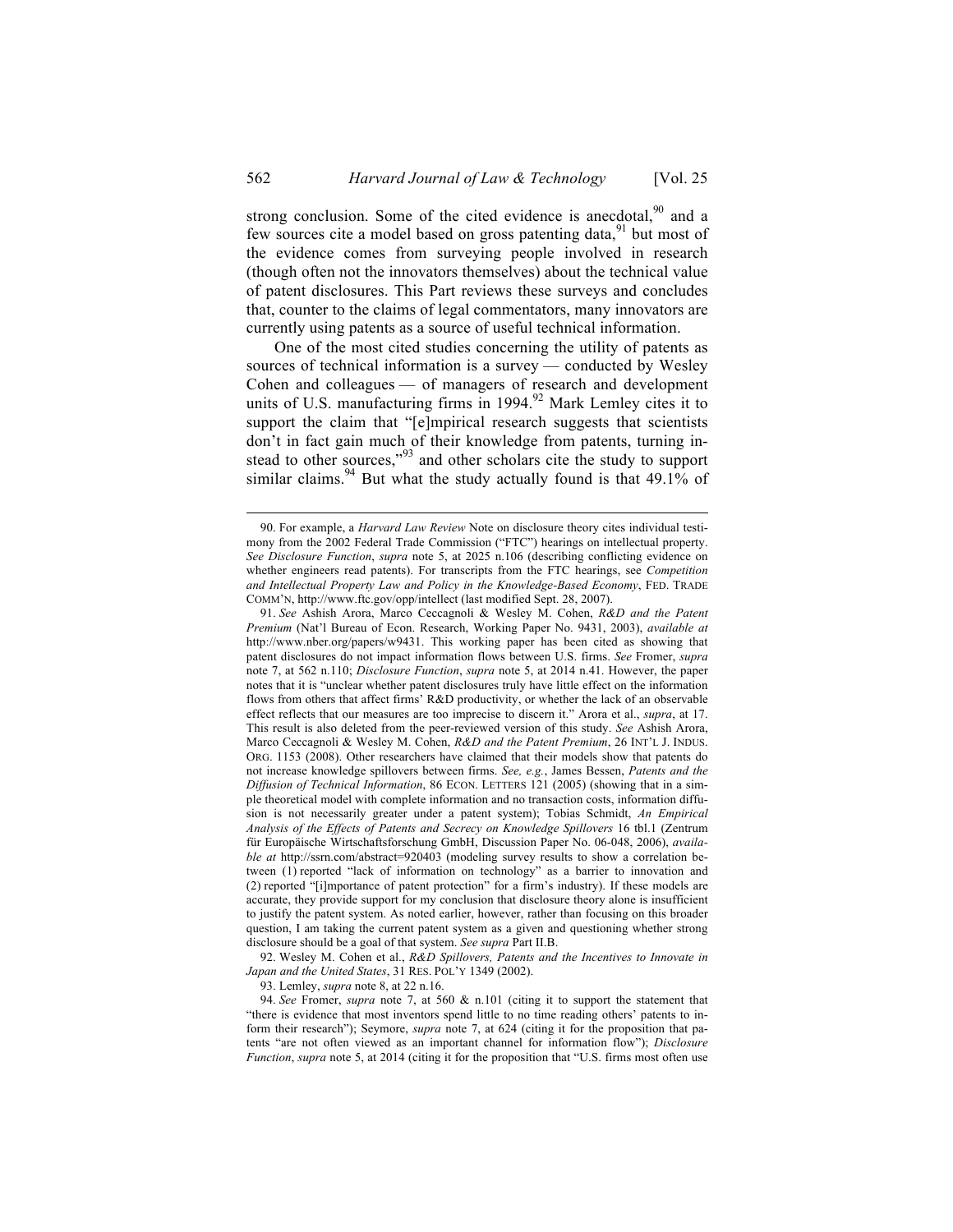strong conclusion. Some of the cited evidence is anecdotal,[90] and a few sources cite a model based on gross patenting data,[91] but most of the evidence comes from surveying people involved in research (though often not the innovators themselves) about the technical value of patent disclosures. This Part reviews these surveys and concludes that, counter to the claims of legal commentators, many innovators are currently using patents as a source of useful technical information.

One of the most cited studies concerning the utility of patents as sources of technical information is a survey — conducted by Wesley Cohen and colleagues — of managers of research and development units of U.S. manufacturing firms in 1994.[92] Mark Lemley cites it to support the claim that "[e]mpirical research suggests that scientists don't in fact gain much of their knowledge from patents, turning instead to other sources,"[93] and other scholars cite the study to support similar claims.[94] But what the study actually found is that 49.1% of

---

90. For example, a *Harvard Law Review* Note on disclosure theory cites individual testimony from the 2002 Federal Trade Commission ("FTC") hearings on intellectual property. *See Disclosure Function*, *supra* note 5, at 2025 n.106 (describing conflicting evidence on whether engineers read patents). For transcripts from the FTC hearings, see *Competition and Intellectual Property Law and Policy in the Knowledge-Based Economy*, FED. TRADE COMM'N, http://www.ftc.gov/opp/intellect (last modified Sept. 28, 2007).

91. *See* Ashish Arora, Marco Ceccagnoli & Wesley M. Cohen, *R&D and the Patent Premium* (Nat'l Bureau of Econ. Research, Working Paper No. 9431, 2003), *available at* http://www.nber.org/papers/w9431. This working paper has been cited as showing that patent disclosures do not impact information flows between U.S. firms. *See* Fromer, *supra* note 7, at 562 n.110; *Disclosure Function*, *supra* note 5, at 2014 n.41. However, the paper notes that it is "unclear whether patent disclosures truly have little effect on the information flows from others that affect firms' R&D productivity, or whether the lack of an observable effect reflects that our measures are too imprecise to discern it." Arora et al., *supra*, at 17. This result is also deleted from the peer-reviewed version of this study. *See* Ashish Arora, Marco Ceccagnoli & Wesley M. Cohen, *R&D and the Patent Premium*, 26 INT'L J. INDUS. ORG. 1153 (2008). Other researchers have claimed that their models show that patents do not increase knowledge spillovers between firms. *See, e.g.*, James Bessen, *Patents and the Diffusion of Technical Information*, 86 ECON. LETTERS 121 (2005) (showing that in a simple theoretical model with complete information and no transaction costs, information diffusion is not necessarily greater under a patent system); Tobias Schmidt, *An Empirical Analysis of the Effects of Patents and Secrecy on Knowledge Spillovers* 16 tbl.1 (Zentrum für Europäische Wirtschaftsforschung GmbH, Discussion Paper No. 06-048, 2006), *available at* http://ssrn.com/abstract=920403 (modeling survey results to show a correlation between (1) reported "lack of information on technology" as a barrier to innovation and (2) reported "[i]mportance of patent protection" for a firm's industry). If these models are accurate, they provide support for my conclusion that disclosure theory alone is insufficient to justify the patent system. As noted earlier, however, rather than focusing on this broader question, I am taking the current patent system as a given and questioning whether strong disclosure should be a goal of that system. *See supra* Part II.B.

92. Wesley M. Cohen et al., *R&D Spillovers, Patents and the Incentives to Innovate in Japan and the United States*, 31 RES. POL'Y 1349 (2002).

93. Lemley, *supra* note 8, at 22 n.16.

94. *See* Fromer, *supra* note 7, at 560 & n.101 (citing it to support the statement that "there is evidence that most inventors spend little to no time reading others' patents to inform their research"); Seymore, *supra* note 7, at 624 (citing it for the proposition that patents "are not often viewed as an important channel for information flow"); *Disclosure Function*, *supra* note 5, at 2014 (citing it for the proposition that "U.S. firms most often use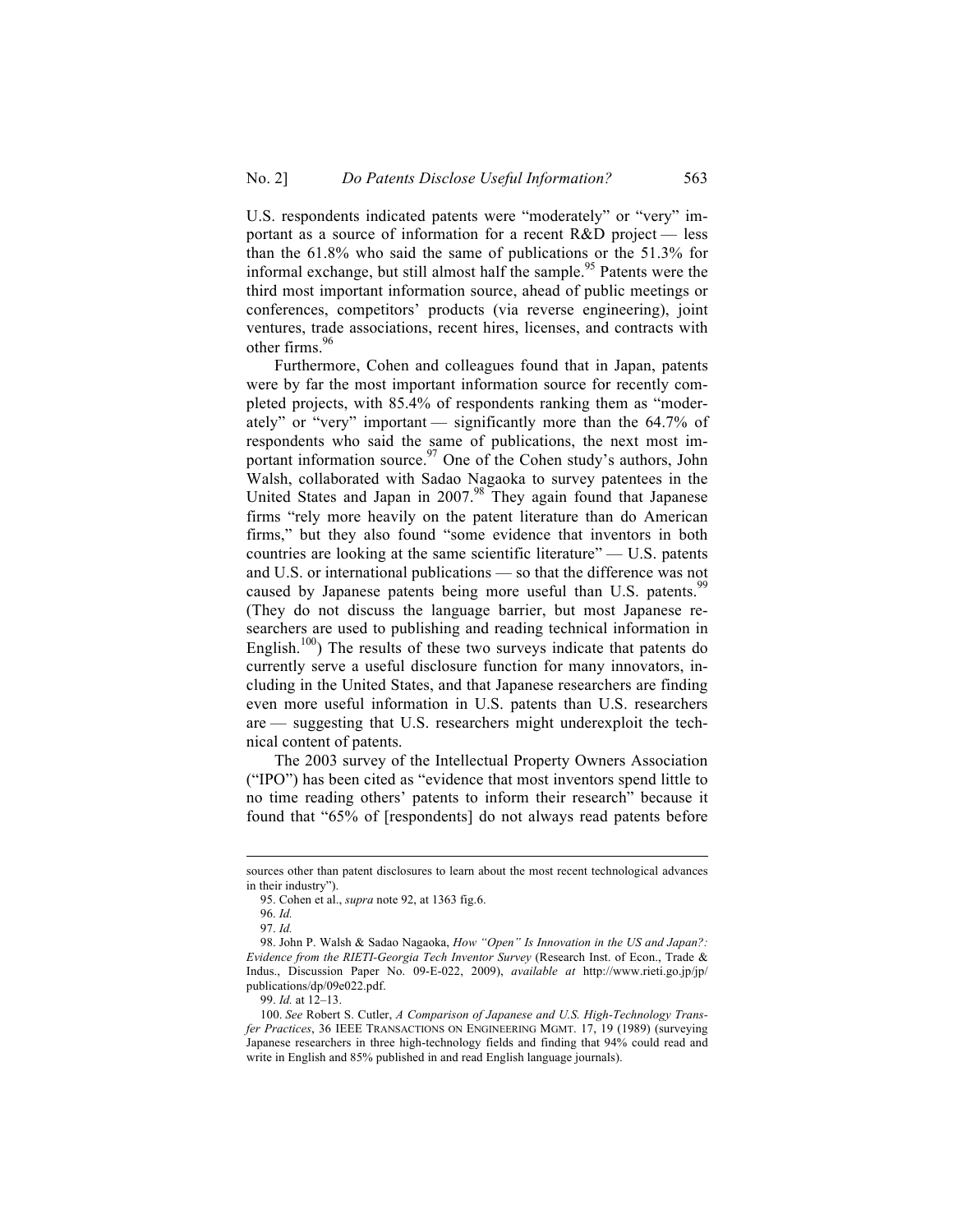U.S. respondents indicated patents were "moderately" or "very" important as a source of information for a recent R&D project — less than the 61.8% who said the same of publications or the 51.3% for informal exchange, but still almost half the sample.[95] Patents were the third most important information source, ahead of public meetings or conferences, competitors' products (via reverse engineering), joint ventures, trade associations, recent hires, licenses, and contracts with other firms.[96]

Furthermore, Cohen and colleagues found that in Japan, patents were by far the most important information source for recently completed projects, with 85.4% of respondents ranking them as "moderately" or "very" important — significantly more than the 64.7% of respondents who said the same of publications, the next most important information source.[97] One of the Cohen study's authors, John Walsh, collaborated with Sadao Nagaoka to survey patentees in the United States and Japan in 2007.[98] They again found that Japanese firms "rely more heavily on the patent literature than do American firms," but they also found "some evidence that inventors in both countries are looking at the same scientific literature" — U.S. patents and U.S. or international publications — so that the difference was not caused by Japanese patents being more useful than U.S. patents.[99] (They do not discuss the language barrier, but most Japanese researchers are used to publishing and reading technical information in English.[100]) The results of these two surveys indicate that patents do currently serve a useful disclosure function for many innovators, including in the United States, and that Japanese researchers are finding even more useful information in U.S. patents than U.S. researchers are — suggesting that U.S. researchers might underexploit the technical content of patents.

The 2003 survey of the Intellectual Property Owners Association ("IPO") has been cited as "evidence that most inventors spend little to no time reading others' patents to inform their research" because it found that "65% of [respondents] do not always read patents before

---

sources other than patent disclosures to learn about the most recent technological advances in their industry").

95. Cohen et al., *supra* note 92, at 1363 fig.6.

96. *Id.*

97. *Id.*

98. John P. Walsh & Sadao Nagaoka, *How "Open" Is Innovation in the US and Japan?: Evidence from the RIETI-Georgia Tech Inventor Survey* (Research Inst. of Econ., Trade & Indus., Discussion Paper No. 09-E-022, 2009), *available at* http://www.rieti.go.jp/jp/publications/dp/09e022.pdf.

99. *Id.* at 12–13.

100. *See* Robert S. Cutler, *A Comparison of Japanese and U.S. High-Technology Transfer Practices*, 36 IEEE TRANSACTIONS ON ENGINEERING MGMT. 17, 19 (1989) (surveying Japanese researchers in three high-technology fields and finding that 94% could read and write in English and 85% published in and read English language journals).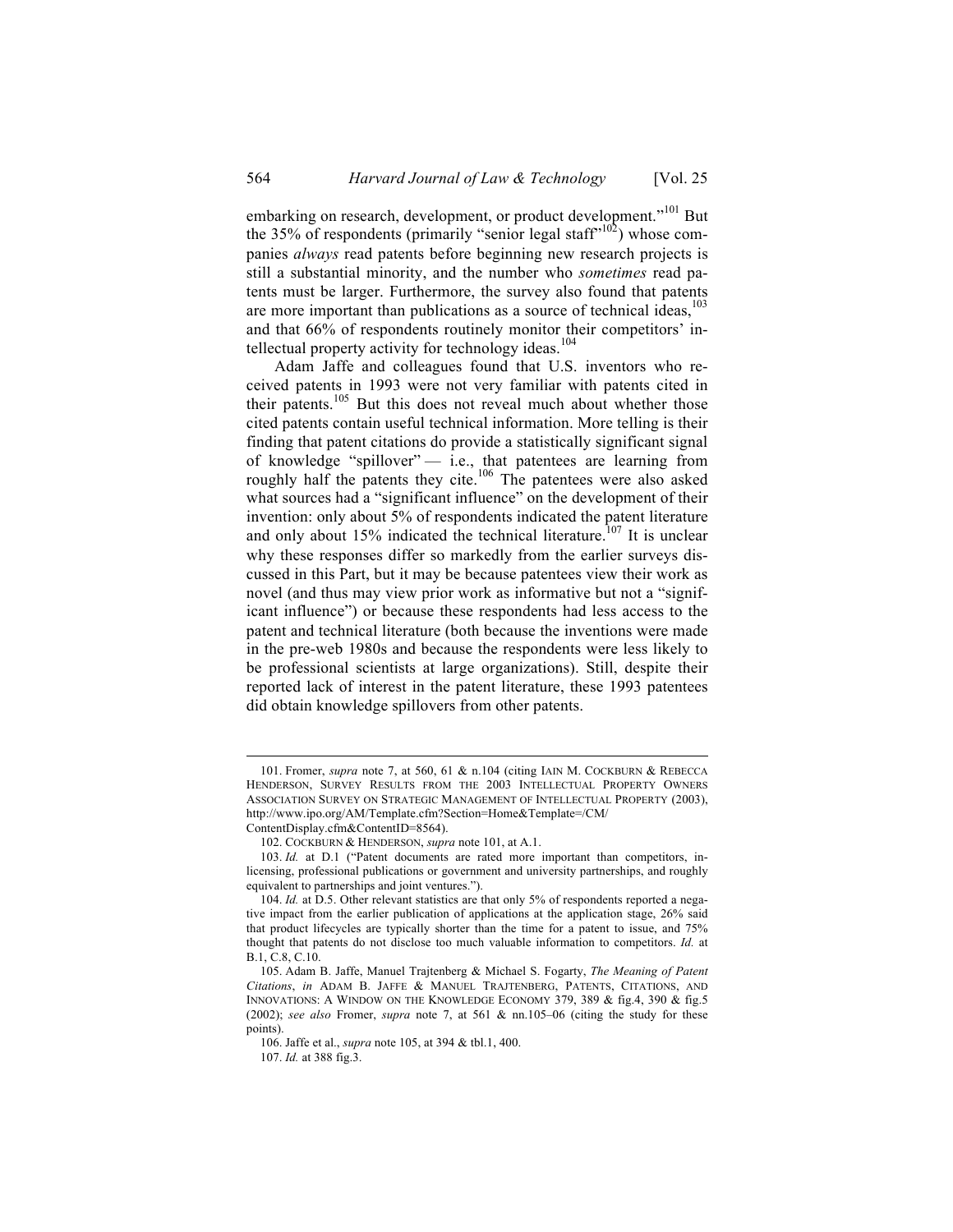embarking on research, development, or product development."[101] But the 35% of respondents (primarily "senior legal staff"[102]) whose companies *always* read patents before beginning new research projects is still a substantial minority, and the number who *sometimes* read patents must be larger. Furthermore, the survey also found that patents are more important than publications as a source of technical ideas,[103] and that 66% of respondents routinely monitor their competitors' intellectual property activity for technology ideas.[104]

Adam Jaffe and colleagues found that U.S. inventors who received patents in 1993 were not very familiar with patents cited in their patents.[105] But this does not reveal much about whether those cited patents contain useful technical information. More telling is their finding that patent citations do provide a statistically significant signal of knowledge "spillover" — i.e., that patentees are learning from roughly half the patents they cite.[106] The patentees were also asked what sources had a "significant influence" on the development of their invention: only about 5% of respondents indicated the patent literature and only about 15% indicated the technical literature.[107] It is unclear why these responses differ so markedly from the earlier surveys discussed in this Part, but it may be because patentees view their work as novel (and thus may view prior work as informative but not a "significant influence") or because these respondents had less access to the patent and technical literature (both because the inventions were made in the pre-web 1980s and because the respondents were less likely to be professional scientists at large organizations). Still, despite their reported lack of interest in the patent literature, these 1993 patentees did obtain knowledge spillovers from other patents.

---

101. Fromer, *supra* note 7, at 560, 61 & n.104 (citing IAIN M. COCKBURN & REBECCA HENDERSON, SURVEY RESULTS FROM THE 2003 INTELLECTUAL PROPERTY OWNERS ASSOCIATION SURVEY ON STRATEGIC MANAGEMENT OF INTELLECTUAL PROPERTY (2003), http://www.ipo.org/AM/Template.cfm?Section=Home&Template=/CM/ContentDisplay.cfm&ContentID=8564).

102. COCKBURN & HENDERSON, *supra* note 101, at A.1.

103. *Id.* at D.1 ("Patent documents are rated more important than competitors, in-licensing, professional publications or government and university partnerships, and roughly equivalent to partnerships and joint ventures.").

104. *Id.* at D.5. Other relevant statistics are that only 5% of respondents reported a negative impact from the earlier publication of applications at the application stage, 26% said that product lifecycles are typically shorter than the time for a patent to issue, and 75% thought that patents do not disclose too much valuable information to competitors. *Id.* at B.1, C.8, C.10.

105. Adam B. Jaffe, Manuel Trajtenberg & Michael S. Fogarty, *The Meaning of Patent Citations*, *in* ADAM B. JAFFE & MANUEL TRAJTENBERG, PATENTS, CITATIONS, AND INNOVATIONS: A WINDOW ON THE KNOWLEDGE ECONOMY 379, 389 & fig.4, 390 & fig.5 (2002); *see also* Fromer, *supra* note 7, at 561 & nn.105–06 (citing the study for these points).

106. Jaffe et al., *supra* note 105, at 394 & tbl.1, 400.

107. *Id.* at 388 fig.3.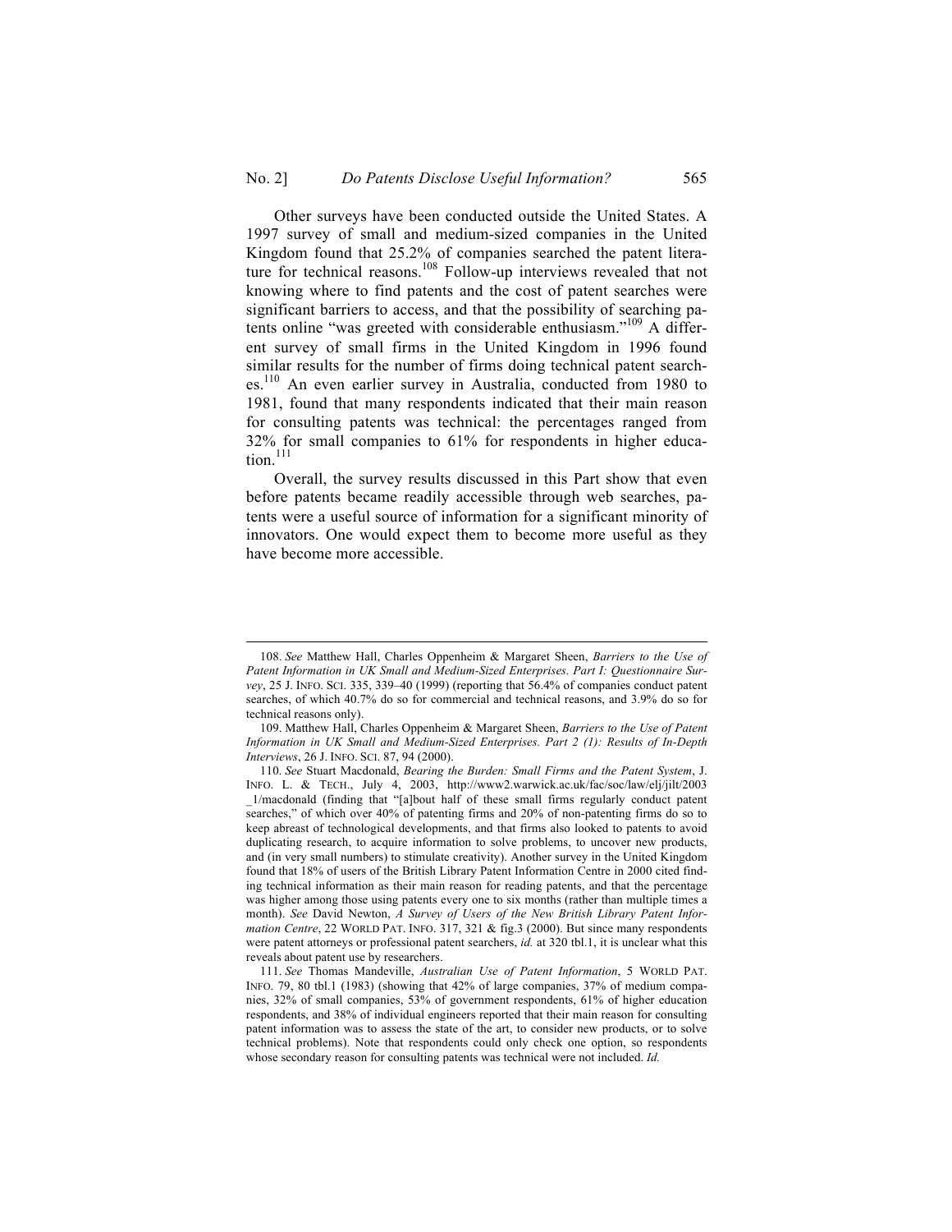Other surveys have been conducted outside the United States. A 1997 survey of small and medium-sized companies in the United Kingdom found that 25.2% of companies searched the patent literature for technical reasons.[108] Follow-up interviews revealed that not knowing where to find patents and the cost of patent searches were significant barriers to access, and that the possibility of searching patents online "was greeted with considerable enthusiasm."[109] A different survey of small firms in the United Kingdom in 1996 found similar results for the number of firms doing technical patent searches.[110] An even earlier survey in Australia, conducted from 1980 to 1981, found that many respondents indicated that their main reason for consulting patents was technical: the percentages ranged from 32% for small companies to 61% for respondents in higher education.[111]

Overall, the survey results discussed in this Part show that even before patents became readily accessible through web searches, patents were a useful source of information for a significant minority of innovators. One would expect them to become more useful as they have become more accessible.

---

108. *See* Matthew Hall, Charles Oppenheim & Margaret Sheen, *Barriers to the Use of Patent Information in UK Small and Medium-Sized Enterprises. Part I: Questionnaire Survey*, 25 J. INFO. SCI. 335, 339–40 (1999) (reporting that 56.4% of companies conduct patent searches, of which 40.7% do so for commercial and technical reasons, and 3.9% do so for technical reasons only).

109. Matthew Hall, Charles Oppenheim & Margaret Sheen, *Barriers to the Use of Patent Information in UK Small and Medium-Sized Enterprises. Part 2 (1): Results of In-Depth Interviews*, 26 J. INFO. SCI. 87, 94 (2000).

110. *See* Stuart Macdonald, *Bearing the Burden: Small Firms and the Patent System*, J. INFO. L. & TECH., July 4, 2003, http://www2.warwick.ac.uk/fac/soc/law/elj/jilt/2003_1/macdonald (finding that "[a]bout half of these small firms regularly conduct patent searches," of which over 40% of patenting firms and 20% of non-patenting firms do so to keep abreast of technological developments, and that firms also looked to patents to avoid duplicating research, to acquire information to solve problems, to uncover new products, and (in very small numbers) to stimulate creativity). Another survey in the United Kingdom found that 18% of users of the British Library Patent Information Centre in 2000 cited finding technical information as their main reason for reading patents, and that the percentage was higher among those using patents every one to six months (rather than multiple times a month). *See* David Newton, *A Survey of Users of the New British Library Patent Information Centre*, 22 WORLD PAT. INFO. 317, 321 & fig.3 (2000). But since many respondents were patent attorneys or professional patent searchers, *id.* at 320 tbl.1, it is unclear what this reveals about patent use by researchers.

111. *See* Thomas Mandeville, *Australian Use of Patent Information*, 5 WORLD PAT. INFO. 79, 80 tbl.1 (1983) (showing that 42% of large companies, 37% of medium companies, 32% of small companies, 53% of government respondents, 61% of higher education respondents, and 38% of individual engineers reported that their main reason for consulting patent information was to assess the state of the art, to consider new products, or to solve technical problems). Note that respondents could only check one option, so respondents whose secondary reason for consulting patents was technical were not included. *Id.*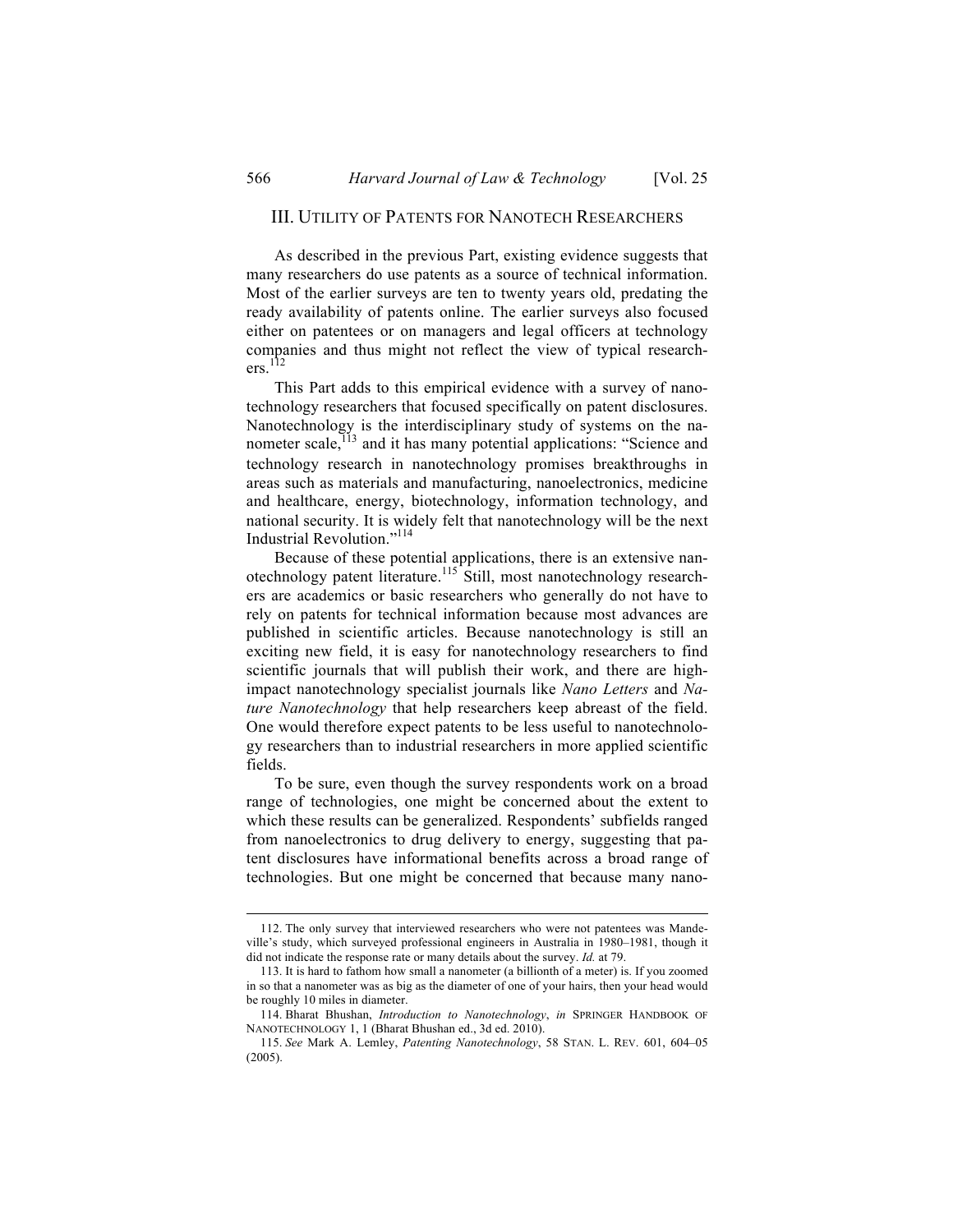## III. Utility of Patents for Nanotech Researchers

As described in the previous Part, existing evidence suggests that many researchers do use patents as a source of technical information. Most of the earlier surveys are ten to twenty years old, predating the ready availability of patents online. The earlier surveys also focused either on patentees or on managers and legal officers at technology companies and thus might not reflect the view of typical researchers.[112]

This Part adds to this empirical evidence with a survey of nanotechnology researchers that focused specifically on patent disclosures. Nanotechnology is the interdisciplinary study of systems on the nanometer scale,[113] and it has many potential applications: "Science and technology research in nanotechnology promises breakthroughs in areas such as materials and manufacturing, nanoelectronics, medicine and healthcare, energy, biotechnology, information technology, and national security. It is widely felt that nanotechnology will be the next Industrial Revolution."[114]

Because of these potential applications, there is an extensive nanotechnology patent literature.[115] Still, most nanotechnology researchers are academics or basic researchers who generally do not have to rely on patents for technical information because most advances are published in scientific articles. Because nanotechnology is still an exciting new field, it is easy for nanotechnology researchers to find scientific journals that will publish their work, and there are high-impact nanotechnology specialist journals like *Nano Letters* and *Nature Nanotechnology* that help researchers keep abreast of the field. One would therefore expect patents to be less useful to nanotechnology researchers than to industrial researchers in more applied scientific fields.

To be sure, even though the survey respondents work on a broad range of technologies, one might be concerned about the extent to which these results can be generalized. Respondents' subfields ranged from nanoelectronics to drug delivery to energy, suggesting that patent disclosures have informational benefits across a broad range of technologies. But one might be concerned that because many nano-

---

112. The only survey that interviewed researchers who were not patentees was Mandeville's study, which surveyed professional engineers in Australia in 1980–1981, though it did not indicate the response rate or many details about the survey. *Id.* at 79.

113. It is hard to fathom how small a nanometer (a billionth of a meter) is. If you zoomed in so that a nanometer was as big as the diameter of one of your hairs, then your head would be roughly 10 miles in diameter.

114. Bharat Bhushan, *Introduction to Nanotechnology*, *in* SPRINGER HANDBOOK OF NANOTECHNOLOGY 1, 1 (Bharat Bhushan ed., 3d ed. 2010).

115. *See* Mark A. Lemley, *Patenting Nanotechnology*, 58 STAN. L. REV. 601, 604–05 (2005).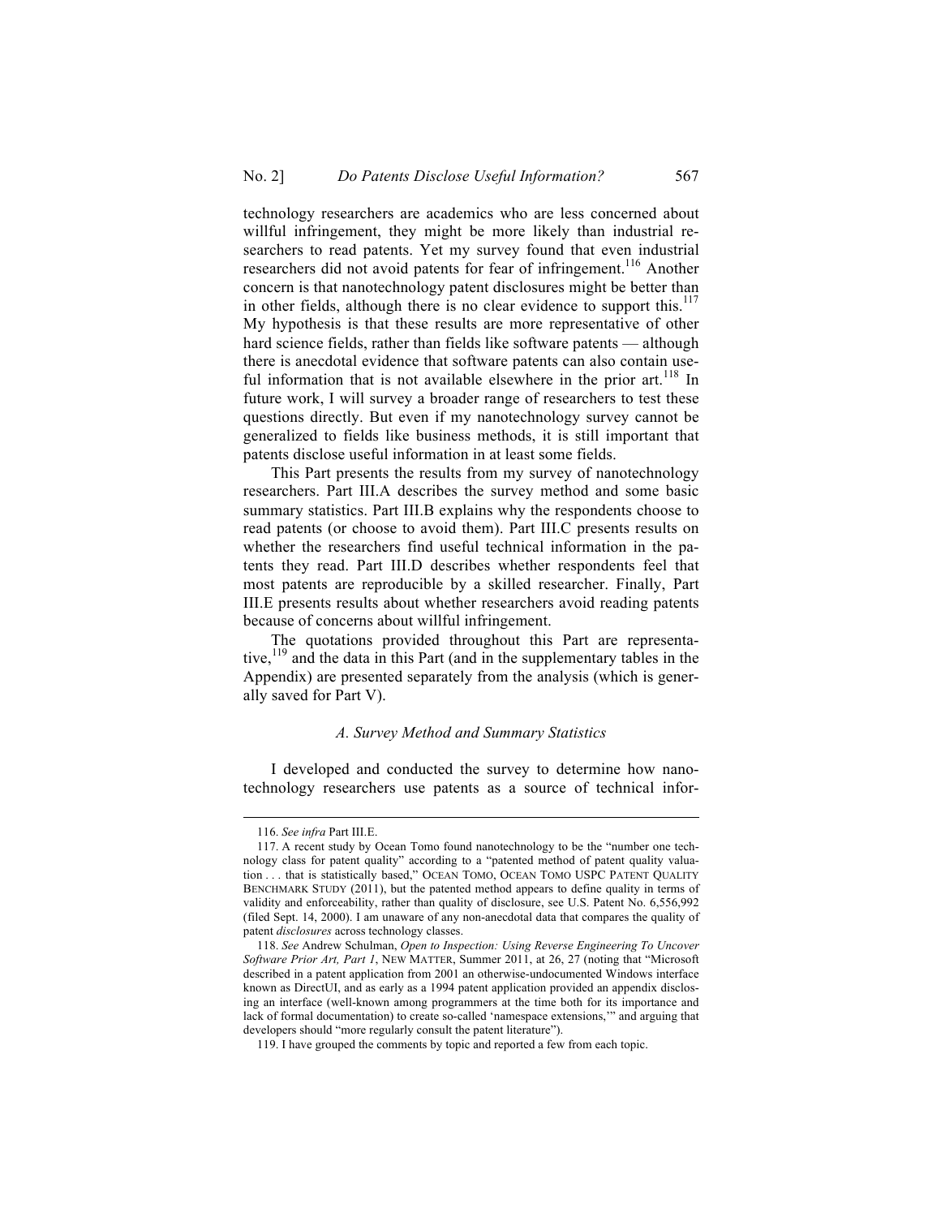technology researchers are academics who are less concerned about willful infringement, they might be more likely than industrial researchers to read patents. Yet my survey found that even industrial researchers did not avoid patents for fear of infringement.[116] Another concern is that nanotechnology patent disclosures might be better than in other fields, although there is no clear evidence to support this.[117] My hypothesis is that these results are more representative of other hard science fields, rather than fields like software patents — although there is anecdotal evidence that software patents can also contain useful information that is not available elsewhere in the prior art.[118] In future work, I will survey a broader range of researchers to test these questions directly. But even if my nanotechnology survey cannot be generalized to fields like business methods, it is still important that patents disclose useful information in at least some fields.

This Part presents the results from my survey of nanotechnology researchers. Part III.A describes the survey method and some basic summary statistics. Part III.B explains why the respondents choose to read patents (or choose to avoid them). Part III.C presents results on whether the researchers find useful technical information in the patents they read. Part III.D describes whether respondents feel that most patents are reproducible by a skilled researcher. Finally, Part III.E presents results about whether researchers avoid reading patents because of concerns about willful infringement.

The quotations provided throughout this Part are representative,[119] and the data in this Part (and in the supplementary tables in the Appendix) are presented separately from the analysis (which is generally saved for Part V).

### *A. Survey Method and Summary Statistics*

I developed and conducted the survey to determine how nanotechnology researchers use patents as a source of technical infor-

---

116. *See infra* Part III.E.

117. A recent study by Ocean Tomo found nanotechnology to be the "number one technology class for patent quality" according to a "patented method of patent quality valuation . . . that is statistically based," OCEAN TOMO, OCEAN TOMO USPC PATENT QUALITY BENCHMARK STUDY (2011), but the patented method appears to define quality in terms of validity and enforceability, rather than quality of disclosure, see U.S. Patent No. 6,556,992 (filed Sept. 14, 2000). I am unaware of any non-anecdotal data that compares the quality of patent *disclosures* across technology classes.

118. *See* Andrew Schulman, *Open to Inspection: Using Reverse Engineering To Uncover Software Prior Art, Part 1*, NEW MATTER, Summer 2011, at 26, 27 (noting that "Microsoft described in a patent application from 2001 an otherwise-undocumented Windows interface known as DirectUI, and as early as a 1994 patent application provided an appendix disclosing an interface (well-known among programmers at the time both for its importance and lack of formal documentation) to create so-called 'namespace extensions,'" and arguing that developers should "more regularly consult the patent literature").

119. I have grouped the comments by topic and reported a few from each topic.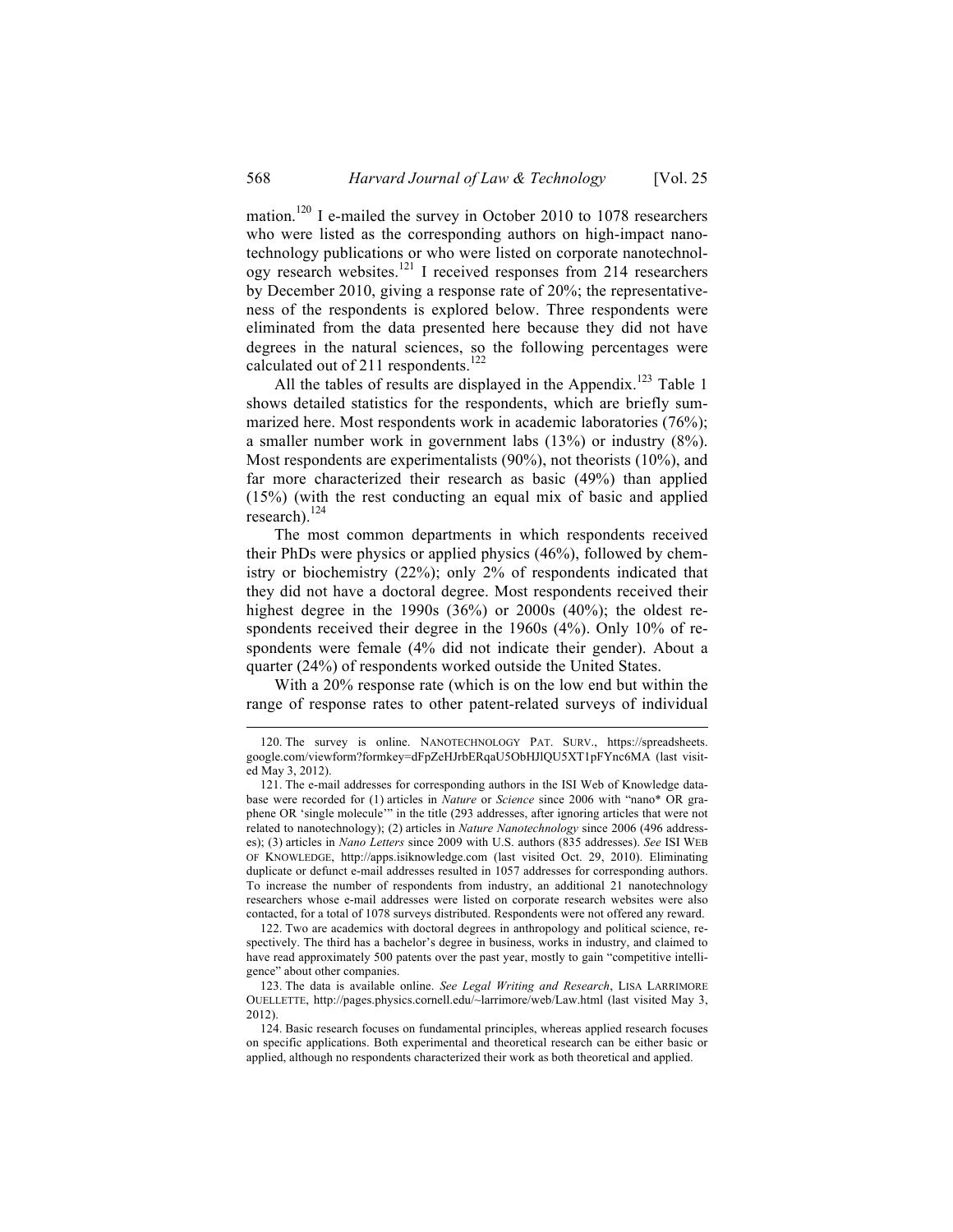mation.[120] I e-mailed the survey in October 2010 to 1078 researchers who were listed as the corresponding authors on high-impact nanotechnology publications or who were listed on corporate nanotechnology research websites.[121] I received responses from 214 researchers by December 2010, giving a response rate of 20%; the representativeness of the respondents is explored below. Three respondents were eliminated from the data presented here because they did not have degrees in the natural sciences, so the following percentages were calculated out of 211 respondents.[122]

All the tables of results are displayed in the Appendix.[123] Table 1 shows detailed statistics for the respondents, which are briefly summarized here. Most respondents work in academic laboratories (76%); a smaller number work in government labs (13%) or industry (8%). Most respondents are experimentalists (90%), not theorists (10%), and far more characterized their research as basic (49%) than applied (15%) (with the rest conducting an equal mix of basic and applied research).[124]

The most common departments in which respondents received their PhDs were physics or applied physics (46%), followed by chemistry or biochemistry (22%); only 2% of respondents indicated that they did not have a doctoral degree. Most respondents received their highest degree in the 1990s (36%) or 2000s (40%); the oldest respondents received their degree in the 1960s (4%). Only 10% of respondents were female (4% did not indicate their gender). About a quarter (24%) of respondents worked outside the United States.

With a 20% response rate (which is on the low end but within the range of response rates to other patent-related surveys of individual

---

120. The survey is online. NANOTECHNOLOGY PAT. SURV., https://spreadsheets.google.com/viewform?formkey=dFpZeHJrbERqaU5ObHJlQU5XT1pFYnc6MA (last visited May 3, 2012).

121. The e-mail addresses for corresponding authors in the ISI Web of Knowledge database were recorded for (1) articles in *Nature* or *Science* since 2006 with "nano* OR graphene OR 'single molecule'" in the title (293 addresses, after ignoring articles that were not related to nanotechnology); (2) articles in *Nature Nanotechnology* since 2006 (496 addresses); (3) articles in *Nano Letters* since 2009 with U.S. authors (835 addresses). *See* ISI WEB OF KNOWLEDGE, http://apps.isiknowledge.com (last visited Oct. 29, 2010). Eliminating duplicate or defunct e-mail addresses resulted in 1057 addresses for corresponding authors. To increase the number of respondents from industry, an additional 21 nanotechnology researchers whose e-mail addresses were listed on corporate research websites were also contacted, for a total of 1078 surveys distributed. Respondents were not offered any reward.

122. Two are academics with doctoral degrees in anthropology and political science, respectively. The third has a bachelor's degree in business, works in industry, and claimed to have read approximately 500 patents over the past year, mostly to gain "competitive intelligence" about other companies.

123. The data is available online. *See Legal Writing and Research*, LISA LARRIMORE OUELLETTE, http://pages.physics.cornell.edu/~larrimore/web/Law.html (last visited May 3, 2012).

124. Basic research focuses on fundamental principles, whereas applied research focuses on specific applications. Both experimental and theoretical research can be either basic or applied, although no respondents characterized their work as both theoretical and applied.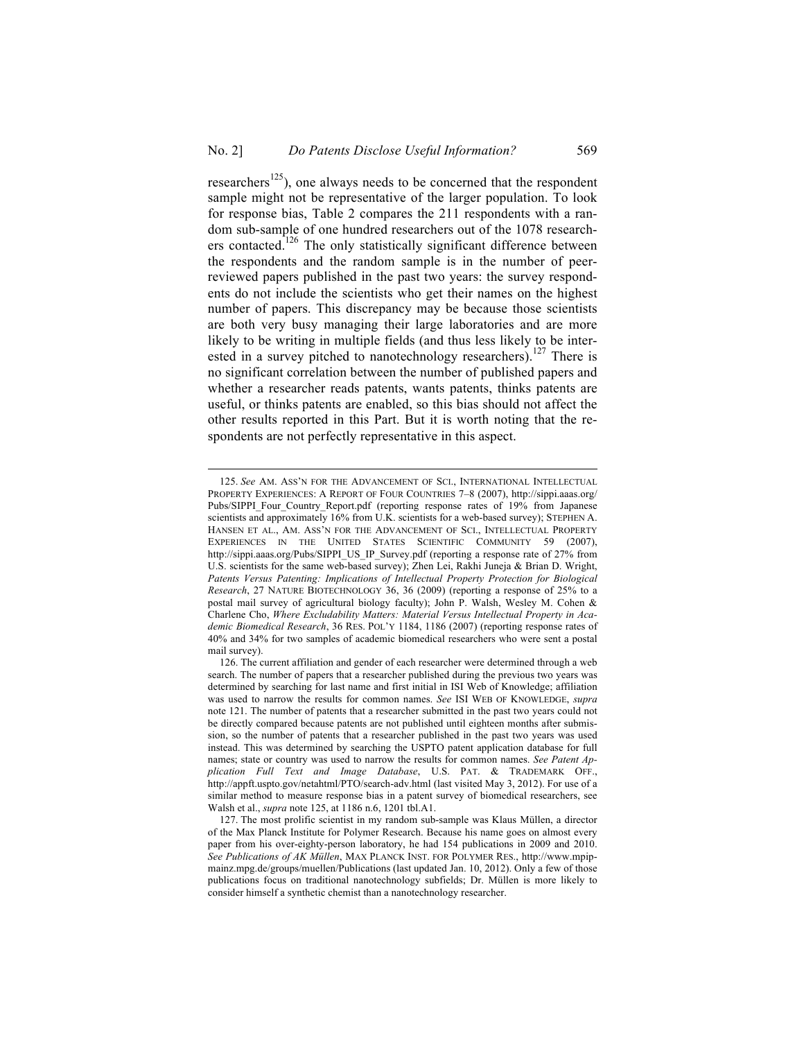researchers[125]), one always needs to be concerned that the respondent sample might not be representative of the larger population. To look for response bias, Table 2 compares the 211 respondents with a random sub-sample of one hundred researchers out of the 1078 researchers contacted.[126] The only statistically significant difference between the respondents and the random sample is in the number of peer-reviewed papers published in the past two years: the survey respondents do not include the scientists who get their names on the highest number of papers. This discrepancy may be because those scientists are both very busy managing their large laboratories and are more likely to be writing in multiple fields (and thus less likely to be interested in a survey pitched to nanotechnology researchers).[127] There is no significant correlation between the number of published papers and whether a researcher reads patents, wants patents, thinks patents are useful, or thinks patents are enabled, so this bias should not affect the other results reported in this Part. But it is worth noting that the respondents are not perfectly representative in this aspect.

---

125. *See* AM. ASS'N FOR THE ADVANCEMENT OF SCI., INTERNATIONAL INTELLECTUAL PROPERTY EXPERIENCES: A REPORT OF FOUR COUNTRIES 7–8 (2007), http://sippi.aaas.org/Pubs/SIPPI_Four_Country_Report.pdf (reporting response rates of 19% from Japanese scientists and approximately 16% from U.K. scientists for a web-based survey); STEPHEN A. HANSEN ET AL., AM. ASS'N FOR THE ADVANCEMENT OF SCI., INTELLECTUAL PROPERTY EXPERIENCES IN THE UNITED STATES SCIENTIFIC COMMUNITY 59 (2007), http://sippi.aaas.org/Pubs/SIPPI_US_IP_Survey.pdf (reporting a response rate of 27% from U.S. scientists for the same web-based survey); Zhen Lei, Rakhi Juneja & Brian D. Wright, *Patents Versus Patenting: Implications of Intellectual Property Protection for Biological Research*, 27 NATURE BIOTECHNOLOGY 36, 36 (2009) (reporting a response of 25% to a postal mail survey of agricultural biology faculty); John P. Walsh, Wesley M. Cohen & Charlene Cho, *Where Excludability Matters: Material Versus Intellectual Property in Academic Biomedical Research*, 36 RES. POL'Y 1184, 1186 (2007) (reporting response rates of 40% and 34% for two samples of academic biomedical researchers who were sent a postal mail survey).

126. The current affiliation and gender of each researcher were determined through a web search. The number of papers that a researcher published during the previous two years was determined by searching for last name and first initial in ISI Web of Knowledge; affiliation was used to narrow the results for common names. *See* ISI WEB OF KNOWLEDGE, *supra* note 121. The number of patents that a researcher submitted in the past two years could not be directly compared because patents are not published until eighteen months after submission, so the number of patents that a researcher published in the past two years was used instead. This was determined by searching the USPTO patent application database for full names; state or country was used to narrow the results for common names. *See Patent Application Full Text and Image Database*, U.S. PAT. & TRADEMARK OFF., http://appft.uspto.gov/netahtml/PTO/search-adv.html (last visited May 3, 2012). For use of a similar method to measure response bias in a patent survey of biomedical researchers, see Walsh et al., *supra* note 125, at 1186 n.6, 1201 tbl.A1.

127. The most prolific scientist in my random sub-sample was Klaus Müllen, a director of the Max Planck Institute for Polymer Research. Because his name goes on almost every paper from his over-eighty-person laboratory, he had 154 publications in 2009 and 2010. *See Publications of AK Müllen*, MAX PLANCK INST. FOR POLYMER RES., http://www.mpip-mainz.mpg.de/groups/muellen/Publications (last updated Jan. 10, 2012). Only a few of those publications focus on traditional nanotechnology subfields; Dr. Müllen is more likely to consider himself a synthetic chemist than a nanotechnology researcher.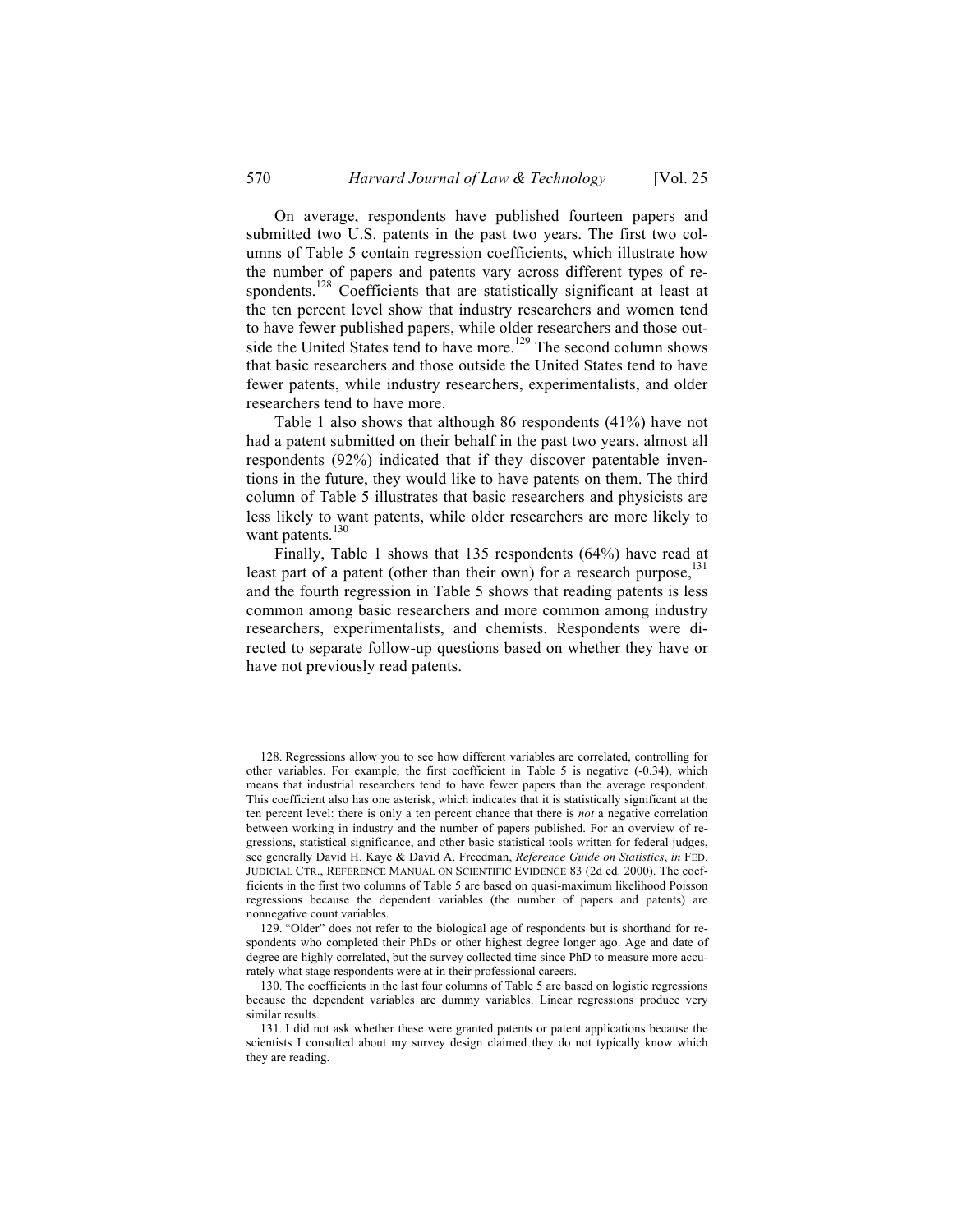On average, respondents have published fourteen papers and submitted two U.S. patents in the past two years. The first two columns of Table 5 contain regression coefficients, which illustrate how the number of papers and patents vary across different types of respondents.[128] Coefficients that are statistically significant at least at the ten percent level show that industry researchers and women tend to have fewer published papers, while older researchers and those outside the United States tend to have more.[129] The second column shows that basic researchers and those outside the United States tend to have fewer patents, while industry researchers, experimentalists, and older researchers tend to have more.

Table 1 also shows that although 86 respondents (41%) have not had a patent submitted on their behalf in the past two years, almost all respondents (92%) indicated that if they discover patentable inventions in the future, they would like to have patents on them. The third column of Table 5 illustrates that basic researchers and physicists are less likely to want patents, while older researchers are more likely to want patents.[130]

Finally, Table 1 shows that 135 respondents (64%) have read at least part of a patent (other than their own) for a research purpose,[131] and the fourth regression in Table 5 shows that reading patents is less common among basic researchers and more common among industry researchers, experimentalists, and chemists. Respondents were directed to separate follow-up questions based on whether they have or have not previously read patents.

---

128. Regressions allow you to see how different variables are correlated, controlling for other variables. For example, the first coefficient in Table 5 is negative (-0.34), which means that industrial researchers tend to have fewer papers than the average respondent. This coefficient also has one asterisk, which indicates that it is statistically significant at the ten percent level: there is only a ten percent chance that there is *not* a negative correlation between working in industry and the number of papers published. For an overview of regressions, statistical significance, and other basic statistical tools written for federal judges, see generally David H. Kaye & David A. Freedman, *Reference Guide on Statistics*, *in* FED. JUDICIAL CTR., REFERENCE MANUAL ON SCIENTIFIC EVIDENCE 83 (2d ed. 2000). The coefficients in the first two columns of Table 5 are based on quasi-maximum likelihood Poisson regressions because the dependent variables (the number of papers and patents) are nonnegative count variables.

129. "Older" does not refer to the biological age of respondents but is shorthand for respondents who completed their PhDs or other highest degree longer ago. Age and date of degree are highly correlated, but the survey collected time since PhD to measure more accurately what stage respondents were at in their professional careers.

130. The coefficients in the last four columns of Table 5 are based on logistic regressions because the dependent variables are dummy variables. Linear regressions produce very similar results.

131. I did not ask whether these were granted patents or patent applications because the scientists I consulted about my survey design claimed they do not typically know which they are reading.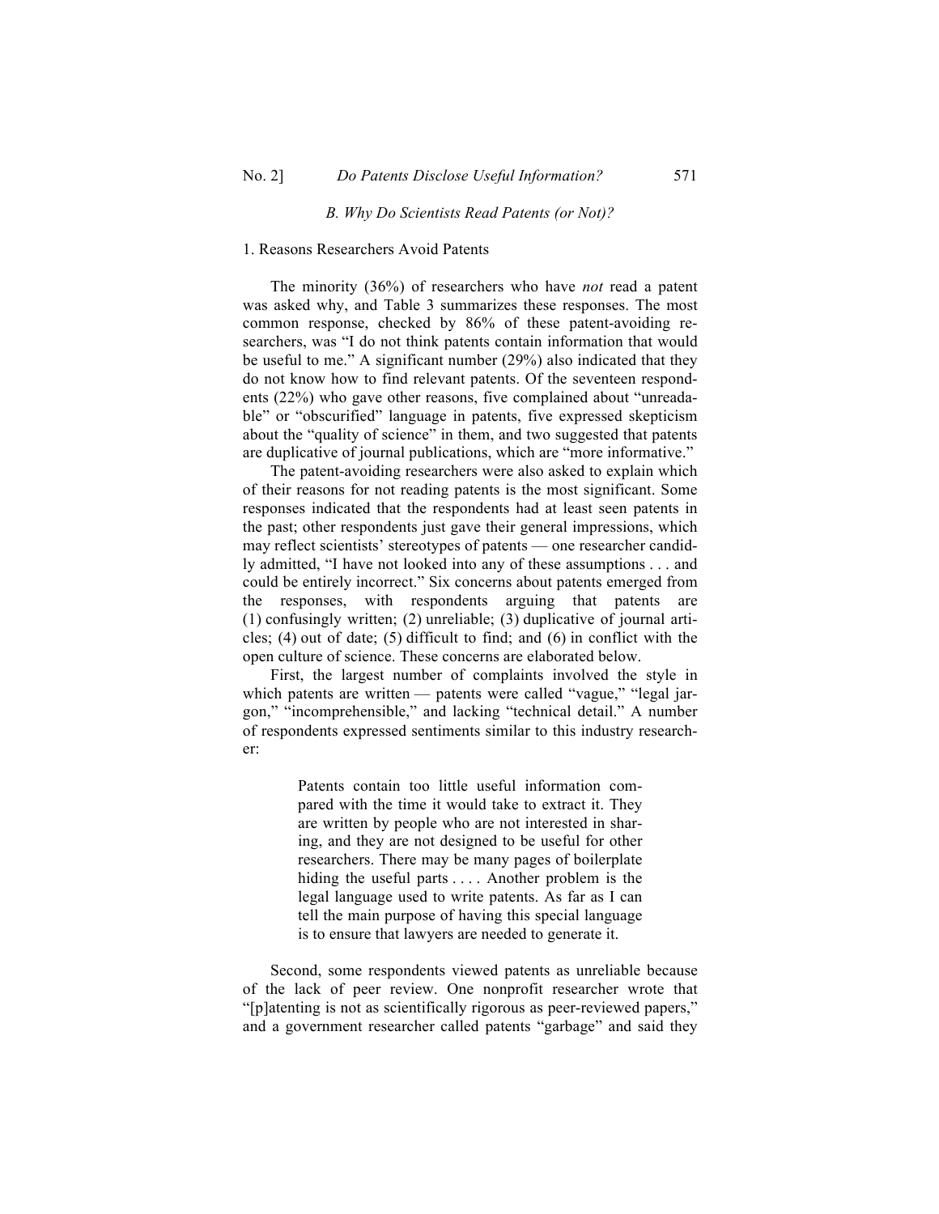### *B. Why Do Scientists Read Patents (or Not)?*

#### 1. Reasons Researchers Avoid Patents

The minority (36%) of researchers who have *not* read a patent was asked why, and Table 3 summarizes these responses. The most common response, checked by 86% of these patent-avoiding researchers, was "I do not think patents contain information that would be useful to me." A significant number (29%) also indicated that they do not know how to find relevant patents. Of the seventeen respondents (22%) who gave other reasons, five complained about "unreadable" or "obscurified" language in patents, five expressed skepticism about the "quality of science" in them, and two suggested that patents are duplicative of journal publications, which are "more informative."

The patent-avoiding researchers were also asked to explain which of their reasons for not reading patents is the most significant. Some responses indicated that the respondents had at least seen patents in the past; other respondents just gave their general impressions, which may reflect scientists' stereotypes of patents — one researcher candidly admitted, "I have not looked into any of these assumptions . . . and could be entirely incorrect." Six concerns about patents emerged from the responses, with respondents arguing that patents are (1) confusingly written; (2) unreliable; (3) duplicative of journal articles; (4) out of date; (5) difficult to find; and (6) in conflict with the open culture of science. These concerns are elaborated below.

First, the largest number of complaints involved the style in which patents are written — patents were called "vague," "legal jargon," "incomprehensible," and lacking "technical detail." A number of respondents expressed sentiments similar to this industry researcher:

> Patents contain too little useful information compared with the time it would take to extract it. They are written by people who are not interested in sharing, and they are not designed to be useful for other researchers. There may be many pages of boilerplate hiding the useful parts . . . . Another problem is the legal language used to write patents. As far as I can tell the main purpose of having this special language is to ensure that lawyers are needed to generate it.

Second, some respondents viewed patents as unreliable because of the lack of peer review. One nonprofit researcher wrote that "[p]atenting is not as scientifically rigorous as peer-reviewed papers," and a government researcher called patents "garbage" and said they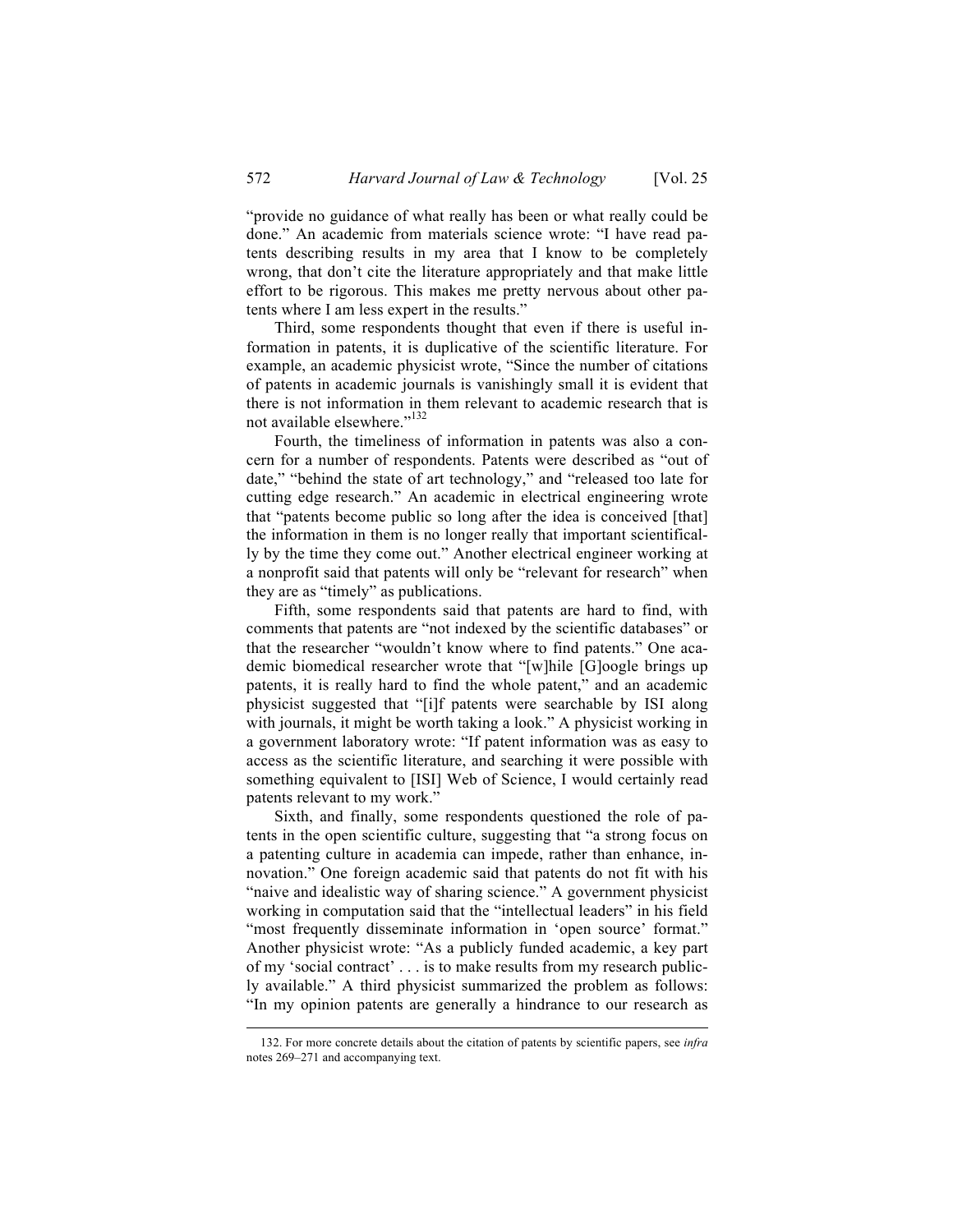"provide no guidance of what really has been or what really could be done." An academic from materials science wrote: "I have read patents describing results in my area that I know to be completely wrong, that don't cite the literature appropriately and that make little effort to be rigorous. This makes me pretty nervous about other patents where I am less expert in the results."

Third, some respondents thought that even if there is useful information in patents, it is duplicative of the scientific literature. For example, an academic physicist wrote, "Since the number of citations of patents in academic journals is vanishingly small it is evident that there is not information in them relevant to academic research that is not available elsewhere."[132]

Fourth, the timeliness of information in patents was also a concern for a number of respondents. Patents were described as "out of date," "behind the state of art technology," and "released too late for cutting edge research." An academic in electrical engineering wrote that "patents become public so long after the idea is conceived [that] the information in them is no longer really that important scientifically by the time they come out." Another electrical engineer working at a nonprofit said that patents will only be "relevant for research" when they are as "timely" as publications.

Fifth, some respondents said that patents are hard to find, with comments that patents are "not indexed by the scientific databases" or that the researcher "wouldn't know where to find patents." One academic biomedical researcher wrote that "[w]hile [G]oogle brings up patents, it is really hard to find the whole patent," and an academic physicist suggested that "[i]f patents were searchable by ISI along with journals, it might be worth taking a look." A physicist working in a government laboratory wrote: "If patent information was as easy to access as the scientific literature, and searching it were possible with something equivalent to [ISI] Web of Science, I would certainly read patents relevant to my work."

Sixth, and finally, some respondents questioned the role of patents in the open scientific culture, suggesting that "a strong focus on a patenting culture in academia can impede, rather than enhance, innovation." One foreign academic said that patents do not fit with his "naive and idealistic way of sharing science." A government physicist working in computation said that the "intellectual leaders" in his field "most frequently disseminate information in 'open source' format." Another physicist wrote: "As a publicly funded academic, a key part of my 'social contract' . . . is to make results from my research publicly available." A third physicist summarized the problem as follows: "In my opinion patents are generally a hindrance to our research as

---

132. For more concrete details about the citation of patents by scientific papers, see *infra* notes 269–271 and accompanying text.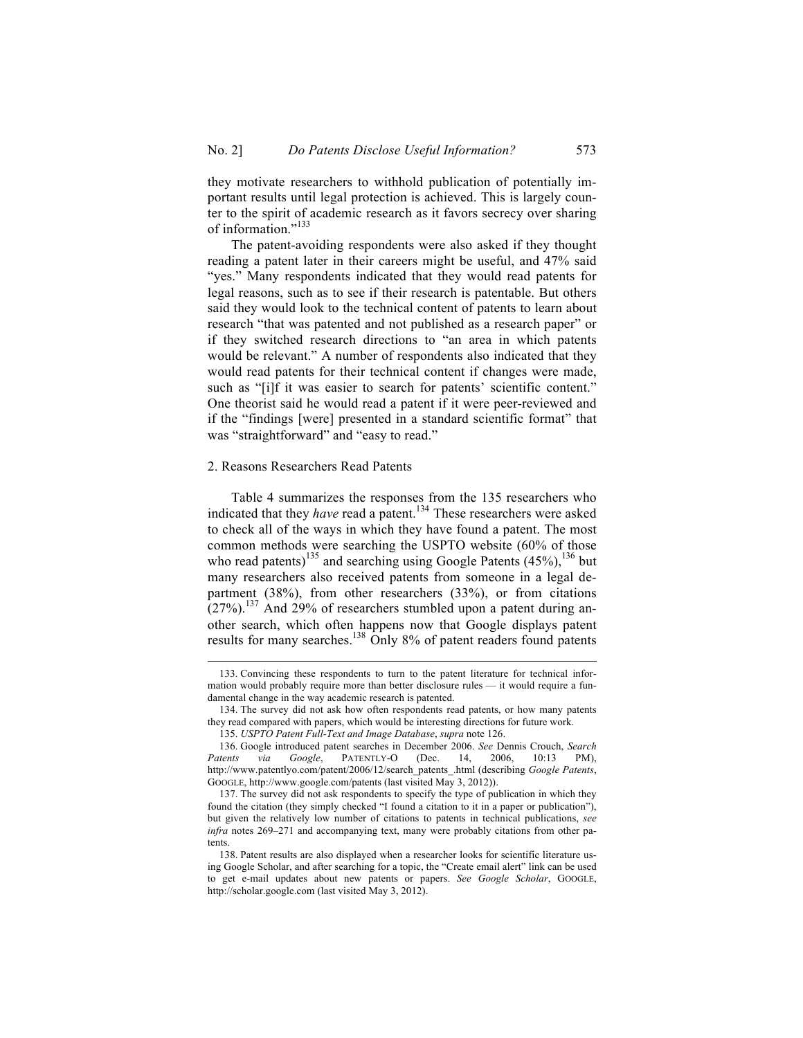they motivate researchers to withhold publication of potentially important results until legal protection is achieved. This is largely counter to the spirit of academic research as it favors secrecy over sharing of information."[133]

The patent-avoiding respondents were also asked if they thought reading a patent later in their careers might be useful, and 47% said "yes." Many respondents indicated that they would read patents for legal reasons, such as to see if their research is patentable. But others said they would look to the technical content of patents to learn about research "that was patented and not published as a research paper" or if they switched research directions to "an area in which patents would be relevant." A number of respondents also indicated that they would read patents for their technical content if changes were made, such as "[i]f it was easier to search for patents' scientific content." One theorist said he would read a patent if it were peer-reviewed and if the "findings [were] presented in a standard scientific format" that was "straightforward" and "easy to read."

### 2. Reasons Researchers Read Patents

Table 4 summarizes the responses from the 135 researchers who indicated that they *have* read a patent.[134] These researchers were asked to check all of the ways in which they have found a patent. The most common methods were searching the USPTO website (60% of those who read patents)[135] and searching using Google Patents (45%),[136] but many researchers also received patents from someone in a legal department (38%), from other researchers (33%), or from citations (27%).[137] And 29% of researchers stumbled upon a patent during another search, which often happens now that Google displays patent results for many searches.[138] Only 8% of patent readers found patents

---

133. Convincing these respondents to turn to the patent literature for technical information would probably require more than better disclosure rules — it would require a fundamental change in the way academic research is patented.

134. The survey did not ask how often respondents read patents, or how many patents they read compared with papers, which would be interesting directions for future work.

135. *USPTO Patent Full-Text and Image Database*, *supra* note 126.

136. Google introduced patent searches in December 2006. *See* Dennis Crouch, *Search Patents via Google*, PATENTLY-O (Dec. 14, 2006, 10:13 PM), http://www.patentlyo.com/patent/2006/12/search_patents_.html (describing *Google Patents*, GOOGLE, http://www.google.com/patents (last visited May 3, 2012)).

137. The survey did not ask respondents to specify the type of publication in which they found the citation (they simply checked "I found a citation to it in a paper or publication"), but given the relatively low number of citations to patents in technical publications, *see infra* notes 269–271 and accompanying text, many were probably citations from other patents.

138. Patent results are also displayed when a researcher looks for scientific literature using Google Scholar, and after searching for a topic, the "Create email alert" link can be used to get e-mail updates about new patents or papers. *See Google Scholar*, GOOGLE, http://scholar.google.com (last visited May 3, 2012).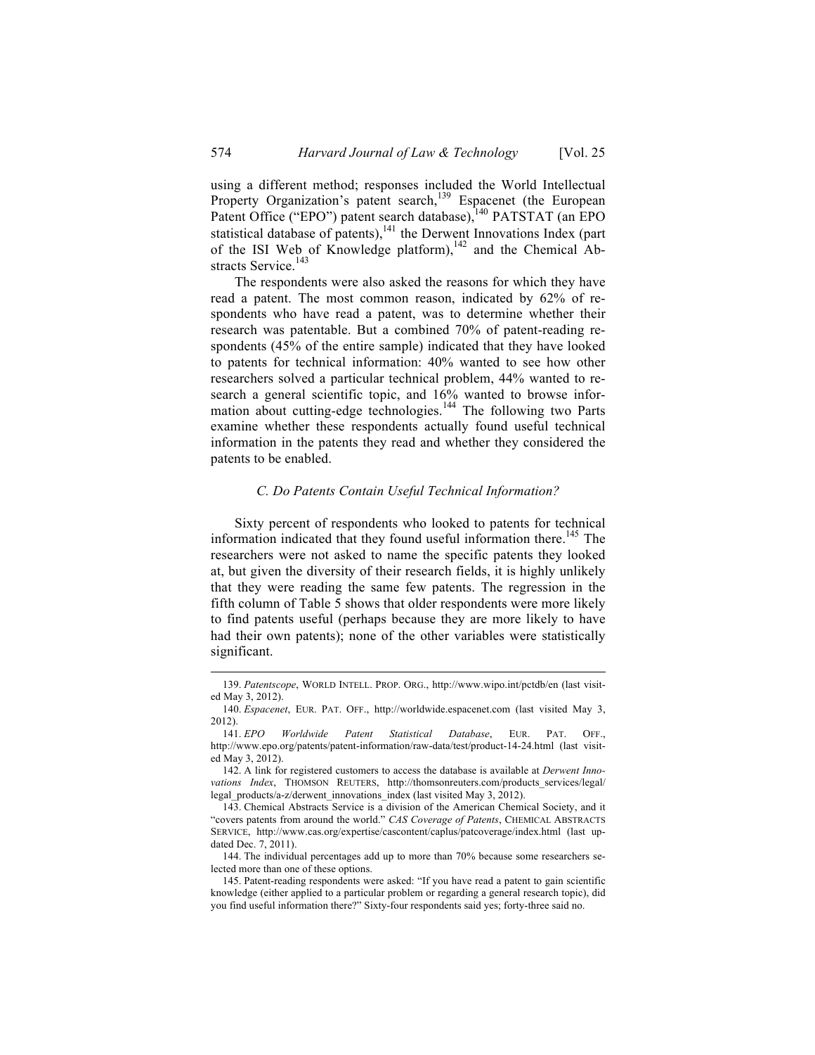using a different method; responses included the World Intellectual Property Organization's patent search,[139] Espacenet (the European Patent Office ("EPO") patent search database),[140] PATSTAT (an EPO statistical database of patents),[141] the Derwent Innovations Index (part of the ISI Web of Knowledge platform),[142] and the Chemical Abstracts Service.[143]

The respondents were also asked the reasons for which they have read a patent. The most common reason, indicated by 62% of respondents who have read a patent, was to determine whether their research was patentable. But a combined 70% of patent-reading respondents (45% of the entire sample) indicated that they have looked to patents for technical information: 40% wanted to see how other researchers solved a particular technical problem, 44% wanted to research a general scientific topic, and 16% wanted to browse information about cutting-edge technologies.[144] The following two Parts examine whether these respondents actually found useful technical information in the patents they read and whether they considered the patents to be enabled.

### *C. Do Patents Contain Useful Technical Information?*

Sixty percent of respondents who looked to patents for technical information indicated that they found useful information there.[145] The researchers were not asked to name the specific patents they looked at, but given the diversity of their research fields, it is highly unlikely that they were reading the same few patents. The regression in the fifth column of Table 5 shows that older respondents were more likely to find patents useful (perhaps because they are more likely to have had their own patents); none of the other variables were statistically significant.

---

139. *Patentscope*, WORLD INTELL. PROP. ORG., http://www.wipo.int/pctdb/en (last visited May 3, 2012).

140. *Espacenet*, EUR. PAT. OFF., http://worldwide.espacenet.com (last visited May 3, 2012).

141. *EPO Worldwide Patent Statistical Database*, EUR. PAT. OFF., http://www.epo.org/patents/patent-information/raw-data/test/product-14-24.html (last visited May 3, 2012).

142. A link for registered customers to access the database is available at *Derwent Innovations Index*, THOMSON REUTERS, http://thomsonreuters.com/products_services/legal/legal_products/a-z/derwent_innovations_index (last visited May 3, 2012).

143. Chemical Abstracts Service is a division of the American Chemical Society, and it "covers patents from around the world." *CAS Coverage of Patents*, CHEMICAL ABSTRACTS SERVICE, http://www.cas.org/expertise/cascontent/caplus/patcoverage/index.html (last updated Dec. 7, 2011).

144. The individual percentages add up to more than 70% because some researchers selected more than one of these options.

145. Patent-reading respondents were asked: "If you have read a patent to gain scientific knowledge (either applied to a particular problem or regarding a general research topic), did you find useful information there?" Sixty-four respondents said yes; forty-three said no.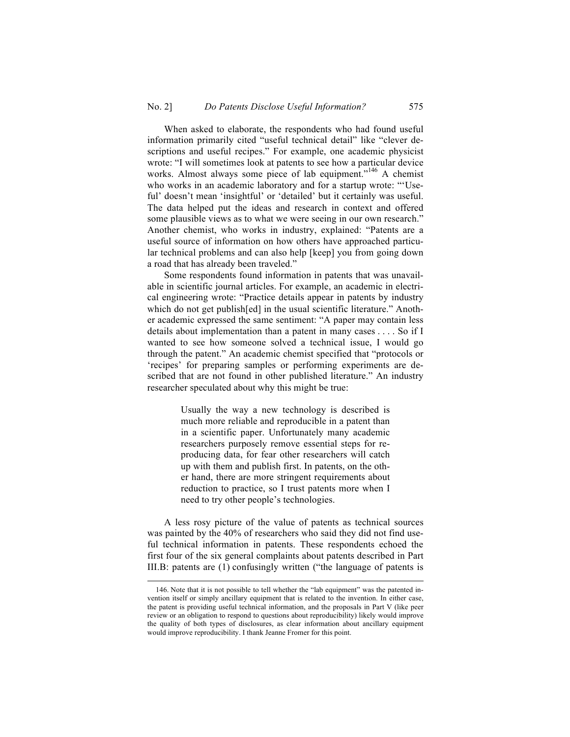When asked to elaborate, the respondents who had found useful information primarily cited "useful technical detail" like "clever descriptions and useful recipes." For example, one academic physicist wrote: "I will sometimes look at patents to see how a particular device works. Almost always some piece of lab equipment."[146] A chemist who works in an academic laboratory and for a startup wrote: "'Useful' doesn't mean 'insightful' or 'detailed' but it certainly was useful. The data helped put the ideas and research in context and offered some plausible views as to what we were seeing in our own research." Another chemist, who works in industry, explained: "Patents are a useful source of information on how others have approached particular technical problems and can also help [keep] you from going down a road that has already been traveled."

Some respondents found information in patents that was unavailable in scientific journal articles. For example, an academic in electrical engineering wrote: "Practice details appear in patents by industry which do not get publish[ed] in the usual scientific literature." Another academic expressed the same sentiment: "A paper may contain less details about implementation than a patent in many cases . . . . So if I wanted to see how someone solved a technical issue, I would go through the patent." An academic chemist specified that "protocols or 'recipes' for preparing samples or performing experiments are described that are not found in other published literature." An industry researcher speculated about why this might be true:

> Usually the way a new technology is described is much more reliable and reproducible in a patent than in a scientific paper. Unfortunately many academic researchers purposely remove essential steps for reproducing data, for fear other researchers will catch up with them and publish first. In patents, on the other hand, there are more stringent requirements about reduction to practice, so I trust patents more when I need to try other people's technologies.

A less rosy picture of the value of patents as technical sources was painted by the 40% of researchers who said they did not find useful technical information in patents. These respondents echoed the first four of the six general complaints about patents described in Part III.B: patents are (1) confusingly written ("the language of patents is

---

146. Note that it is not possible to tell whether the "lab equipment" was the patented invention itself or simply ancillary equipment that is related to the invention. In either case, the patent is providing useful technical information, and the proposals in Part V (like peer review or an obligation to respond to questions about reproducibility) likely would improve the quality of both types of disclosures, as clear information about ancillary equipment would improve reproducibility. I thank Jeanne Fromer for this point.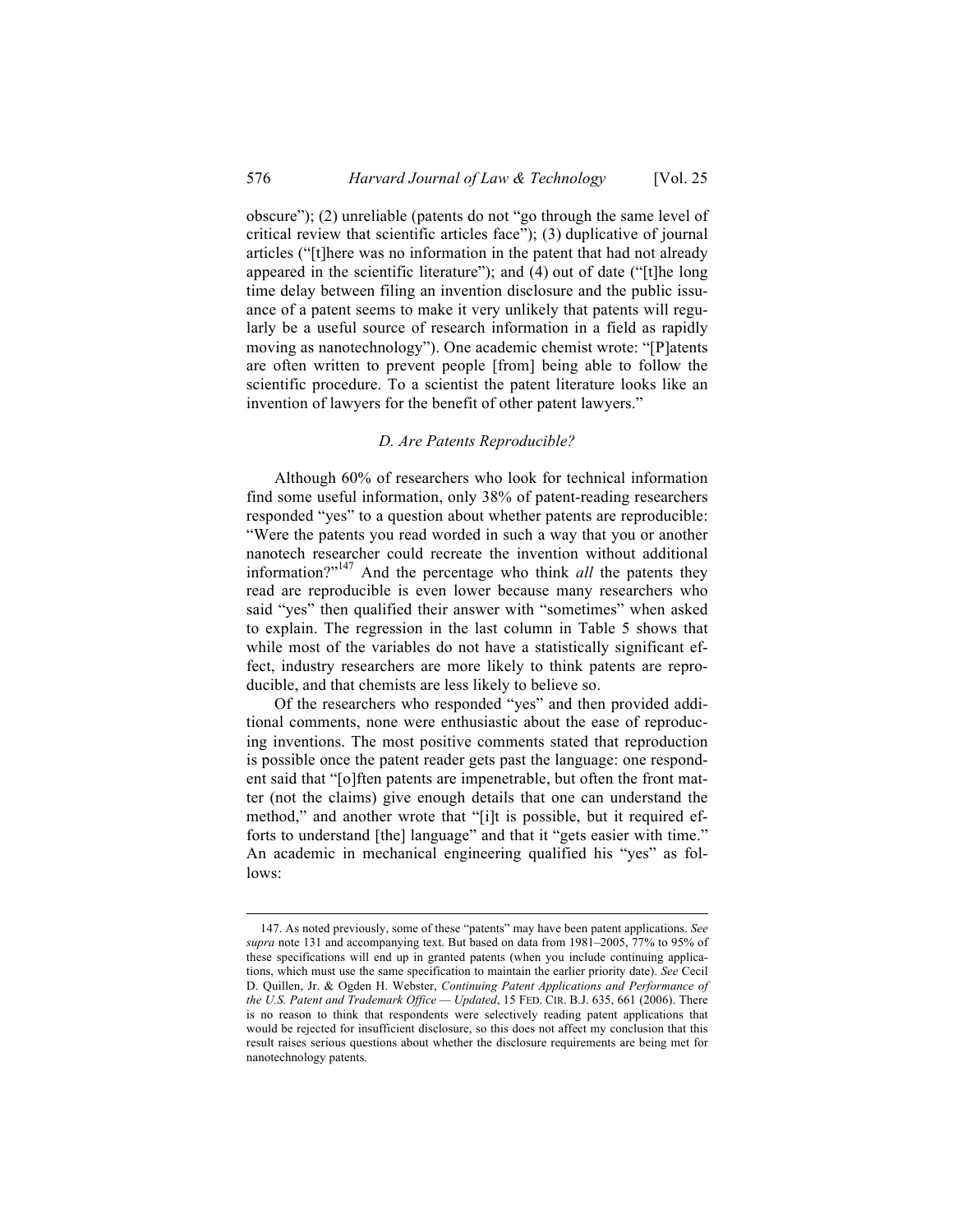obscure"); (2) unreliable (patents do not "go through the same level of critical review that scientific articles face"); (3) duplicative of journal articles ("[t]here was no information in the patent that had not already appeared in the scientific literature"); and (4) out of date ("[t]he long time delay between filing an invention disclosure and the public issuance of a patent seems to make it very unlikely that patents will regularly be a useful source of research information in a field as rapidly moving as nanotechnology"). One academic chemist wrote: "[P]atents are often written to prevent people [from] being able to follow the scientific procedure. To a scientist the patent literature looks like an invention of lawyers for the benefit of other patent lawyers."

### *D. Are Patents Reproducible?*

Although 60% of researchers who look for technical information find some useful information, only 38% of patent-reading researchers responded "yes" to a question about whether patents are reproducible: "Were the patents you read worded in such a way that you or another nanotech researcher could recreate the invention without additional information?"[147] And the percentage who think *all* the patents they read are reproducible is even lower because many researchers who said "yes" then qualified their answer with "sometimes" when asked to explain. The regression in the last column in Table 5 shows that while most of the variables do not have a statistically significant effect, industry researchers are more likely to think patents are reproducible, and that chemists are less likely to believe so.

Of the researchers who responded "yes" and then provided additional comments, none were enthusiastic about the ease of reproducing inventions. The most positive comments stated that reproduction is possible once the patent reader gets past the language: one respondent said that "[o]ften patents are impenetrable, but often the front matter (not the claims) give enough details that one can understand the method," and another wrote that "[i]t is possible, but it required efforts to understand [the] language" and that it "gets easier with time." An academic in mechanical engineering qualified his "yes" as follows:

---

147. As noted previously, some of these "patents" may have been patent applications. *See supra* note 131 and accompanying text. But based on data from 1981–2005, 77% to 95% of these specifications will end up in granted patents (when you include continuing applications, which must use the same specification to maintain the earlier priority date). *See* Cecil D. Quillen, Jr. & Ogden H. Webster, *Continuing Patent Applications and Performance of the U.S. Patent and Trademark Office — Updated*, 15 FED. CIR. B.J. 635, 661 (2006). There is no reason to think that respondents were selectively reading patent applications that would be rejected for insufficient disclosure, so this does not affect my conclusion that this result raises serious questions about whether the disclosure requirements are being met for nanotechnology patents.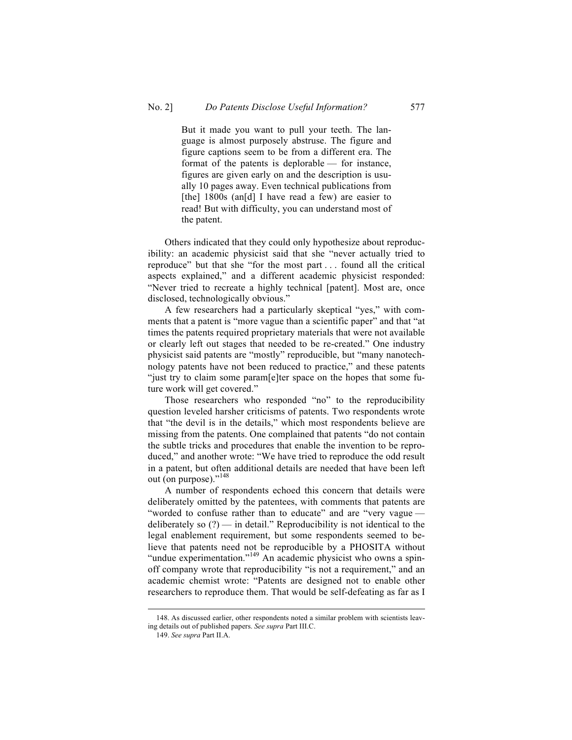> But it made you want to pull your teeth. The language is almost purposely abstruse. The figure and figure captions seem to be from a different era. The format of the patents is deplorable — for instance, figures are given early on and the description is usually 10 pages away. Even technical publications from [the] 1800s (an[d] I have read a few) are easier to read! But with difficulty, you can understand most of the patent.

Others indicated that they could only hypothesize about reproducibility: an academic physicist said that she "never actually tried to reproduce" but that she "for the most part . . . found all the critical aspects explained," and a different academic physicist responded: "Never tried to recreate a highly technical [patent]. Most are, once disclosed, technologically obvious."

A few researchers had a particularly skeptical "yes," with comments that a patent is "more vague than a scientific paper" and that "at times the patents required proprietary materials that were not available or clearly left out stages that needed to be re-created." One industry physicist said patents are "mostly" reproducible, but "many nanotechnology patents have not been reduced to practice," and these patents "just try to claim some param[e]ter space on the hopes that some future work will get covered."

Those researchers who responded "no" to the reproducibility question leveled harsher criticisms of patents. Two respondents wrote that "the devil is in the details," which most respondents believe are missing from the patents. One complained that patents "do not contain the subtle tricks and procedures that enable the invention to be reproduced," and another wrote: "We have tried to reproduce the odd result in a patent, but often additional details are needed that have been left out (on purpose)."[148]

A number of respondents echoed this concern that details were deliberately omitted by the patentees, with comments that patents are "worded to confuse rather than to educate" and are "very vague — deliberately so (?) — in detail." Reproducibility is not identical to the legal enablement requirement, but some respondents seemed to believe that patents need not be reproducible by a PHOSITA without "undue experimentation."[149] An academic physicist who owns a spin-off company wrote that reproducibility "is not a requirement," and an academic chemist wrote: "Patents are designed not to enable other researchers to reproduce them. That would be self-defeating as far as I

---

148. As discussed earlier, other respondents noted a similar problem with scientists leaving details out of published papers. *See supra* Part III.C.

149. *See supra* Part II.A.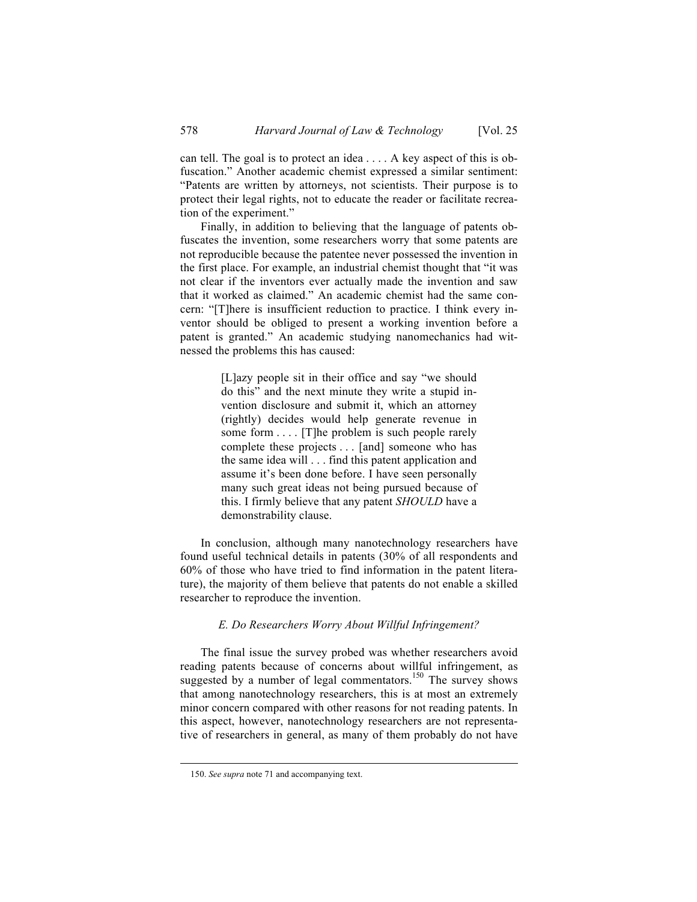can tell. The goal is to protect an idea . . . . A key aspect of this is obfuscation." Another academic chemist expressed a similar sentiment: "Patents are written by attorneys, not scientists. Their purpose is to protect their legal rights, not to educate the reader or facilitate recreation of the experiment."

Finally, in addition to believing that the language of patents obfuscates the invention, some researchers worry that some patents are not reproducible because the patentee never possessed the invention in the first place. For example, an industrial chemist thought that "it was not clear if the inventors ever actually made the invention and saw that it worked as claimed." An academic chemist had the same concern: "[T]here is insufficient reduction to practice. I think every inventor should be obliged to present a working invention before a patent is granted." An academic studying nanomechanics had witnessed the problems this has caused:

> [L]azy people sit in their office and say "we should do this" and the next minute they write a stupid invention disclosure and submit it, which an attorney (rightly) decides would help generate revenue in some form . . . . [T]he problem is such people rarely complete these projects . . . [and] someone who has the same idea will . . . find this patent application and assume it's been done before. I have seen personally many such great ideas not being pursued because of this. I firmly believe that any patent *SHOULD* have a demonstrability clause.

In conclusion, although many nanotechnology researchers have found useful technical details in patents (30% of all respondents and 60% of those who have tried to find information in the patent literature), the majority of them believe that patents do not enable a skilled researcher to reproduce the invention.

### *E. Do Researchers Worry About Willful Infringement?*

The final issue the survey probed was whether researchers avoid reading patents because of concerns about willful infringement, as suggested by a number of legal commentators.[150] The survey shows that among nanotechnology researchers, this is at most an extremely minor concern compared with other reasons for not reading patents. In this aspect, however, nanotechnology researchers are not representative of researchers in general, as many of them probably do not have

150. *See supra* note 71 and accompanying text.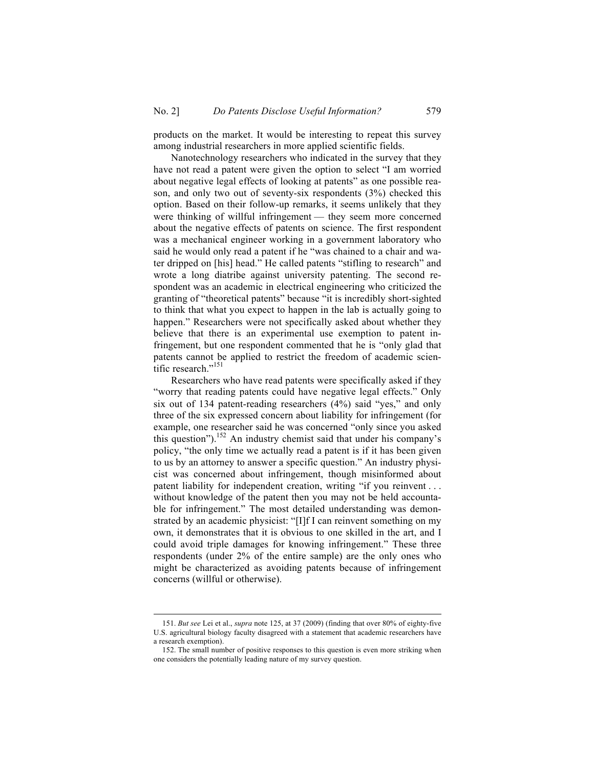products on the market. It would be interesting to repeat this survey among industrial researchers in more applied scientific fields.

Nanotechnology researchers who indicated in the survey that they have not read a patent were given the option to select "I am worried about negative legal effects of looking at patents" as one possible reason, and only two out of seventy-six respondents (3%) checked this option. Based on their follow-up remarks, it seems unlikely that they were thinking of willful infringement — they seem more concerned about the negative effects of patents on science. The first respondent was a mechanical engineer working in a government laboratory who said he would only read a patent if he "was chained to a chair and water dripped on [his] head." He called patents "stifling to research" and wrote a long diatribe against university patenting. The second respondent was an academic in electrical engineering who criticized the granting of "theoretical patents" because "it is incredibly short-sighted to think that what you expect to happen in the lab is actually going to happen." Researchers were not specifically asked about whether they believe that there is an experimental use exemption to patent infringement, but one respondent commented that he is "only glad that patents cannot be applied to restrict the freedom of academic scientific research."[151]

Researchers who have read patents were specifically asked if they "worry that reading patents could have negative legal effects." Only six out of 134 patent-reading researchers (4%) said "yes," and only three of the six expressed concern about liability for infringement (for example, one researcher said he was concerned "only since you asked this question").[152] An industry chemist said that under his company's policy, "the only time we actually read a patent is if it has been given to us by an attorney to answer a specific question." An industry physicist was concerned about infringement, though misinformed about patent liability for independent creation, writing "if you reinvent . . . without knowledge of the patent then you may not be held accountable for infringement." The most detailed understanding was demonstrated by an academic physicist: "[I]f I can reinvent something on my own, it demonstrates that it is obvious to one skilled in the art, and I could avoid triple damages for knowing infringement." These three respondents (under 2% of the entire sample) are the only ones who might be characterized as avoiding patents because of infringement concerns (willful or otherwise).

---

151. *But see* Lei et al., *supra* note 125, at 37 (2009) (finding that over 80% of eighty-five U.S. agricultural biology faculty disagreed with a statement that academic researchers have a research exemption).

152. The small number of positive responses to this question is even more striking when one considers the potentially leading nature of my survey question.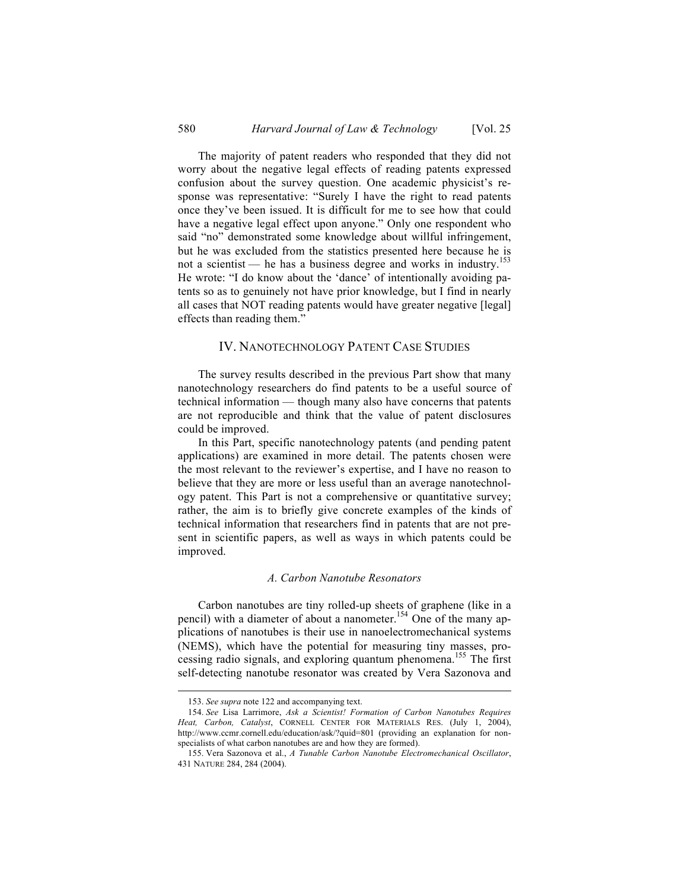The majority of patent readers who responded that they did not worry about the negative legal effects of reading patents expressed confusion about the survey question. One academic physicist's response was representative: "Surely I have the right to read patents once they've been issued. It is difficult for me to see how that could have a negative legal effect upon anyone." Only one respondent who said "no" demonstrated some knowledge about willful infringement, but he was excluded from the statistics presented here because he is not a scientist — he has a business degree and works in industry.[153] He wrote: "I do know about the 'dance' of intentionally avoiding patents so as to genuinely not have prior knowledge, but I find in nearly all cases that NOT reading patents would have greater negative [legal] effects than reading them."

## IV. Nanotechnology Patent Case Studies

The survey results described in the previous Part show that many nanotechnology researchers do find patents to be a useful source of technical information — though many also have concerns that patents are not reproducible and think that the value of patent disclosures could be improved.

In this Part, specific nanotechnology patents (and pending patent applications) are examined in more detail. The patents chosen were the most relevant to the reviewer's expertise, and I have no reason to believe that they are more or less useful than an average nanotechnology patent. This Part is not a comprehensive or quantitative survey; rather, the aim is to briefly give concrete examples of the kinds of technical information that researchers find in patents that are not present in scientific papers, as well as ways in which patents could be improved.

### *A. Carbon Nanotube Resonators*

Carbon nanotubes are tiny rolled-up sheets of graphene (like in a pencil) with a diameter of about a nanometer.[154] One of the many applications of nanotubes is their use in nanoelectromechanical systems (NEMS), which have the potential for measuring tiny masses, processing radio signals, and exploring quantum phenomena.[155] The first self-detecting nanotube resonator was created by Vera Sazonova and

---

153. *See supra* note 122 and accompanying text.

154. *See* Lisa Larrimore, *Ask a Scientist! Formation of Carbon Nanotubes Requires Heat, Carbon, Catalyst*, CORNELL CENTER FOR MATERIALS RES. (July 1, 2004), http://www.ccmr.cornell.edu/education/ask/?quid=801 (providing an explanation for non-specialists of what carbon nanotubes are and how they are formed).

155. Vera Sazonova et al., *A Tunable Carbon Nanotube Electromechanical Oscillator*, 431 NATURE 284, 284 (2004).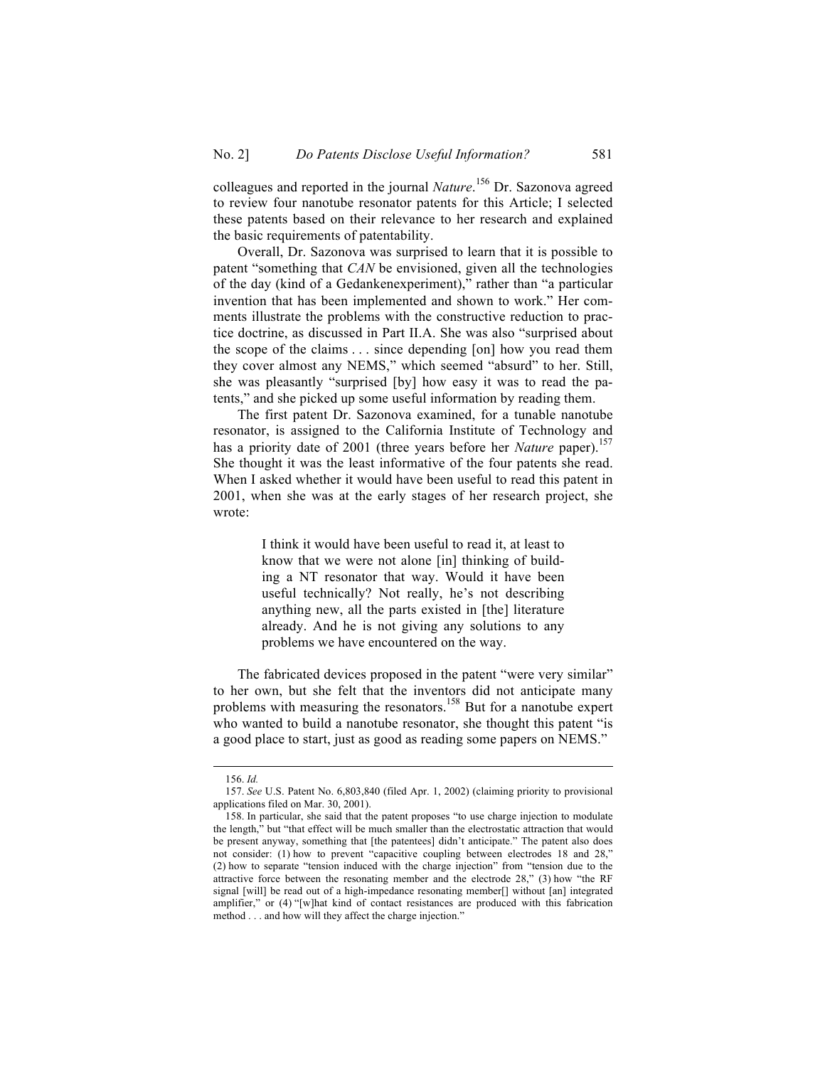colleagues and reported in the journal *Nature*.[156] Dr. Sazonova agreed to review four nanotube resonator patents for this Article; I selected these patents based on their relevance to her research and explained the basic requirements of patentability.

Overall, Dr. Sazonova was surprised to learn that it is possible to patent "something that *CAN* be envisioned, given all the technologies of the day (kind of a Gedankenexperiment)," rather than "a particular invention that has been implemented and shown to work." Her comments illustrate the problems with the constructive reduction to practice doctrine, as discussed in Part II.A. She was also "surprised about the scope of the claims . . . since depending [on] how you read them they cover almost any NEMS," which seemed "absurd" to her. Still, she was pleasantly "surprised [by] how easy it was to read the patents," and she picked up some useful information by reading them.

The first patent Dr. Sazonova examined, for a tunable nanotube resonator, is assigned to the California Institute of Technology and has a priority date of 2001 (three years before her *Nature* paper).[157] She thought it was the least informative of the four patents she read. When I asked whether it would have been useful to read this patent in 2001, when she was at the early stages of her research project, she wrote:

> I think it would have been useful to read it, at least to know that we were not alone [in] thinking of building a NT resonator that way. Would it have been useful technically? Not really, he's not describing anything new, all the parts existed in [the] literature already. And he is not giving any solutions to any problems we have encountered on the way.

The fabricated devices proposed in the patent "were very similar" to her own, but she felt that the inventors did not anticipate many problems with measuring the resonators.[158] But for a nanotube expert who wanted to build a nanotube resonator, she thought this patent "is a good place to start, just as good as reading some papers on NEMS."

---

156. *Id.*

157. *See* U.S. Patent No. 6,803,840 (filed Apr. 1, 2002) (claiming priority to provisional applications filed on Mar. 30, 2001).

158. In particular, she said that the patent proposes "to use charge injection to modulate the length," but "that effect will be much smaller than the electrostatic attraction that would be present anyway, something that [the patentees] didn't anticipate." The patent also does not consider: (1) how to prevent "capacitive coupling between electrodes 18 and 28," (2) how to separate "tension induced with the charge injection" from "tension due to the attractive force between the resonating member and the electrode 28," (3) how "the RF signal [will] be read out of a high-impedance resonating member[] without [an] integrated amplifier," or (4) "[w]hat kind of contact resistances are produced with this fabrication method . . . and how will they affect the charge injection."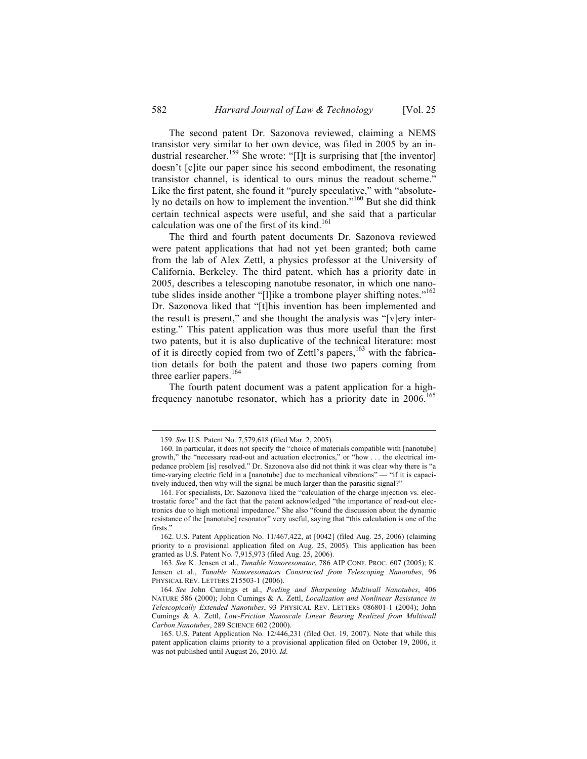The second patent Dr. Sazonova reviewed, claiming a NEMS transistor very similar to her own device, was filed in 2005 by an industrial researcher.[159] She wrote: "[I]t is surprising that [the inventor] doesn't [c]ite our paper since his second embodiment, the resonating transistor channel, is identical to ours minus the readout scheme." Like the first patent, she found it "purely speculative," with "absolutely no details on how to implement the invention."[160] But she did think certain technical aspects were useful, and she said that a particular calculation was one of the first of its kind.[161]

The third and fourth patent documents Dr. Sazonova reviewed were patent applications that had not yet been granted; both came from the lab of Alex Zettl, a physics professor at the University of California, Berkeley. The third patent, which has a priority date in 2005, describes a telescoping nanotube resonator, in which one nanotube slides inside another "[l]ike a trombone player shifting notes."[162] Dr. Sazonova liked that "[t]his invention has been implemented and the result is present," and she thought the analysis was "[v]ery interesting." This patent application was thus more useful than the first two patents, but it is also duplicative of the technical literature: most of it is directly copied from two of Zettl's papers,[163] with the fabrication details for both the patent and those two papers coming from three earlier papers.[164]

The fourth patent document was a patent application for a high-frequency nanotube resonator, which has a priority date in 2006.[165]

---

159. *See* U.S. Patent No. 7,579,618 (filed Mar. 2, 2005).

160. In particular, it does not specify the "choice of materials compatible with [nanotube] growth," the "necessary read-out and actuation electronics," or "how . . . the electrical impedance problem [is] resolved." Dr. Sazonova also did not think it was clear why there is "a time-varying electric field in a [nanotube] due to mechanical vibrations" — "if it is capacitively induced, then why will the signal be much larger than the parasitic signal?"

161. For specialists, Dr. Sazonova liked the "calculation of the charge injection vs. electrostatic force" and the fact that the patent acknowledged "the importance of read-out electronics due to high motional impedance." She also "found the discussion about the dynamic resistance of the [nanotube] resonator" very useful, saying that "this calculation is one of the firsts."

162. U.S. Patent Application No. 11/467,422, at [0042] (filed Aug. 25, 2006) (claiming priority to a provisional application filed on Aug. 25, 2005). This application has been granted as U.S. Patent No. 7,915,973 (filed Aug. 25, 2006).

163. *See* K. Jensen et al., *Tunable Nanoresonator*, 786 AIP CONF. PROC. 607 (2005); K. Jensen et al., *Tunable Nanoresonators Constructed from Telescoping Nanotubes*, 96 PHYSICAL REV. LETTERS 215503-1 (2006).

164. *See* John Cumings et al., *Peeling and Sharpening Multiwall Nanotubes*, 406 NATURE 586 (2000); John Cumings & A. Zettl, *Localization and Nonlinear Resistance in Telescopically Extended Nanotubes*, 93 PHYSICAL REV. LETTERS 086801-1 (2004); John Cumings & A. Zettl, *Low-Friction Nanoscale Linear Bearing Realized from Multiwall Carbon Nanotubes*, 289 SCIENCE 602 (2000).

165. U.S. Patent Application No. 12/446,231 (filed Oct. 19, 2007). Note that while this patent application claims priority to a provisional application filed on October 19, 2006, it was not published until August 26, 2010. *Id.*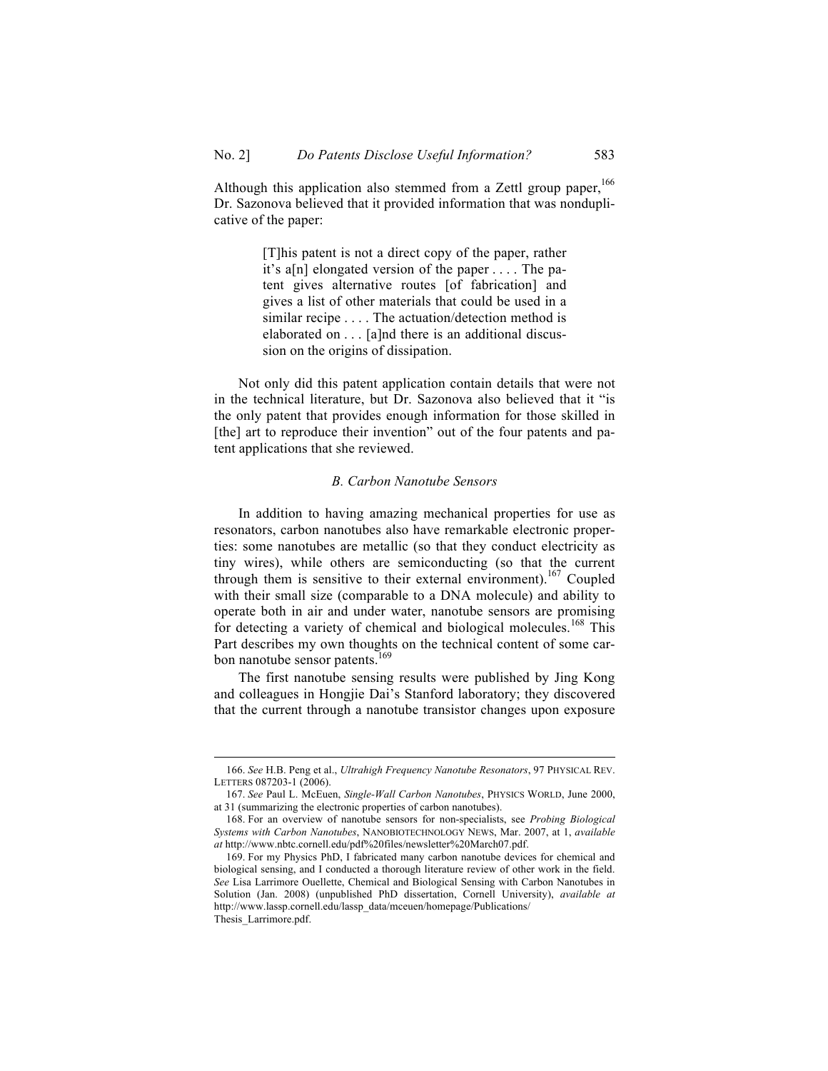Although this application also stemmed from a Zettl group paper,[166] Dr. Sazonova believed that it provided information that was nonduplicative of the paper:

> [T]his patent is not a direct copy of the paper, rather it's a[n] elongated version of the paper . . . . The patent gives alternative routes [of fabrication] and gives a list of other materials that could be used in a similar recipe . . . . The actuation/detection method is elaborated on . . . [a]nd there is an additional discussion on the origins of dissipation.

Not only did this patent application contain details that were not in the technical literature, but Dr. Sazonova also believed that it "is the only patent that provides enough information for those skilled in [the] art to reproduce their invention" out of the four patents and patent applications that she reviewed.

### *B. Carbon Nanotube Sensors*

In addition to having amazing mechanical properties for use as resonators, carbon nanotubes also have remarkable electronic properties: some nanotubes are metallic (so that they conduct electricity as tiny wires), while others are semiconducting (so that the current through them is sensitive to their external environment).[167] Coupled with their small size (comparable to a DNA molecule) and ability to operate both in air and under water, nanotube sensors are promising for detecting a variety of chemical and biological molecules.[168] This Part describes my own thoughts on the technical content of some carbon nanotube sensor patents.[169]

The first nanotube sensing results were published by Jing Kong and colleagues in Hongjie Dai's Stanford laboratory; they discovered that the current through a nanotube transistor changes upon exposure

---

166. *See* H.B. Peng et al., *Ultrahigh Frequency Nanotube Resonators*, 97 PHYSICAL REV. LETTERS 087203-1 (2006).

167. *See* Paul L. McEuen, *Single-Wall Carbon Nanotubes*, PHYSICS WORLD, June 2000, at 31 (summarizing the electronic properties of carbon nanotubes).

168. For an overview of nanotube sensors for non-specialists, see *Probing Biological Systems with Carbon Nanotubes*, NANOBIOTECHNOLOGY NEWS, Mar. 2007, at 1, *available at* http://www.nbtc.cornell.edu/pdf%20files/newsletter%20March07.pdf.

169. For my Physics PhD, I fabricated many carbon nanotube devices for chemical and biological sensing, and I conducted a thorough literature review of other work in the field. *See* Lisa Larrimore Ouellette, Chemical and Biological Sensing with Carbon Nanotubes in Solution (Jan. 2008) (unpublished PhD dissertation, Cornell University), *available at* http://www.lassp.cornell.edu/lassp_data/mceuen/homepage/Publications/Thesis_Larrimore.pdf.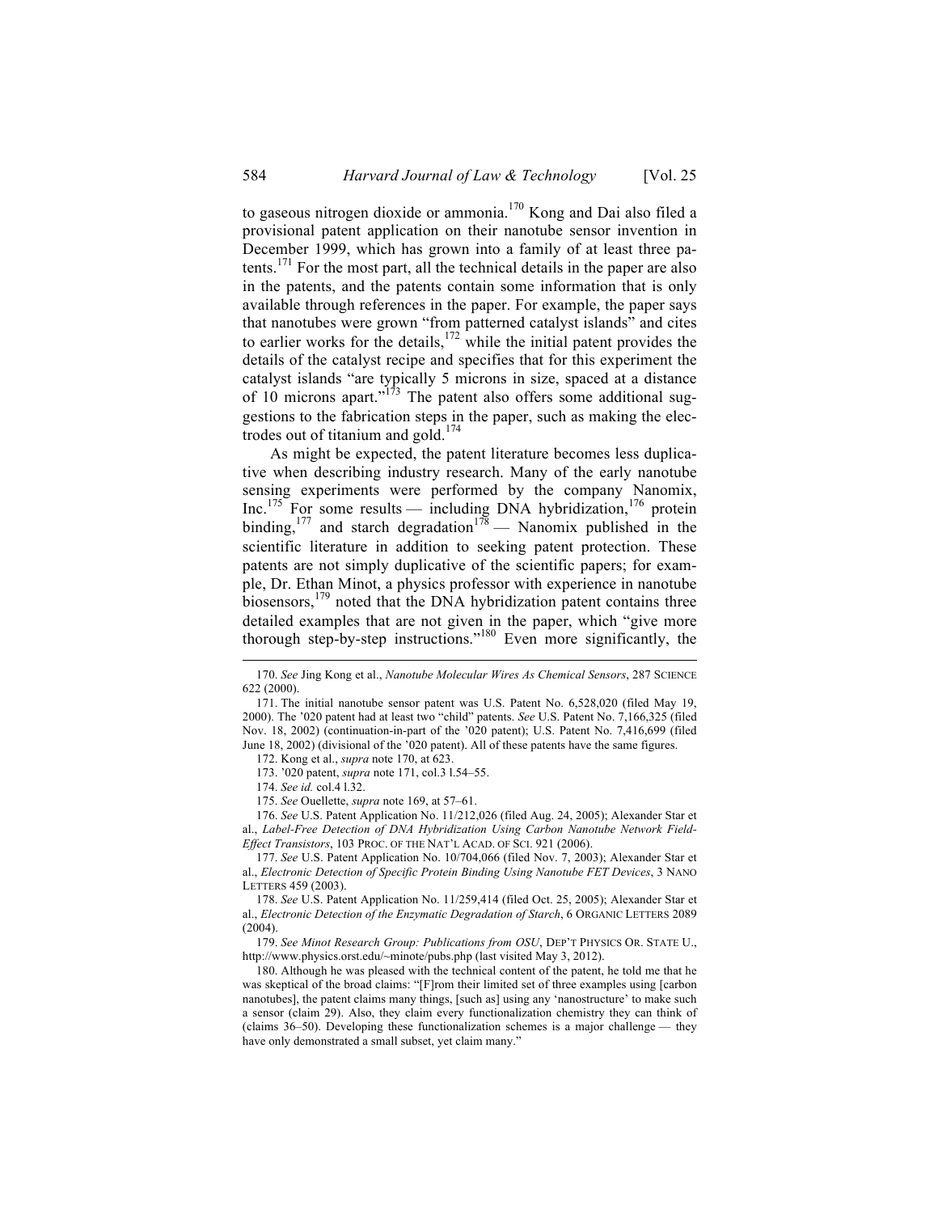to gaseous nitrogen dioxide or ammonia.[170] Kong and Dai also filed a provisional patent application on their nanotube sensor invention in December 1999, which has grown into a family of at least three patents.[171] For the most part, all the technical details in the paper are also in the patents, and the patents contain some information that is only available through references in the paper. For example, the paper says that nanotubes were grown "from patterned catalyst islands" and cites to earlier works for the details,[172] while the initial patent provides the details of the catalyst recipe and specifies that for this experiment the catalyst islands "are typically 5 microns in size, spaced at a distance of 10 microns apart."[173] The patent also offers some additional suggestions to the fabrication steps in the paper, such as making the electrodes out of titanium and gold.[174]

As might be expected, the patent literature becomes less duplicative when describing industry research. Many of the early nanotube sensing experiments were performed by the company Nanomix, Inc.[175] For some results — including DNA hybridization,[176] protein binding,[177] and starch degradation[178] — Nanomix published in the scientific literature in addition to seeking patent protection. These patents are not simply duplicative of the scientific papers; for example, Dr. Ethan Minot, a physics professor with experience in nanotube biosensors,[179] noted that the DNA hybridization patent contains three detailed examples that are not given in the paper, which "give more thorough step-by-step instructions."[180] Even more significantly, the

---

170. *See* Jing Kong et al., *Nanotube Molecular Wires As Chemical Sensors*, 287 SCIENCE 622 (2000).

171. The initial nanotube sensor patent was U.S. Patent No. 6,528,020 (filed May 19, 2000). The '020 patent had at least two "child" patents. *See* U.S. Patent No. 7,166,325 (filed Nov. 18, 2002) (continuation-in-part of the '020 patent); U.S. Patent No. 7,416,699 (filed June 18, 2002) (divisional of the '020 patent). All of these patents have the same figures.

172. Kong et al., *supra* note 170, at 623.

173. '020 patent, *supra* note 171, col.3 l.54–55.

174. *See id.* col.4 l.32.

175. *See* Ouellette, *supra* note 169, at 57–61.

176. *See* U.S. Patent Application No. 11/212,026 (filed Aug. 24, 2005); Alexander Star et al., *Label-Free Detection of DNA Hybridization Using Carbon Nanotube Network Field-Effect Transistors*, 103 PROC. OF THE NAT'L ACAD. OF SCI. 921 (2006).

177. *See* U.S. Patent Application No. 10/704,066 (filed Nov. 7, 2003); Alexander Star et al., *Electronic Detection of Specific Protein Binding Using Nanotube FET Devices*, 3 NANO LETTERS 459 (2003).

178. *See* U.S. Patent Application No. 11/259,414 (filed Oct. 25, 2005); Alexander Star et al., *Electronic Detection of the Enzymatic Degradation of Starch*, 6 ORGANIC LETTERS 2089 (2004).

179. *See Minot Research Group: Publications from OSU*, DEP'T PHYSICS OR. STATE U., http://www.physics.orst.edu/~minote/pubs.php (last visited May 3, 2012).

180. Although he was pleased with the technical content of the patent, he told me that he was skeptical of the broad claims: "[F]rom their limited set of three examples using [carbon nanotubes], the patent claims many things, [such as] using any 'nanostructure' to make such a sensor (claim 29). Also, they claim every functionalization chemistry they can think of (claims 36–50). Developing these functionalization schemes is a major challenge — they have only demonstrated a small subset, yet claim many."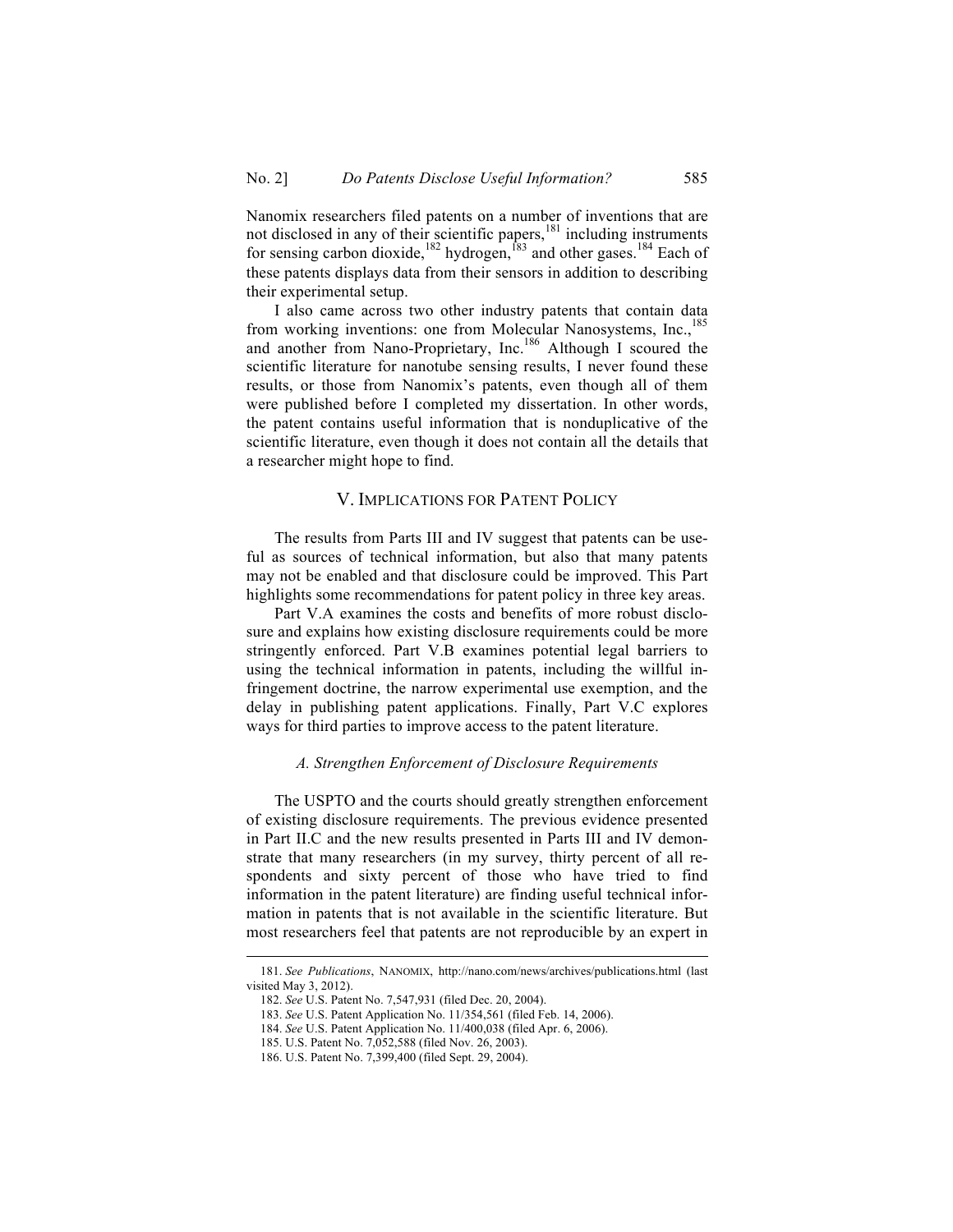Nanomix researchers filed patents on a number of inventions that are not disclosed in any of their scientific papers,[181] including instruments for sensing carbon dioxide,[182] hydrogen,[183] and other gases.[184] Each of these patents displays data from their sensors in addition to describing their experimental setup.

I also came across two other industry patents that contain data from working inventions: one from Molecular Nanosystems, Inc.,[185] and another from Nano-Proprietary, Inc.[186] Although I scoured the scientific literature for nanotube sensing results, I never found these results, or those from Nanomix's patents, even though all of them were published before I completed my dissertation. In other words, the patent contains useful information that is nonduplicative of the scientific literature, even though it does not contain all the details that a researcher might hope to find.

## V. Implications for Patent Policy

The results from Parts III and IV suggest that patents can be useful as sources of technical information, but also that many patents may not be enabled and that disclosure could be improved. This Part highlights some recommendations for patent policy in three key areas.

Part V.A examines the costs and benefits of more robust disclosure and explains how existing disclosure requirements could be more stringently enforced. Part V.B examines potential legal barriers to using the technical information in patents, including the willful infringement doctrine, the narrow experimental use exemption, and the delay in publishing patent applications. Finally, Part V.C explores ways for third parties to improve access to the patent literature.

### *A. Strengthen Enforcement of Disclosure Requirements*

The USPTO and the courts should greatly strengthen enforcement of existing disclosure requirements. The previous evidence presented in Part II.C and the new results presented in Parts III and IV demonstrate that many researchers (in my survey, thirty percent of all respondents and sixty percent of those who have tried to find information in the patent literature) are finding useful technical information in patents that is not available in the scientific literature. But most researchers feel that patents are not reproducible by an expert in

181. *See Publications*, NANOMIX, http://nano.com/news/archives/publications.html (last visited May 3, 2012).

182. *See* U.S. Patent No. 7,547,931 (filed Dec. 20, 2004).

183. *See* U.S. Patent Application No. 11/354,561 (filed Feb. 14, 2006).

184. *See* U.S. Patent Application No. 11/400,038 (filed Apr. 6, 2006).

185. U.S. Patent No. 7,052,588 (filed Nov. 26, 2003).

186. U.S. Patent No. 7,399,400 (filed Sept. 29, 2004).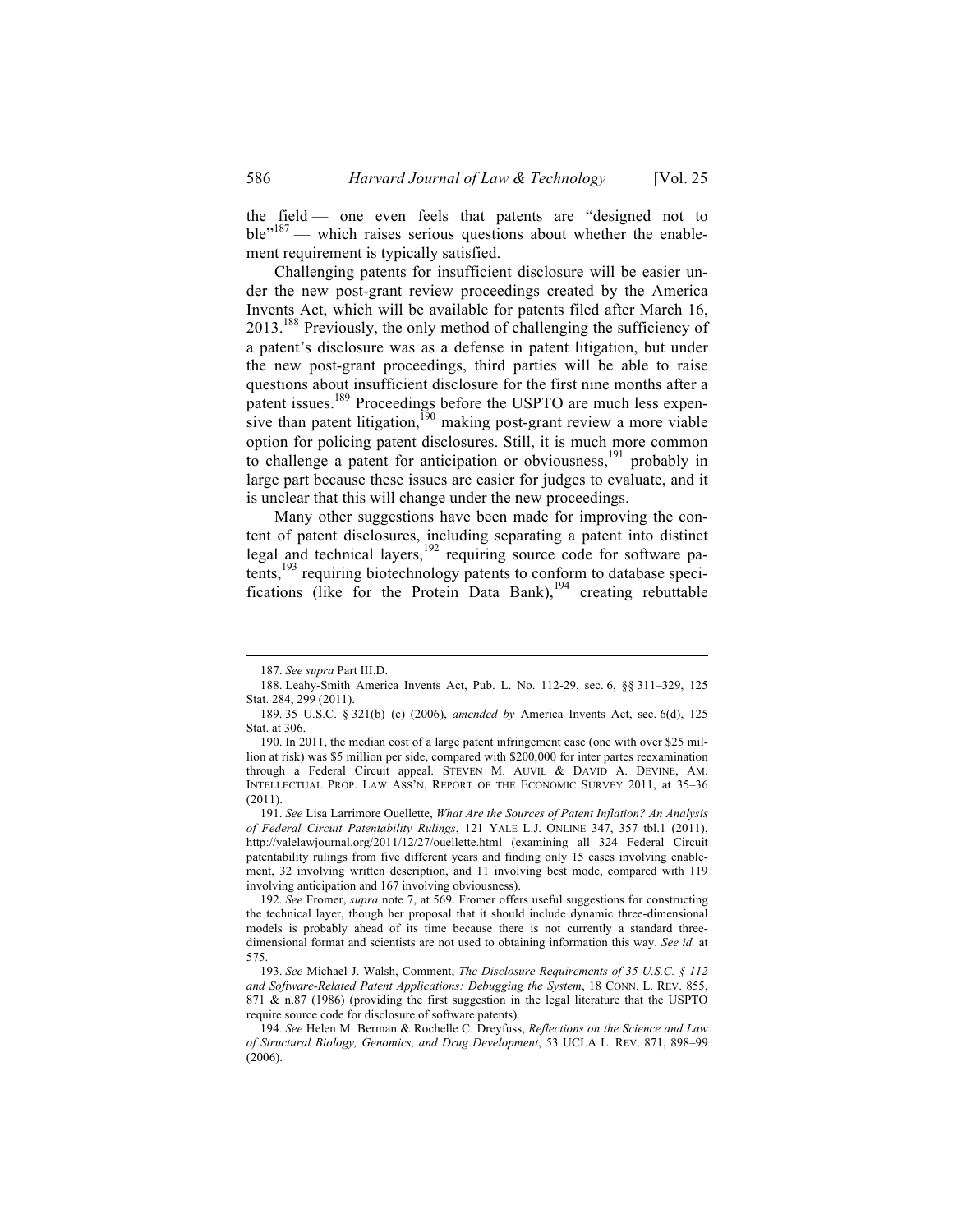the field — one even feels that patents are "designed not to ble"[187] — which raises serious questions about whether the enablement requirement is typically satisfied.

Challenging patents for insufficient disclosure will be easier under the new post-grant review proceedings created by the America Invents Act, which will be available for patents filed after March 16, 2013.[188] Previously, the only method of challenging the sufficiency of a patent's disclosure was as a defense in patent litigation, but under the new post-grant proceedings, third parties will be able to raise questions about insufficient disclosure for the first nine months after a patent issues.[189] Proceedings before the USPTO are much less expensive than patent litigation,[190] making post-grant review a more viable option for policing patent disclosures. Still, it is much more common to challenge a patent for anticipation or obviousness,[191] probably in large part because these issues are easier for judges to evaluate, and it is unclear that this will change under the new proceedings.

Many other suggestions have been made for improving the content of patent disclosures, including separating a patent into distinct legal and technical layers,[192] requiring source code for software patents,[193] requiring biotechnology patents to conform to database specifications (like for the Protein Data Bank),[194] creating rebuttable

---

187. *See supra* Part III.D.

188. Leahy-Smith America Invents Act, Pub. L. No. 112-29, sec. 6, §§ 311–329, 125 Stat. 284, 299 (2011).

189. 35 U.S.C. § 321(b)–(c) (2006), *amended by* America Invents Act, sec. 6(d), 125 Stat. at 306.

190. In 2011, the median cost of a large patent infringement case (one with over $25 million at risk) was $5 million per side, compared with $200,000 for inter partes reexamination through a Federal Circuit appeal. STEVEN M. AUVIL & DAVID A. DEVINE, AM. INTELLECTUAL PROP. LAW ASS'N, REPORT OF THE ECONOMIC SURVEY 2011, at 35–36 (2011).

191. *See* Lisa Larrimore Ouellette, *What Are the Sources of Patent Inflation? An Analysis of Federal Circuit Patentability Rulings*, 121 YALE L.J. ONLINE 347, 357 tbl.1 (2011), http://yalelawjournal.org/2011/12/27/ouellette.html (examining all 324 Federal Circuit patentability rulings from five different years and finding only 15 cases involving enablement, 32 involving written description, and 11 involving best mode, compared with 119 involving anticipation and 167 involving obviousness).

192. *See* Fromer, *supra* note 7, at 569. Fromer offers useful suggestions for constructing the technical layer, though her proposal that it should include dynamic three-dimensional models is probably ahead of its time because there is not currently a standard three-dimensional format and scientists are not used to obtaining information this way. *See id.* at 575.

193. *See* Michael J. Walsh, Comment, *The Disclosure Requirements of 35 U.S.C. § 112 and Software-Related Patent Applications: Debugging the System*, 18 CONN. L. REV. 855, 871 & n.87 (1986) (providing the first suggestion in the legal literature that the USPTO require source code for disclosure of software patents).

194. *See* Helen M. Berman & Rochelle C. Dreyfuss, *Reflections on the Science and Law of Structural Biology, Genomics, and Drug Development*, 53 UCLA L. REV. 871, 898–99 (2006).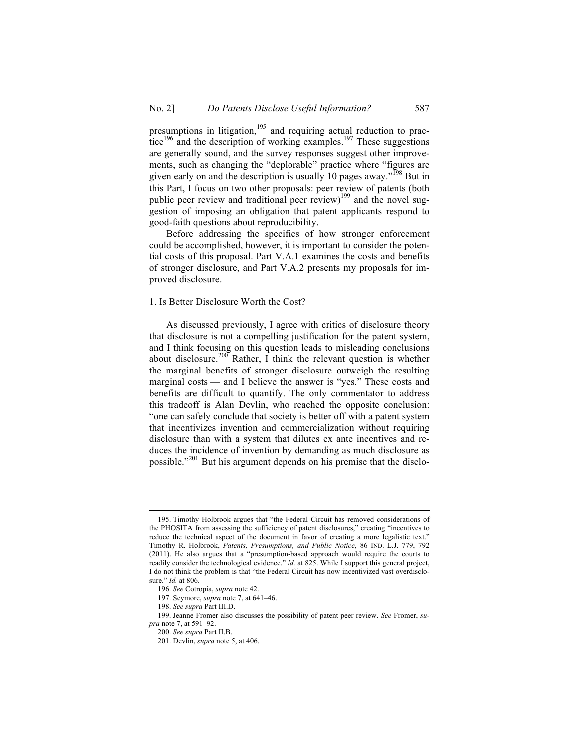presumptions in litigation,[195] and requiring actual reduction to practice[196] and the description of working examples.[197] These suggestions are generally sound, and the survey responses suggest other improvements, such as changing the "deplorable" practice where "figures are given early on and the description is usually 10 pages away."[198] But in this Part, I focus on two other proposals: peer review of patents (both public peer review and traditional peer review)[199] and the novel suggestion of imposing an obligation that patent applicants respond to good-faith questions about reproducibility.

Before addressing the specifics of how stronger enforcement could be accomplished, however, it is important to consider the potential costs of this proposal. Part V.A.1 examines the costs and benefits of stronger disclosure, and Part V.A.2 presents my proposals for improved disclosure.

### 1. Is Better Disclosure Worth the Cost?

As discussed previously, I agree with critics of disclosure theory that disclosure is not a compelling justification for the patent system, and I think focusing on this question leads to misleading conclusions about disclosure.[200] Rather, I think the relevant question is whether the marginal benefits of stronger disclosure outweigh the resulting marginal costs — and I believe the answer is "yes." These costs and benefits are difficult to quantify. The only commentator to address this tradeoff is Alan Devlin, who reached the opposite conclusion: "one can safely conclude that society is better off with a patent system that incentivizes invention and commercialization without requiring disclosure than with a system that dilutes ex ante incentives and reduces the incidence of invention by demanding as much disclosure as possible."[201] But his argument depends on his premise that the disclo-

---

195. Timothy Holbrook argues that "the Federal Circuit has removed considerations of the PHOSITA from assessing the sufficiency of patent disclosures," creating "incentives to reduce the technical aspect of the document in favor of creating a more legalistic text." Timothy R. Holbrook, *Patents, Presumptions, and Public Notice*, 86 IND. L.J. 779, 792 (2011). He also argues that a "presumption-based approach would require the courts to readily consider the technological evidence." *Id.* at 825. While I support this general project, I do not think the problem is that "the Federal Circuit has now incentivized vast overdisclosure." *Id.* at 806.

196. *See* Cotropia, *supra* note 42.

197. Seymore, *supra* note 7, at 641–46.

198. *See supra* Part III.D.

199. Jeanne Fromer also discusses the possibility of patent peer review. *See* Fromer, *supra* note 7, at 591–92.

200. *See supra* Part II.B.

201. Devlin, *supra* note 5, at 406.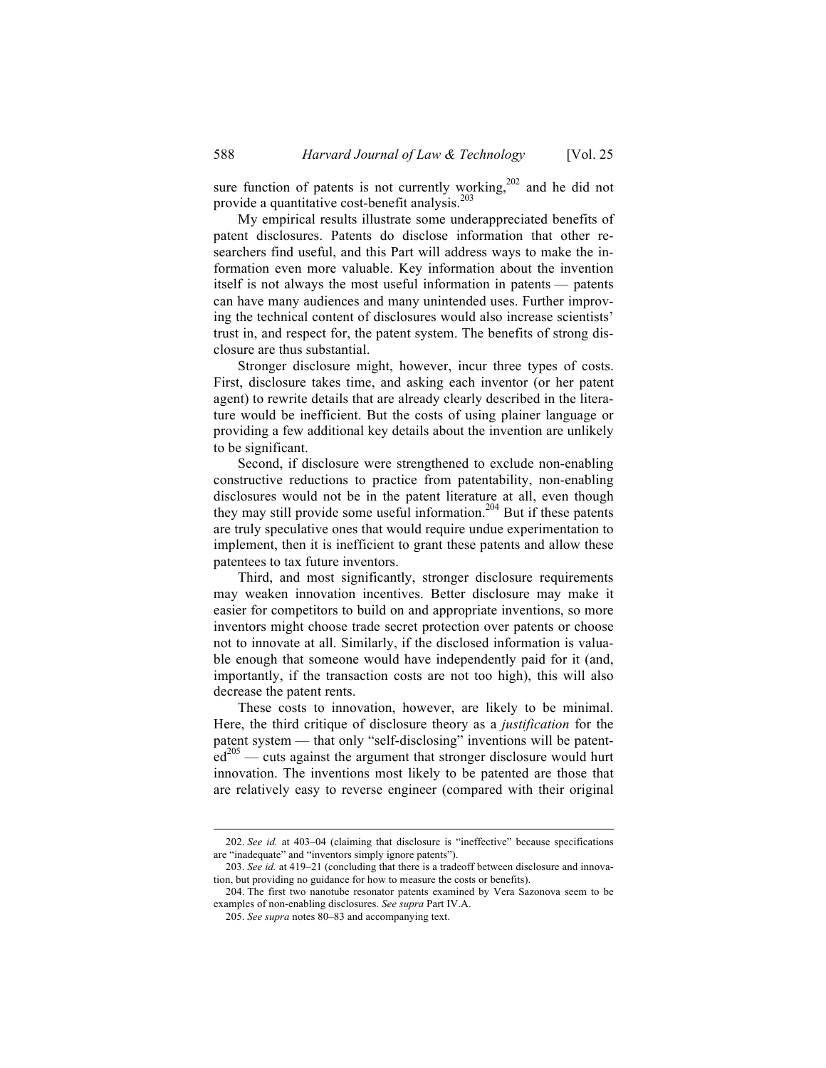sure function of patents is not currently working,[202] and he did not provide a quantitative cost-benefit analysis.[203]

My empirical results illustrate some underappreciated benefits of patent disclosures. Patents do disclose information that other researchers find useful, and this Part will address ways to make the information even more valuable. Key information about the invention itself is not always the most useful information in patents — patents can have many audiences and many unintended uses. Further improving the technical content of disclosures would also increase scientists' trust in, and respect for, the patent system. The benefits of strong disclosure are thus substantial.

Stronger disclosure might, however, incur three types of costs. First, disclosure takes time, and asking each inventor (or her patent agent) to rewrite details that are already clearly described in the literature would be inefficient. But the costs of using plainer language or providing a few additional key details about the invention are unlikely to be significant.

Second, if disclosure were strengthened to exclude non-enabling constructive reductions to practice from patentability, non-enabling disclosures would not be in the patent literature at all, even though they may still provide some useful information.[204] But if these patents are truly speculative ones that would require undue experimentation to implement, then it is inefficient to grant these patents and allow these patentees to tax future inventors.

Third, and most significantly, stronger disclosure requirements may weaken innovation incentives. Better disclosure may make it easier for competitors to build on and appropriate inventions, so more inventors might choose trade secret protection over patents or choose not to innovate at all. Similarly, if the disclosed information is valuable enough that someone would have independently paid for it (and, importantly, if the transaction costs are not too high), this will also decrease the patent rents.

These costs to innovation, however, are likely to be minimal. Here, the third critique of disclosure theory as a *justification* for the patent system — that only "self-disclosing" inventions will be patented[205] — cuts against the argument that stronger disclosure would hurt innovation. The inventions most likely to be patented are those that are relatively easy to reverse engineer (compared with their original

---

202. *See id.* at 403–04 (claiming that disclosure is "ineffective" because specifications are "inadequate" and "inventors simply ignore patents").

203. *See id.* at 419–21 (concluding that there is a tradeoff between disclosure and innovation, but providing no guidance for how to measure the costs or benefits).

204. The first two nanotube resonator patents examined by Vera Sazonova seem to be examples of non-enabling disclosures. *See supra* Part IV.A.

205. *See supra* notes 80–83 and accompanying text.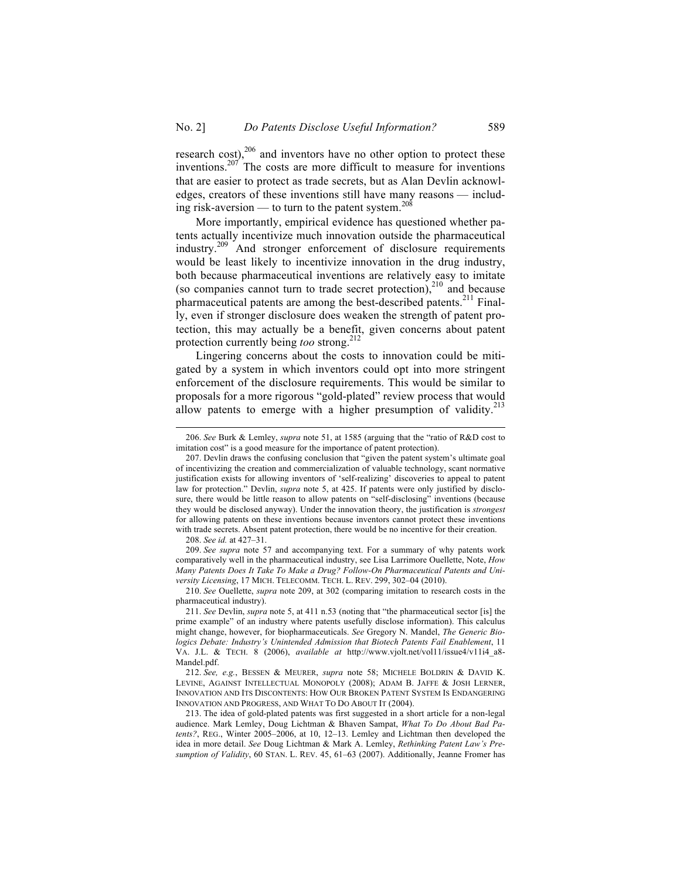research cost),[206] and inventors have no other option to protect these inventions.[207] The costs are more difficult to measure for inventions that are easier to protect as trade secrets, but as Alan Devlin acknowledges, creators of these inventions still have many reasons — including risk-aversion — to turn to the patent system.[208]

More importantly, empirical evidence has questioned whether patents actually incentivize much innovation outside the pharmaceutical industry.[209] And stronger enforcement of disclosure requirements would be least likely to incentivize innovation in the drug industry, both because pharmaceutical inventions are relatively easy to imitate (so companies cannot turn to trade secret protection),[210] and because pharmaceutical patents are among the best-described patents.[211] Finally, even if stronger disclosure does weaken the strength of patent protection, this may actually be a benefit, given concerns about patent protection currently being *too* strong.[212]

Lingering concerns about the costs to innovation could be mitigated by a system in which inventors could opt into more stringent enforcement of the disclosure requirements. This would be similar to proposals for a more rigorous "gold-plated" review process that would allow patents to emerge with a higher presumption of validity.[213]

---

206. *See* Burk & Lemley, *supra* note 51, at 1585 (arguing that the "ratio of R&D cost to imitation cost" is a good measure for the importance of patent protection).

207. Devlin draws the confusing conclusion that "given the patent system's ultimate goal of incentivizing the creation and commercialization of valuable technology, scant normative justification exists for allowing inventors of 'self-realizing' discoveries to appeal to patent law for protection." Devlin, *supra* note 5, at 425. If patents were only justified by disclosure, there would be little reason to allow patents on "self-disclosing" inventions (because they would be disclosed anyway). Under the innovation theory, the justification is *strongest* for allowing patents on these inventions because inventors cannot protect these inventions with trade secrets. Absent patent protection, there would be no incentive for their creation.

208. *See id.* at 427–31.

209. *See supra* note 57 and accompanying text. For a summary of why patents work comparatively well in the pharmaceutical industry, see Lisa Larrimore Ouellette, Note, *How Many Patents Does It Take To Make a Drug? Follow-On Pharmaceutical Patents and University Licensing*, 17 MICH. TELECOMM. TECH. L. REV. 299, 302–04 (2010).

210. *See* Ouellette, *supra* note 209, at 302 (comparing imitation to research costs in the pharmaceutical industry).

211. *See* Devlin, *supra* note 5, at 411 n.53 (noting that "the pharmaceutical sector [is] the prime example" of an industry where patents usefully disclose information). This calculus might change, however, for biopharmaceuticals. *See* Gregory N. Mandel, *The Generic Biologics Debate: Industry's Unintended Admission that Biotech Patents Fail Enablement*, 11 VA. J.L. & TECH. 8 (2006), *available at* http://www.vjolt.net/vol11/issue4/v11i4_a8-Mandel.pdf.

212. *See, e.g.*, BESSEN & MEURER, *supra* note 58; MICHELE BOLDRIN & DAVID K. LEVINE, AGAINST INTELLECTUAL MONOPOLY (2008); ADAM B. JAFFE & JOSH LERNER, INNOVATION AND ITS DISCONTENTS: HOW OUR BROKEN PATENT SYSTEM IS ENDANGERING INNOVATION AND PROGRESS, AND WHAT TO DO ABOUT IT (2004).

213. The idea of gold-plated patents was first suggested in a short article for a non-legal audience. Mark Lemley, Doug Lichtman & Bhaven Sampat, *What To Do About Bad Patents?*, REG., Winter 2005–2006, at 10, 12–13. Lemley and Lichtman then developed the idea in more detail. *See* Doug Lichtman & Mark A. Lemley, *Rethinking Patent Law's Presumption of Validity*, 60 STAN. L. REV. 45, 61–63 (2007). Additionally, Jeanne Fromer has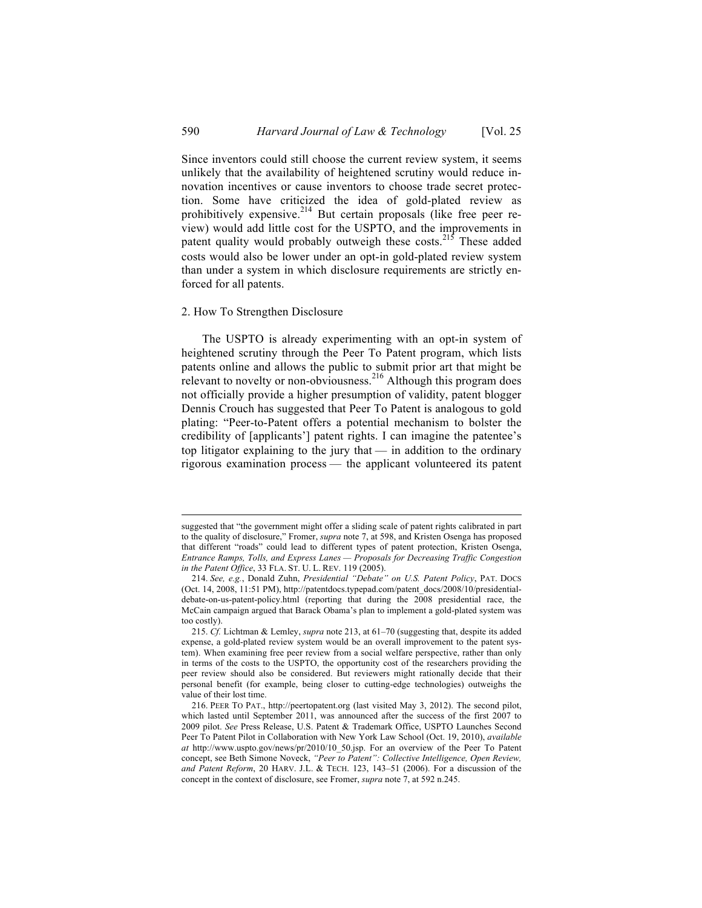Since inventors could still choose the current review system, it seems unlikely that the availability of heightened scrutiny would reduce innovation incentives or cause inventors to choose trade secret protection. Some have criticized the idea of gold-plated review as prohibitively expensive.[214] But certain proposals (like free peer review) would add little cost for the USPTO, and the improvements in patent quality would probably outweigh these costs.[215] These added costs would also be lower under an opt-in gold-plated review system than under a system in which disclosure requirements are strictly enforced for all patents.

### 2. How To Strengthen Disclosure

The USPTO is already experimenting with an opt-in system of heightened scrutiny through the Peer To Patent program, which lists patents online and allows the public to submit prior art that might be relevant to novelty or non-obviousness.[216] Although this program does not officially provide a higher presumption of validity, patent blogger Dennis Crouch has suggested that Peer To Patent is analogous to gold plating: "Peer-to-Patent offers a potential mechanism to bolster the credibility of [applicants'] patent rights. I can imagine the patentee's top litigator explaining to the jury that — in addition to the ordinary rigorous examination process — the applicant volunteered its patent

---

suggested that "the government might offer a sliding scale of patent rights calibrated in part to the quality of disclosure," Fromer, *supra* note 7, at 598, and Kristen Osenga has proposed that different "roads" could lead to different types of patent protection, Kristen Osenga, *Entrance Ramps, Tolls, and Express Lanes — Proposals for Decreasing Traffic Congestion in the Patent Office*, 33 FLA. ST. U. L. REV. 119 (2005).

214. *See, e.g.*, Donald Zuhn, *Presidential "Debate" on U.S. Patent Policy*, PAT. DOCS (Oct. 14, 2008, 11:51 PM), http://patentdocs.typepad.com/patent_docs/2008/10/presidential-debate-on-us-patent-policy.html (reporting that during the 2008 presidential race, the McCain campaign argued that Barack Obama's plan to implement a gold-plated system was too costly).

215. *Cf.* Lichtman & Lemley, *supra* note 213, at 61–70 (suggesting that, despite its added expense, a gold-plated review system would be an overall improvement to the patent system). When examining free peer review from a social welfare perspective, rather than only in terms of the costs to the USPTO, the opportunity cost of the researchers providing the peer review should also be considered. But reviewers might rationally decide that their personal benefit (for example, being closer to cutting-edge technologies) outweighs the value of their lost time.

216. PEER TO PAT., http://peertopatent.org (last visited May 3, 2012). The second pilot, which lasted until September 2011, was announced after the success of the first 2007 to 2009 pilot. *See* Press Release, U.S. Patent & Trademark Office, USPTO Launches Second Peer To Patent Pilot in Collaboration with New York Law School (Oct. 19, 2010), *available at* http://www.uspto.gov/news/pr/2010/10_50.jsp. For an overview of the Peer To Patent concept, see Beth Simone Noveck, *"Peer to Patent": Collective Intelligence, Open Review, and Patent Reform*, 20 HARV. J.L. & TECH. 123, 143–51 (2006). For a discussion of the concept in the context of disclosure, see Fromer, *supra* note 7, at 592 n.245.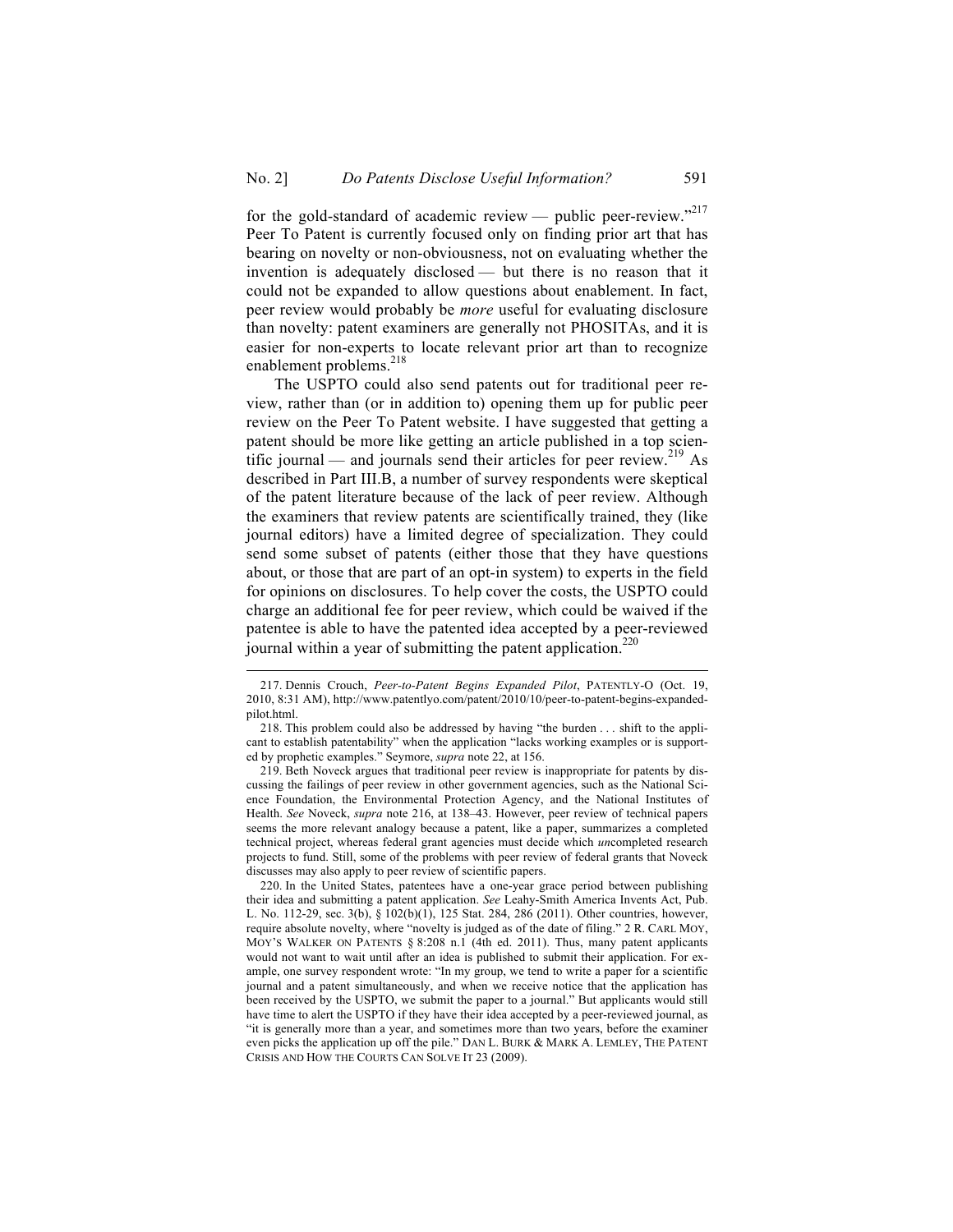for the gold-standard of academic review — public peer-review."[217] Peer To Patent is currently focused only on finding prior art that has bearing on novelty or non-obviousness, not on evaluating whether the invention is adequately disclosed — but there is no reason that it could not be expanded to allow questions about enablement. In fact, peer review would probably be *more* useful for evaluating disclosure than novelty: patent examiners are generally not PHOSITAs, and it is easier for non-experts to locate relevant prior art than to recognize enablement problems.[218]

The USPTO could also send patents out for traditional peer review, rather than (or in addition to) opening them up for public peer review on the Peer To Patent website. I have suggested that getting a patent should be more like getting an article published in a top scientific journal — and journals send their articles for peer review.[219] As described in Part III.B, a number of survey respondents were skeptical of the patent literature because of the lack of peer review. Although the examiners that review patents are scientifically trained, they (like journal editors) have a limited degree of specialization. They could send some subset of patents (either those that they have questions about, or those that are part of an opt-in system) to experts in the field for opinions on disclosures. To help cover the costs, the USPTO could charge an additional fee for peer review, which could be waived if the patentee is able to have the patented idea accepted by a peer-reviewed journal within a year of submitting the patent application.[220]

---

217. Dennis Crouch, *Peer-to-Patent Begins Expanded Pilot*, PATENTLY-O (Oct. 19, 2010, 8:31 AM), http://www.patentlyo.com/patent/2010/10/peer-to-patent-begins-expanded-pilot.html.

218. This problem could also be addressed by having "the burden . . . shift to the applicant to establish patentability" when the application "lacks working examples or is supported by prophetic examples." Seymore, *supra* note 22, at 156.

219. Beth Noveck argues that traditional peer review is inappropriate for patents by discussing the failings of peer review in other government agencies, such as the National Science Foundation, the Environmental Protection Agency, and the National Institutes of Health. *See* Noveck, *supra* note 216, at 138–43. However, peer review of technical papers seems the more relevant analogy because a patent, like a paper, summarizes a completed technical project, whereas federal grant agencies must decide which *un*completed research projects to fund. Still, some of the problems with peer review of federal grants that Noveck discusses may also apply to peer review of scientific papers.

220. In the United States, patentees have a one-year grace period between publishing their idea and submitting a patent application. *See* Leahy-Smith America Invents Act, Pub. L. No. 112-29, sec. 3(b), § 102(b)(1), 125 Stat. 284, 286 (2011). Other countries, however, require absolute novelty, where "novelty is judged as of the date of filing." 2 R. CARL MOY, MOY'S WALKER ON PATENTS § 8:208 n.1 (4th ed. 2011). Thus, many patent applicants would not want to wait until after an idea is published to submit their application. For example, one survey respondent wrote: "In my group, we tend to write a paper for a scientific journal and a patent simultaneously, and when we receive notice that the application has been received by the USPTO, we submit the paper to a journal." But applicants would still have time to alert the USPTO if they have their idea accepted by a peer-reviewed journal, as "it is generally more than a year, and sometimes more than two years, before the examiner even picks the application up off the pile." DAN L. BURK & MARK A. LEMLEY, THE PATENT CRISIS AND HOW THE COURTS CAN SOLVE IT 23 (2009).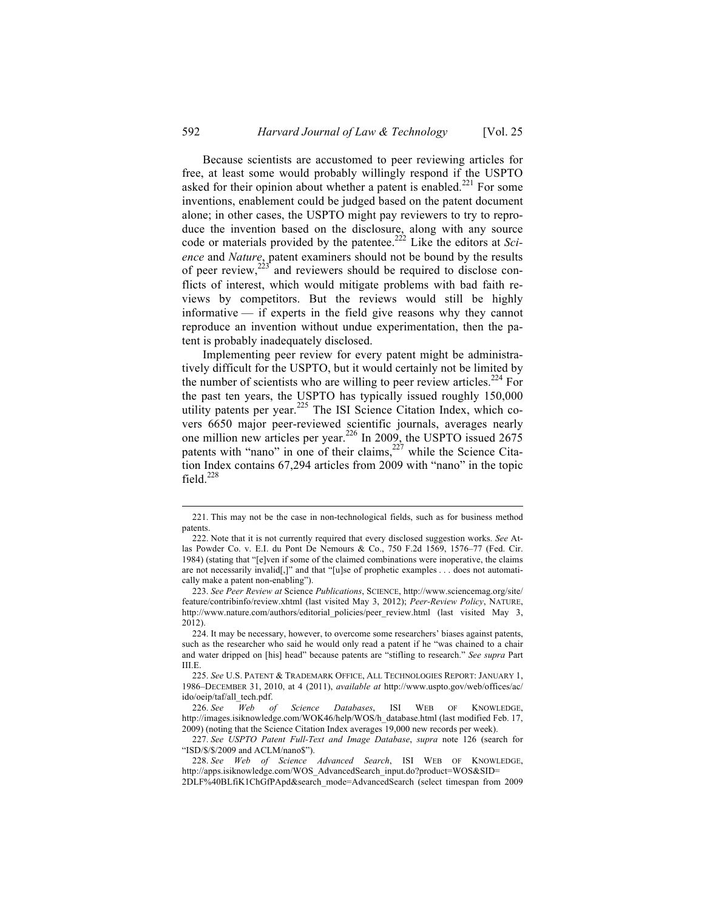Because scientists are accustomed to peer reviewing articles for free, at least some would probably willingly respond if the USPTO asked for their opinion about whether a patent is enabled.[221] For some inventions, enablement could be judged based on the patent document alone; in other cases, the USPTO might pay reviewers to try to reproduce the invention based on the disclosure, along with any source code or materials provided by the patentee.[222] Like the editors at *Science* and *Nature*, patent examiners should not be bound by the results of peer review,[223] and reviewers should be required to disclose conflicts of interest, which would mitigate problems with bad faith reviews by competitors. But the reviews would still be highly informative — if experts in the field give reasons why they cannot reproduce an invention without undue experimentation, then the patent is probably inadequately disclosed.

Implementing peer review for every patent might be administratively difficult for the USPTO, but it would certainly not be limited by the number of scientists who are willing to peer review articles.[224] For the past ten years, the USPTO has typically issued roughly 150,000 utility patents per year.[225] The ISI Science Citation Index, which covers 6650 major peer-reviewed scientific journals, averages nearly one million new articles per year.[226] In 2009, the USPTO issued 2675 patents with "nano" in one of their claims,[227] while the Science Citation Index contains 67,294 articles from 2009 with "nano" in the topic field.[228]

---

221. This may not be the case in non-technological fields, such as for business method patents.

222. Note that it is not currently required that every disclosed suggestion works. *See* Atlas Powder Co. v. E.I. du Pont De Nemours & Co., 750 F.2d 1569, 1576–77 (Fed. Cir. 1984) (stating that "[e]ven if some of the claimed combinations were inoperative, the claims are not necessarily invalid[,]" and that "[u]se of prophetic examples . . . does not automatically make a patent non-enabling").

223. *See Peer Review at* Science *Publications*, SCIENCE, http://www.sciencemag.org/site/feature/contribinfo/review.xhtml (last visited May 3, 2012); *Peer-Review Policy*, NATURE, http://www.nature.com/authors/editorial_policies/peer_review.html (last visited May 3, 2012).

224. It may be necessary, however, to overcome some researchers' biases against patents, such as the researcher who said he would only read a patent if he "was chained to a chair and water dripped on [his] head" because patents are "stifling to research." *See supra* Part III.E.

225. *See* U.S. PATENT & TRADEMARK OFFICE, ALL TECHNOLOGIES REPORT: JANUARY 1, 1986–DECEMBER 31, 2010, at 4 (2011), *available at* http://www.uspto.gov/web/offices/ac/ido/oeip/taf/all_tech.pdf.

226. *See Web of Science Databases*, ISI WEB OF KNOWLEDGE, http://images.isiknowledge.com/WOK46/help/WOS/h_database.html (last modified Feb. 17, 2009) (noting that the Science Citation Index averages 19,000 new records per week).

227. *See USPTO Patent Full-Text and Image Database*, *supra* note 126 (search for "ISD/$/$/2009 and ACLM/nano$").

228. *See Web of Science Advanced Search*, ISI WEB OF KNOWLEDGE, http://apps.isiknowledge.com/WOS_AdvancedSearch_input.do?product=WOS&SID=2DLF%40BLfiK1ChGfPApd&search_mode=AdvancedSearch (select timespan from 2009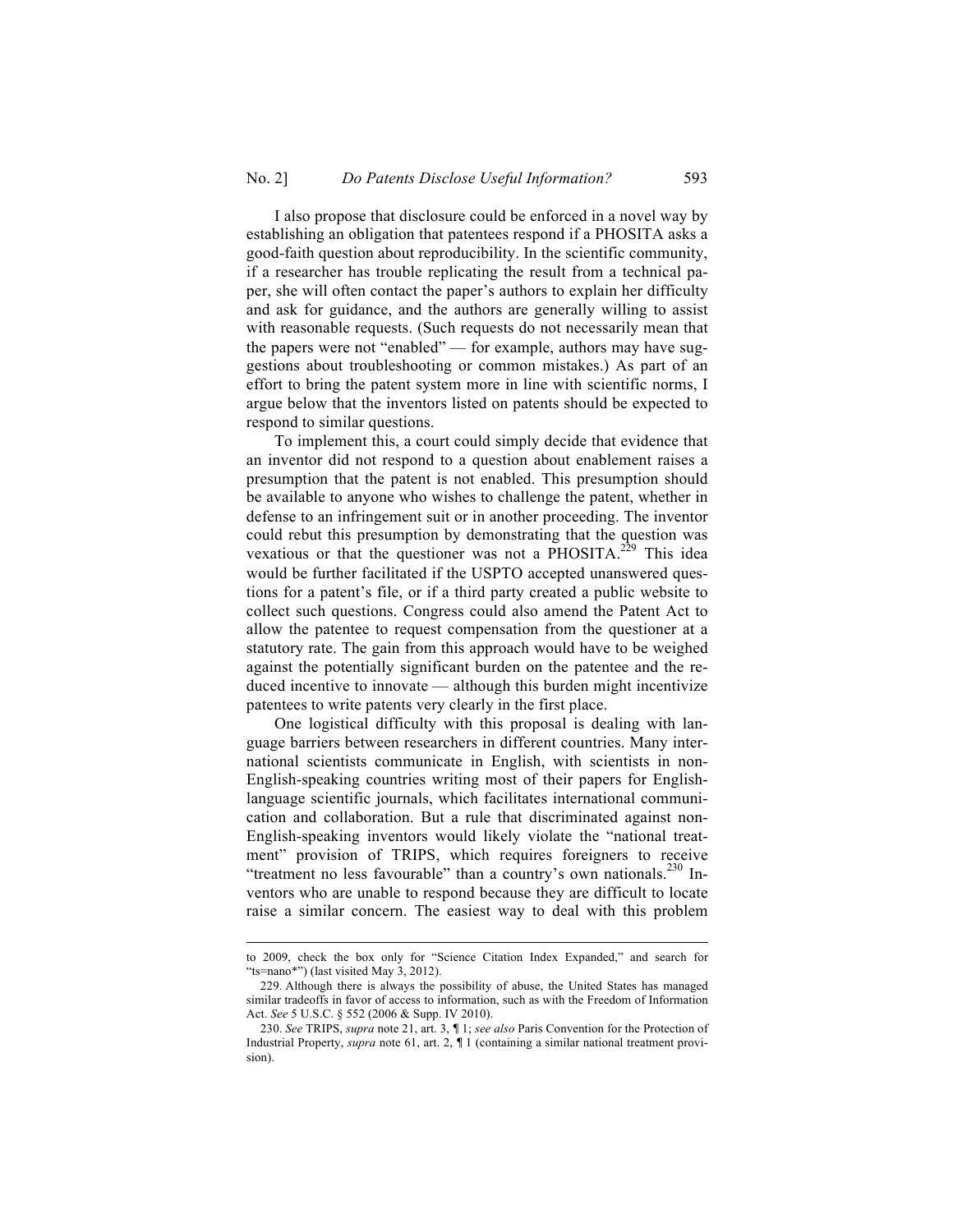I also propose that disclosure could be enforced in a novel way by establishing an obligation that patentees respond if a PHOSITA asks a good-faith question about reproducibility. In the scientific community, if a researcher has trouble replicating the result from a technical paper, she will often contact the paper's authors to explain her difficulty and ask for guidance, and the authors are generally willing to assist with reasonable requests. (Such requests do not necessarily mean that the papers were not "enabled" — for example, authors may have suggestions about troubleshooting or common mistakes.) As part of an effort to bring the patent system more in line with scientific norms, I argue below that the inventors listed on patents should be expected to respond to similar questions.

To implement this, a court could simply decide that evidence that an inventor did not respond to a question about enablement raises a presumption that the patent is not enabled. This presumption should be available to anyone who wishes to challenge the patent, whether in defense to an infringement suit or in another proceeding. The inventor could rebut this presumption by demonstrating that the question was vexatious or that the questioner was not a PHOSITA.[229] This idea would be further facilitated if the USPTO accepted unanswered questions for a patent's file, or if a third party created a public website to collect such questions. Congress could also amend the Patent Act to allow the patentee to request compensation from the questioner at a statutory rate. The gain from this approach would have to be weighed against the potentially significant burden on the patentee and the reduced incentive to innovate — although this burden might incentivize patentees to write patents very clearly in the first place.

One logistical difficulty with this proposal is dealing with language barriers between researchers in different countries. Many international scientists communicate in English, with scientists in non-English-speaking countries writing most of their papers for English-language scientific journals, which facilitates international communication and collaboration. But a rule that discriminated against non-English-speaking inventors would likely violate the "national treatment" provision of TRIPS, which requires foreigners to receive "treatment no less favourable" than a country's own nationals.[230] Inventors who are unable to respond because they are difficult to locate raise a similar concern. The easiest way to deal with this problem

---

to 2009, check the box only for "Science Citation Index Expanded," and search for "ts=nano*") (last visited May 3, 2012).

229. Although there is always the possibility of abuse, the United States has managed similar tradeoffs in favor of access to information, such as with the Freedom of Information Act. *See* 5 U.S.C. § 552 (2006 & Supp. IV 2010).

230. *See* TRIPS, *supra* note 21, art. 3, ¶ 1; *see also* Paris Convention for the Protection of Industrial Property, *supra* note 61, art. 2, ¶ 1 (containing a similar national treatment provision).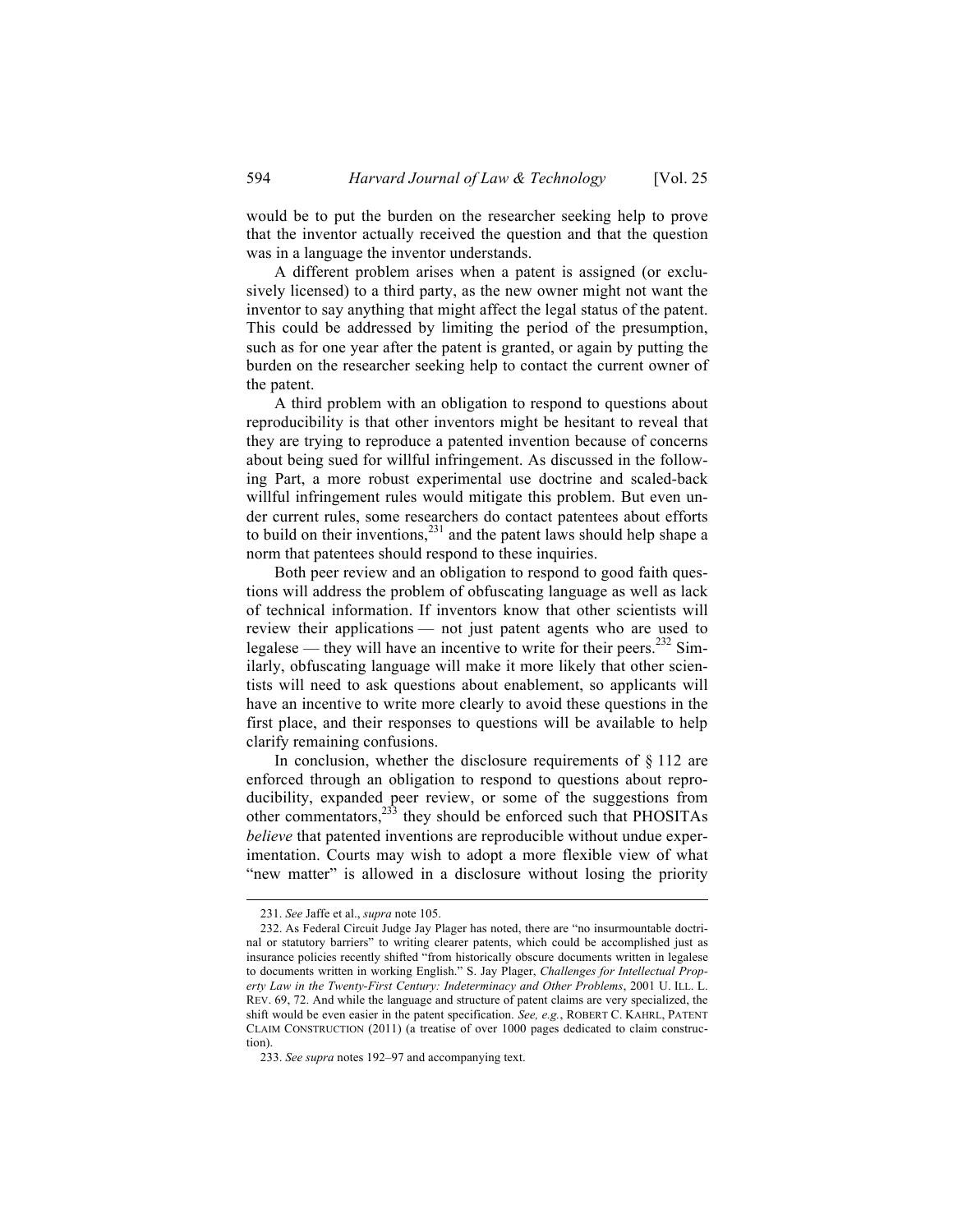would be to put the burden on the researcher seeking help to prove that the inventor actually received the question and that the question was in a language the inventor understands.

A different problem arises when a patent is assigned (or exclusively licensed) to a third party, as the new owner might not want the inventor to say anything that might affect the legal status of the patent. This could be addressed by limiting the period of the presumption, such as for one year after the patent is granted, or again by putting the burden on the researcher seeking help to contact the current owner of the patent.

A third problem with an obligation to respond to questions about reproducibility is that other inventors might be hesitant to reveal that they are trying to reproduce a patented invention because of concerns about being sued for willful infringement. As discussed in the following Part, a more robust experimental use doctrine and scaled-back willful infringement rules would mitigate this problem. But even under current rules, some researchers do contact patentees about efforts to build on their inventions,[231] and the patent laws should help shape a norm that patentees should respond to these inquiries.

Both peer review and an obligation to respond to good faith questions will address the problem of obfuscating language as well as lack of technical information. If inventors know that other scientists will review their applications — not just patent agents who are used to legalese — they will have an incentive to write for their peers.[232] Similarly, obfuscating language will make it more likely that other scientists will need to ask questions about enablement, so applicants will have an incentive to write more clearly to avoid these questions in the first place, and their responses to questions will be available to help clarify remaining confusions.

In conclusion, whether the disclosure requirements of § 112 are enforced through an obligation to respond to questions about reproducibility, expanded peer review, or some of the suggestions from other commentators,[233] they should be enforced such that PHOSITAs *believe* that patented inventions are reproducible without undue experimentation. Courts may wish to adopt a more flexible view of what "new matter" is allowed in a disclosure without losing the priority

---

231. *See* Jaffe et al., *supra* note 105.

232. As Federal Circuit Judge Jay Plager has noted, there are "no insurmountable doctrinal or statutory barriers" to writing clearer patents, which could be accomplished just as insurance policies recently shifted "from historically obscure documents written in legalese to documents written in working English." S. Jay Plager, *Challenges for Intellectual Property Law in the Twenty-First Century: Indeterminacy and Other Problems*, 2001 U. ILL. L. REV. 69, 72. And while the language and structure of patent claims are very specialized, the shift would be even easier in the patent specification. *See, e.g.*, ROBERT C. KAHRL, PATENT CLAIM CONSTRUCTION (2011) (a treatise of over 1000 pages dedicated to claim construction).

233. *See supra* notes 192–97 and accompanying text.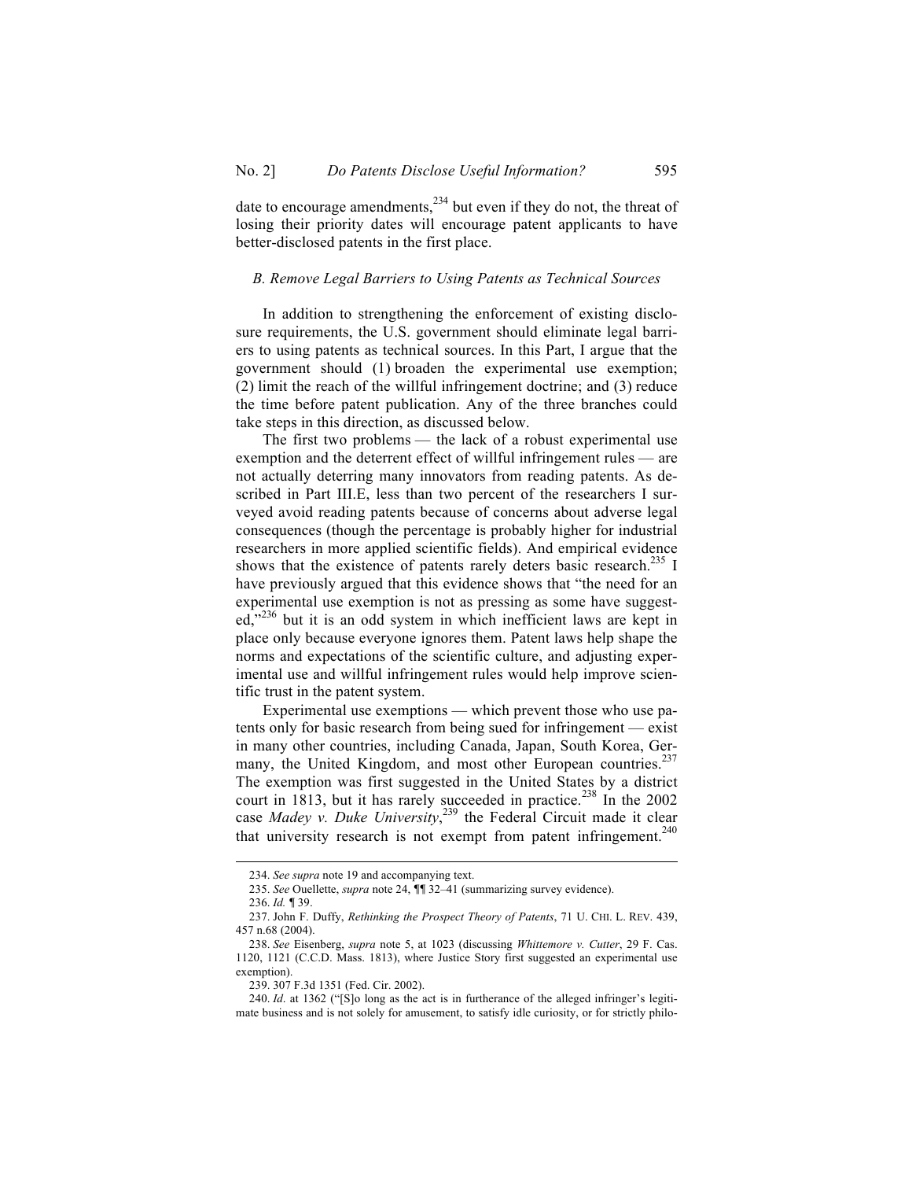date to encourage amendments,[234] but even if they do not, the threat of losing their priority dates will encourage patent applicants to have better-disclosed patents in the first place.

### *B. Remove Legal Barriers to Using Patents as Technical Sources*

In addition to strengthening the enforcement of existing disclosure requirements, the U.S. government should eliminate legal barriers to using patents as technical sources. In this Part, I argue that the government should (1) broaden the experimental use exemption; (2) limit the reach of the willful infringement doctrine; and (3) reduce the time before patent publication. Any of the three branches could take steps in this direction, as discussed below.

The first two problems — the lack of a robust experimental use exemption and the deterrent effect of willful infringement rules — are not actually deterring many innovators from reading patents. As described in Part III.E, less than two percent of the researchers I surveyed avoid reading patents because of concerns about adverse legal consequences (though the percentage is probably higher for industrial researchers in more applied scientific fields). And empirical evidence shows that the existence of patents rarely deters basic research.[235] I have previously argued that this evidence shows that "the need for an experimental use exemption is not as pressing as some have suggested,"[236] but it is an odd system in which inefficient laws are kept in place only because everyone ignores them. Patent laws help shape the norms and expectations of the scientific culture, and adjusting experimental use and willful infringement rules would help improve scientific trust in the patent system.

Experimental use exemptions — which prevent those who use patents only for basic research from being sued for infringement — exist in many other countries, including Canada, Japan, South Korea, Germany, the United Kingdom, and most other European countries.[237] The exemption was first suggested in the United States by a district court in 1813, but it has rarely succeeded in practice.[238] In the 2002 case *Madey v. Duke University*,[239] the Federal Circuit made it clear that university research is not exempt from patent infringement.[240]

---

234. *See supra* note 19 and accompanying text.

235. *See* Ouellette, *supra* note 24, ¶¶ 32–41 (summarizing survey evidence).

236. *Id.* ¶ 39.

237. John F. Duffy, *Rethinking the Prospect Theory of Patents*, 71 U. CHI. L. REV. 439, 457 n.68 (2004).

238. *See* Eisenberg, *supra* note 5, at 1023 (discussing *Whittemore v. Cutter*, 29 F. Cas. 1120, 1121 (C.C.D. Mass. 1813), where Justice Story first suggested an experimental use exemption).

239. 307 F.3d 1351 (Fed. Cir. 2002).

240. *Id*. at 1362 ("[S]o long as the act is in furtherance of the alleged infringer's legitimate business and is not solely for amusement, to satisfy idle curiosity, or for strictly philo-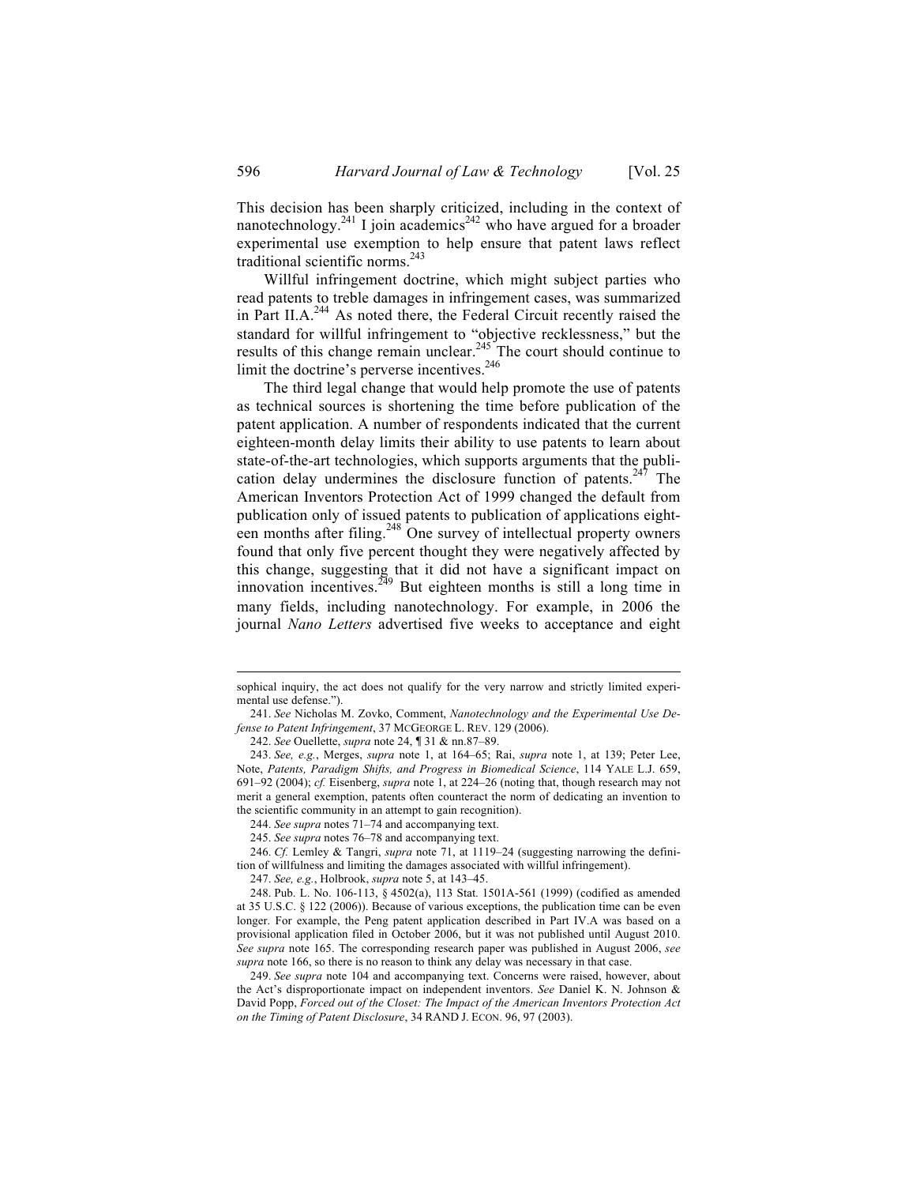This decision has been sharply criticized, including in the context of nanotechnology.[241] I join academics[242] who have argued for a broader experimental use exemption to help ensure that patent laws reflect traditional scientific norms.[243]

Willful infringement doctrine, which might subject parties who read patents to treble damages in infringement cases, was summarized in Part II.A.[244] As noted there, the Federal Circuit recently raised the standard for willful infringement to "objective recklessness," but the results of this change remain unclear.[245] The court should continue to limit the doctrine's perverse incentives.[246]

The third legal change that would help promote the use of patents as technical sources is shortening the time before publication of the patent application. A number of respondents indicated that the current eighteen-month delay limits their ability to use patents to learn about state-of-the-art technologies, which supports arguments that the publication delay undermines the disclosure function of patents.[247] The American Inventors Protection Act of 1999 changed the default from publication only of issued patents to publication of applications eighteen months after filing.[248] One survey of intellectual property owners found that only five percent thought they were negatively affected by this change, suggesting that it did not have a significant impact on innovation incentives.[249] But eighteen months is still a long time in many fields, including nanotechnology. For example, in 2006 the journal *Nano Letters* advertised five weeks to acceptance and eight

---

sophical inquiry, the act does not qualify for the very narrow and strictly limited experimental use defense.").

241. *See* Nicholas M. Zovko, Comment, *Nanotechnology and the Experimental Use Defense to Patent Infringement*, 37 McGeorge L. Rev. 129 (2006).

242. *See* Ouellette, *supra* note 24, ¶ 31 & nn.87–89.

243. *See, e.g.*, Merges, *supra* note 1, at 164–65; Rai, *supra* note 1, at 139; Peter Lee, Note, *Patents, Paradigm Shifts, and Progress in Biomedical Science*, 114 Yale L.J. 659, 691–92 (2004); *cf.* Eisenberg, *supra* note 1, at 224–26 (noting that, though research may not merit a general exemption, patents often counteract the norm of dedicating an invention to the scientific community in an attempt to gain recognition).

244. *See supra* notes 71–74 and accompanying text.

245. *See supra* notes 76–78 and accompanying text.

246. *Cf.* Lemley & Tangri, *supra* note 71, at 1119–24 (suggesting narrowing the definition of willfulness and limiting the damages associated with willful infringement).

247. *See, e.g.*, Holbrook, *supra* note 5, at 143–45.

248. Pub. L. No. 106-113, § 4502(a), 113 Stat. 1501A-561 (1999) (codified as amended at 35 U.S.C. § 122 (2006)). Because of various exceptions, the publication time can be even longer. For example, the Peng patent application described in Part IV.A was based on a provisional application filed in October 2006, but it was not published until August 2010. *See supra* note 165. The corresponding research paper was published in August 2006, *see supra* note 166, so there is no reason to think any delay was necessary in that case.

249. *See supra* note 104 and accompanying text. Concerns were raised, however, about the Act's disproportionate impact on independent inventors. *See* Daniel K. N. Johnson & David Popp, *Forced out of the Closet: The Impact of the American Inventors Protection Act on the Timing of Patent Disclosure*, 34 Rand J. Econ. 96, 97 (2003).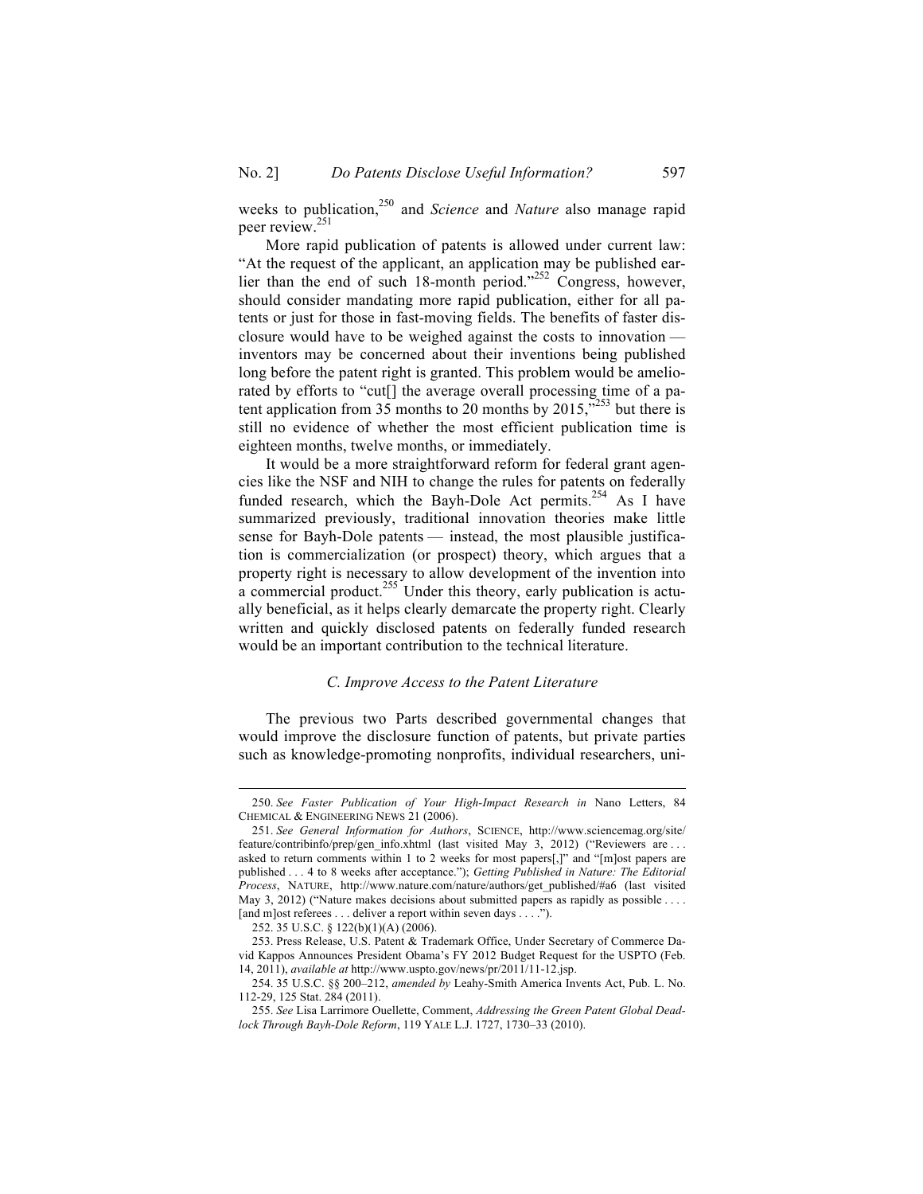weeks to publication,[250] and *Science* and *Nature* also manage rapid peer review.[251]

More rapid publication of patents is allowed under current law: "At the request of the applicant, an application may be published earlier than the end of such 18-month period."[252] Congress, however, should consider mandating more rapid publication, either for all patents or just for those in fast-moving fields. The benefits of faster disclosure would have to be weighed against the costs to innovation — inventors may be concerned about their inventions being published long before the patent right is granted. This problem would be ameliorated by efforts to "cut[] the average overall processing time of a patent application from 35 months to 20 months by 2015,"[253] but there is still no evidence of whether the most efficient publication time is eighteen months, twelve months, or immediately.

It would be a more straightforward reform for federal grant agencies like the NSF and NIH to change the rules for patents on federally funded research, which the Bayh-Dole Act permits.[254] As I have summarized previously, traditional innovation theories make little sense for Bayh-Dole patents — instead, the most plausible justification is commercialization (or prospect) theory, which argues that a property right is necessary to allow development of the invention into a commercial product.[255] Under this theory, early publication is actually beneficial, as it helps clearly demarcate the property right. Clearly written and quickly disclosed patents on federally funded research would be an important contribution to the technical literature.

### *C. Improve Access to the Patent Literature*

The previous two Parts described governmental changes that would improve the disclosure function of patents, but private parties such as knowledge-promoting nonprofits, individual researchers, uni-

---

250. *See Faster Publication of Your High-Impact Research in* Nano Letters, 84 CHEMICAL & ENGINEERING NEWS 21 (2006).

251. *See General Information for Authors*, SCIENCE, http://www.sciencemag.org/site/feature/contribinfo/prep/gen_info.xhtml (last visited May 3, 2012) ("Reviewers are . . . asked to return comments within 1 to 2 weeks for most papers[,]" and "[m]ost papers are published . . . 4 to 8 weeks after acceptance."); *Getting Published in Nature: The Editorial Process*, NATURE, http://www.nature.com/nature/authors/get_published/#a6 (last visited May 3, 2012) ("Nature makes decisions about submitted papers as rapidly as possible . . . . [and m]ost referees . . . deliver a report within seven days . . . .").

252. 35 U.S.C. § 122(b)(1)(A) (2006).

253. Press Release, U.S. Patent & Trademark Office, Under Secretary of Commerce David Kappos Announces President Obama's FY 2012 Budget Request for the USPTO (Feb. 14, 2011), *available at* http://www.uspto.gov/news/pr/2011/11-12.jsp.

254. 35 U.S.C. §§ 200–212, *amended by* Leahy-Smith America Invents Act, Pub. L. No. 112-29, 125 Stat. 284 (2011).

255. *See* Lisa Larrimore Ouellette, Comment, *Addressing the Green Patent Global Deadlock Through Bayh-Dole Reform*, 119 YALE L.J. 1727, 1730–33 (2010).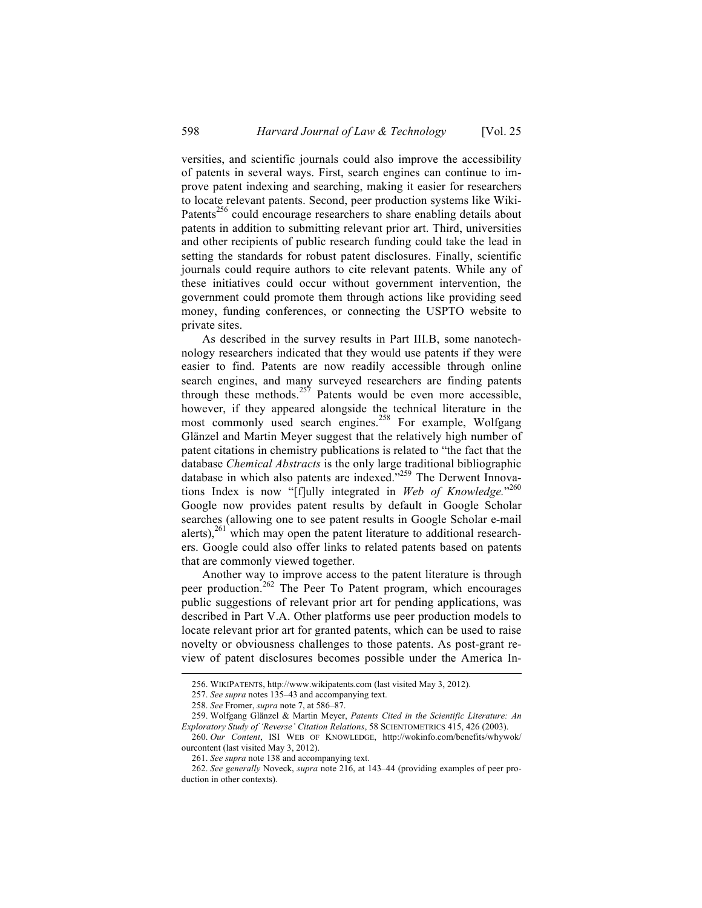versities, and scientific journals could also improve the accessibility of patents in several ways. First, search engines can continue to improve patent indexing and searching, making it easier for researchers to locate relevant patents. Second, peer production systems like Wiki-Patents[256] could encourage researchers to share enabling details about patents in addition to submitting relevant prior art. Third, universities and other recipients of public research funding could take the lead in setting the standards for robust patent disclosures. Finally, scientific journals could require authors to cite relevant patents. While any of these initiatives could occur without government intervention, the government could promote them through actions like providing seed money, funding conferences, or connecting the USPTO website to private sites.

As described in the survey results in Part III.B, some nanotechnology researchers indicated that they would use patents if they were easier to find. Patents are now readily accessible through online search engines, and many surveyed researchers are finding patents through these methods.[257] Patents would be even more accessible, however, if they appeared alongside the technical literature in the most commonly used search engines.[258] For example, Wolfgang Glänzel and Martin Meyer suggest that the relatively high number of patent citations in chemistry publications is related to "the fact that the database *Chemical Abstracts* is the only large traditional bibliographic database in which also patents are indexed."[259] The Derwent Innovations Index is now "[f]ully integrated in *Web of Knowledge.*"[260] Google now provides patent results by default in Google Scholar searches (allowing one to see patent results in Google Scholar e-mail alerts),[261] which may open the patent literature to additional researchers. Google could also offer links to related patents based on patents that are commonly viewed together.

Another way to improve access to the patent literature is through peer production.[262] The Peer To Patent program, which encourages public suggestions of relevant prior art for pending applications, was described in Part V.A. Other platforms use peer production models to locate relevant prior art for granted patents, which can be used to raise novelty or obviousness challenges to those patents. As post-grant review of patent disclosures becomes possible under the America In-

---

256. WIKIPATENTS, http://www.wikipatents.com (last visited May 3, 2012).

257. *See supra* notes 135–43 and accompanying text.

258. *See* Fromer, *supra* note 7, at 586–87.

259. Wolfgang Glänzel & Martin Meyer, *Patents Cited in the Scientific Literature: An Exploratory Study of 'Reverse' Citation Relations*, 58 SCIENTOMETRICS 415, 426 (2003).

260. *Our Content*, ISI WEB OF KNOWLEDGE, http://wokinfo.com/benefits/whywok/ourcontent (last visited May 3, 2012).

261. *See supra* note 138 and accompanying text.

262. *See generally* Noveck, *supra* note 216, at 143–44 (providing examples of peer production in other contexts).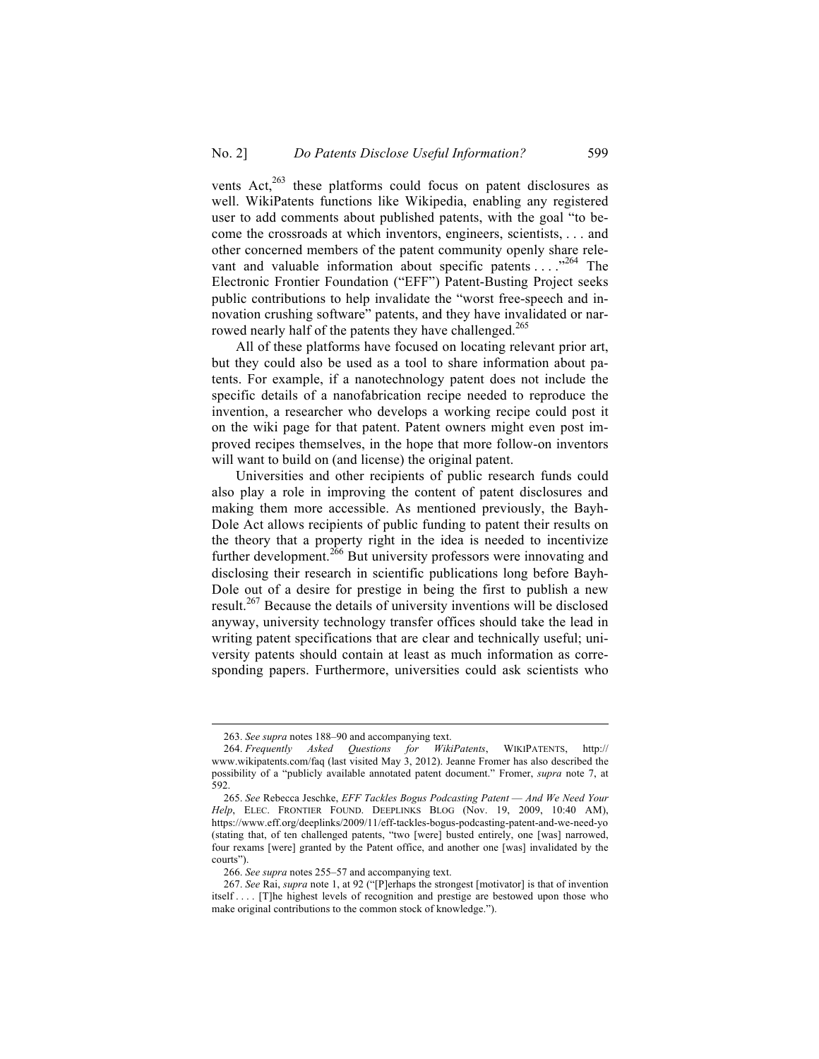vents Act,[263] these platforms could focus on patent disclosures as well. WikiPatents functions like Wikipedia, enabling any registered user to add comments about published patents, with the goal "to become the crossroads at which inventors, engineers, scientists, . . . and other concerned members of the patent community openly share relevant and valuable information about specific patents . . . ."[264] The Electronic Frontier Foundation ("EFF") Patent-Busting Project seeks public contributions to help invalidate the "worst free-speech and innovation crushing software" patents, and they have invalidated or narrowed nearly half of the patents they have challenged.[265]

All of these platforms have focused on locating relevant prior art, but they could also be used as a tool to share information about patents. For example, if a nanotechnology patent does not include the specific details of a nanofabrication recipe needed to reproduce the invention, a researcher who develops a working recipe could post it on the wiki page for that patent. Patent owners might even post improved recipes themselves, in the hope that more follow-on inventors will want to build on (and license) the original patent.

Universities and other recipients of public research funds could also play a role in improving the content of patent disclosures and making them more accessible. As mentioned previously, the Bayh-Dole Act allows recipients of public funding to patent their results on the theory that a property right in the idea is needed to incentivize further development.[266] But university professors were innovating and disclosing their research in scientific publications long before Bayh-Dole out of a desire for prestige in being the first to publish a new result.[267] Because the details of university inventions will be disclosed anyway, university technology transfer offices should take the lead in writing patent specifications that are clear and technically useful; university patents should contain at least as much information as corresponding papers. Furthermore, universities could ask scientists who

---

263. *See supra* notes 188–90 and accompanying text.

264. *Frequently Asked Questions for WikiPatents*, WIKIPATENTS, http://www.wikipatents.com/faq (last visited May 3, 2012). Jeanne Fromer has also described the possibility of a "publicly available annotated patent document." Fromer, *supra* note 7, at 592.

265. *See* Rebecca Jeschke, *EFF Tackles Bogus Podcasting Patent — And We Need Your Help*, ELEC. FRONTIER FOUND. DEEPLINKS BLOG (Nov. 19, 2009, 10:40 AM), https://www.eff.org/deeplinks/2009/11/eff-tackles-bogus-podcasting-patent-and-we-need-yo (stating that, of ten challenged patents, "two [were] busted entirely, one [was] narrowed, four rexams [were] granted by the Patent office, and another one [was] invalidated by the courts").

266. *See supra* notes 255–57 and accompanying text.

267. *See* Rai, *supra* note 1, at 92 ("[P]erhaps the strongest [motivator] is that of invention itself . . . . [T]he highest levels of recognition and prestige are bestowed upon those who make original contributions to the common stock of knowledge.").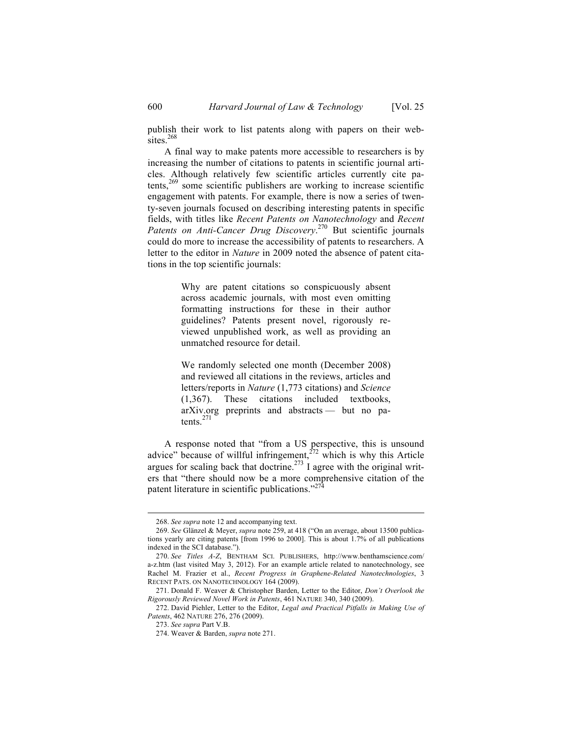publish their work to list patents along with papers on their websites.[268]

A final way to make patents more accessible to researchers is by increasing the number of citations to patents in scientific journal articles. Although relatively few scientific articles currently cite patents,[269] some scientific publishers are working to increase scientific engagement with patents. For example, there is now a series of twenty-seven journals focused on describing interesting patents in specific fields, with titles like *Recent Patents on Nanotechnology* and *Recent Patents on Anti-Cancer Drug Discovery*.[270] But scientific journals could do more to increase the accessibility of patents to researchers. A letter to the editor in *Nature* in 2009 noted the absence of patent citations in the top scientific journals:

> Why are patent citations so conspicuously absent across academic journals, with most even omitting formatting instructions for these in their author guidelines? Patents present novel, rigorously reviewed unpublished work, as well as providing an unmatched resource for detail.
>
> We randomly selected one month (December 2008) and reviewed all citations in the reviews, articles and letters/reports in *Nature* (1,773 citations) and *Science* (1,367). These citations included textbooks, arXiv.org preprints and abstracts — but no patents.[271]

A response noted that "from a US perspective, this is unsound advice" because of willful infringement,[272] which is why this Article argues for scaling back that doctrine.[273] I agree with the original writers that "there should now be a more comprehensive citation of the patent literature in scientific publications."[274]

---

268. *See supra* note 12 and accompanying text.

269. *See* Glänzel & Meyer, *supra* note 259, at 418 ("On an average, about 13500 publications yearly are citing patents [from 1996 to 2000]. This is about 1.7% of all publications indexed in the SCI database.").

270. *See Titles A-Z*, BENTHAM SCI. PUBLISHERS, http://www.benthamscience.com/a-z.htm (last visited May 3, 2012). For an example article related to nanotechnology, see Rachel M. Frazier et al., *Recent Progress in Graphene-Related Nanotechnologies*, 3 RECENT PATS. ON NANOTECHNOLOGY 164 (2009).

271. Donald F. Weaver & Christopher Barden, Letter to the Editor, *Don't Overlook the Rigorously Reviewed Novel Work in Patents*, 461 NATURE 340, 340 (2009).

272. David Piehler, Letter to the Editor, *Legal and Practical Pitfalls in Making Use of Patents*, 462 NATURE 276, 276 (2009).

273. *See supra* Part V.B.

274. Weaver & Barden, *supra* note 271.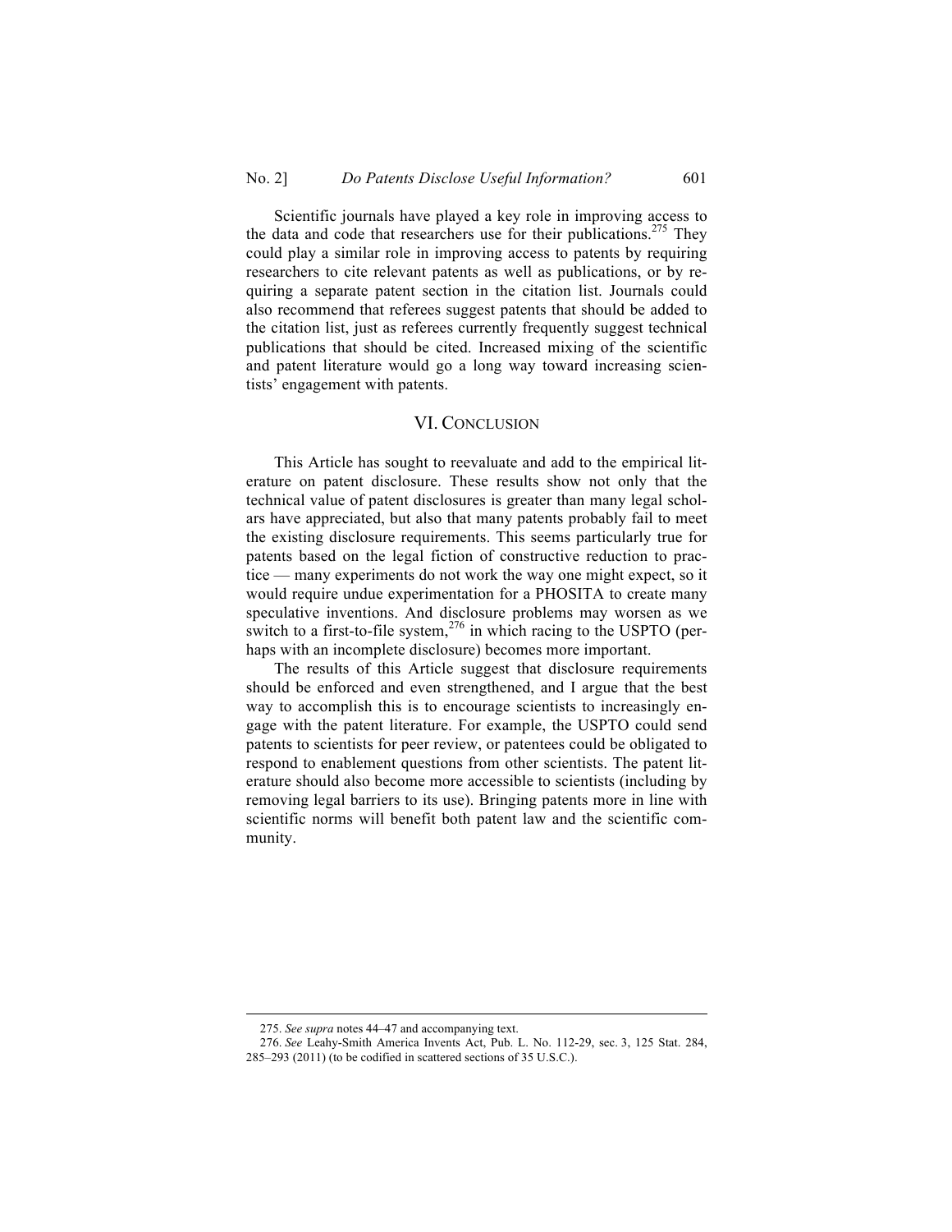Scientific journals have played a key role in improving access to the data and code that researchers use for their publications.[275] They could play a similar role in improving access to patents by requiring researchers to cite relevant patents as well as publications, or by requiring a separate patent section in the citation list. Journals could also recommend that referees suggest patents that should be added to the citation list, just as referees currently frequently suggest technical publications that should be cited. Increased mixing of the scientific and patent literature would go a long way toward increasing scientists' engagement with patents.

## VI. CONCLUSION

This Article has sought to reevaluate and add to the empirical literature on patent disclosure. These results show not only that the technical value of patent disclosures is greater than many legal scholars have appreciated, but also that many patents probably fail to meet the existing disclosure requirements. This seems particularly true for patents based on the legal fiction of constructive reduction to practice — many experiments do not work the way one might expect, so it would require undue experimentation for a PHOSITA to create many speculative inventions. And disclosure problems may worsen as we switch to a first-to-file system,[276] in which racing to the USPTO (perhaps with an incomplete disclosure) becomes more important.

The results of this Article suggest that disclosure requirements should be enforced and even strengthened, and I argue that the best way to accomplish this is to encourage scientists to increasingly engage with the patent literature. For example, the USPTO could send patents to scientists for peer review, or patentees could be obligated to respond to enablement questions from other scientists. The patent literature should also become more accessible to scientists (including by removing legal barriers to its use). Bringing patents more in line with scientific norms will benefit both patent law and the scientific community.

---

275. *See supra* notes 44–47 and accompanying text.

276. *See* Leahy-Smith America Invents Act, Pub. L. No. 112-29, sec. 3, 125 Stat. 284, 285–293 (2011) (to be codified in scattered sections of 35 U.S.C.).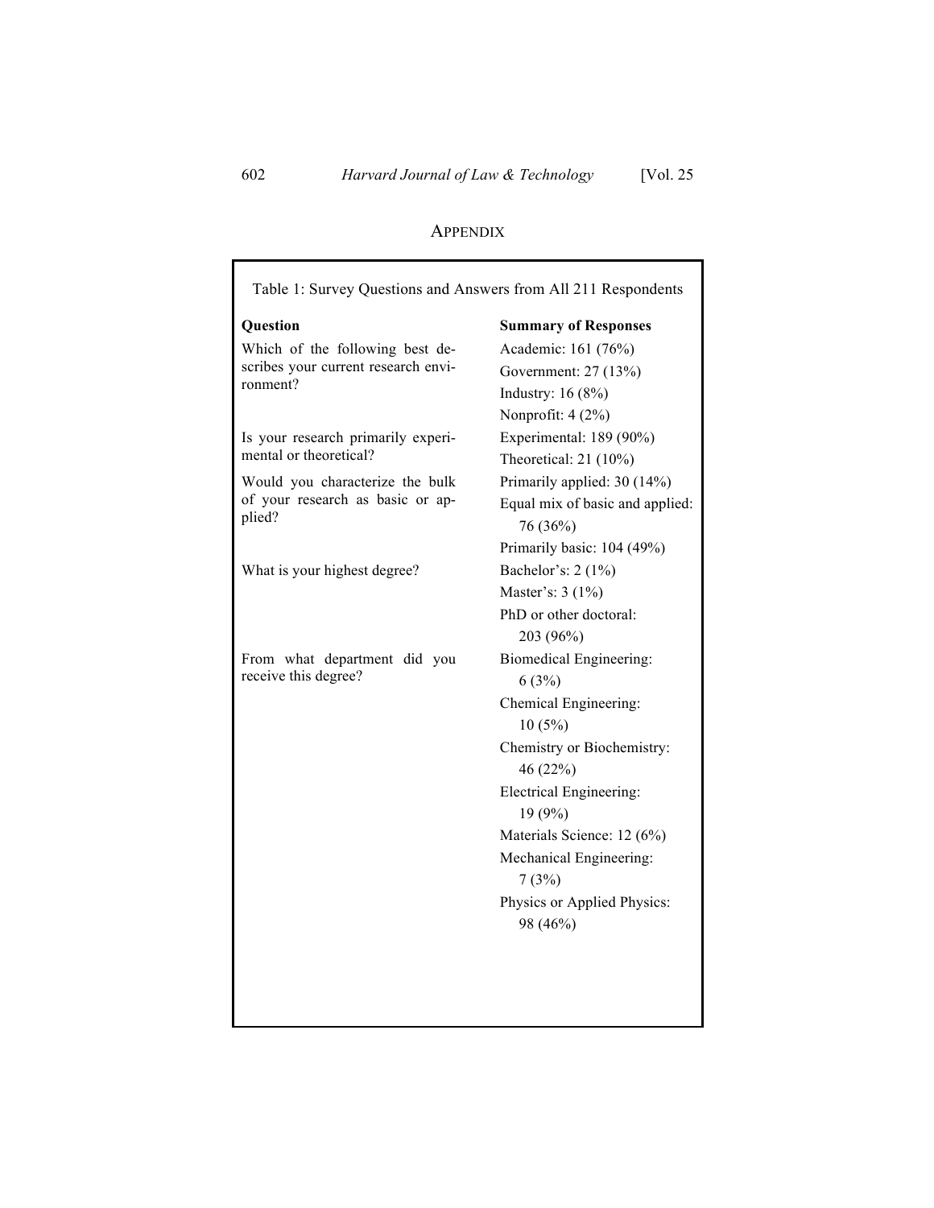## APPENDIX

Table 1: Survey Questions and Answers from All 211 Respondents

| Question | Summary of Responses |
| --- | --- |
| Which of the following best describes your current research environment? | Academic: 161 (76%)<br>Government: 27 (13%)<br>Industry: 16 (8%)<br>Nonprofit: 4 (2%) |
| Is your research primarily experimental or theoretical? | Experimental: 189 (90%)<br>Theoretical: 21 (10%) |
| Would you characterize the bulk of your research as basic or applied? | Primarily applied: 30 (14%)<br>Equal mix of basic and applied: 76 (36%)<br>Primarily basic: 104 (49%) |
| What is your highest degree? | Bachelor's: 2 (1%)<br>Master's: 3 (1%)<br>PhD or other doctoral: 203 (96%) |
| From what department did you receive this degree? | Biomedical Engineering: 6 (3%)<br>Chemical Engineering: 10 (5%)<br>Chemistry or Biochemistry: 46 (22%)<br>Electrical Engineering: 19 (9%)<br>Materials Science: 12 (6%)<br>Mechanical Engineering: 7 (3%)<br>Physics or Applied Physics: 98 (46%) |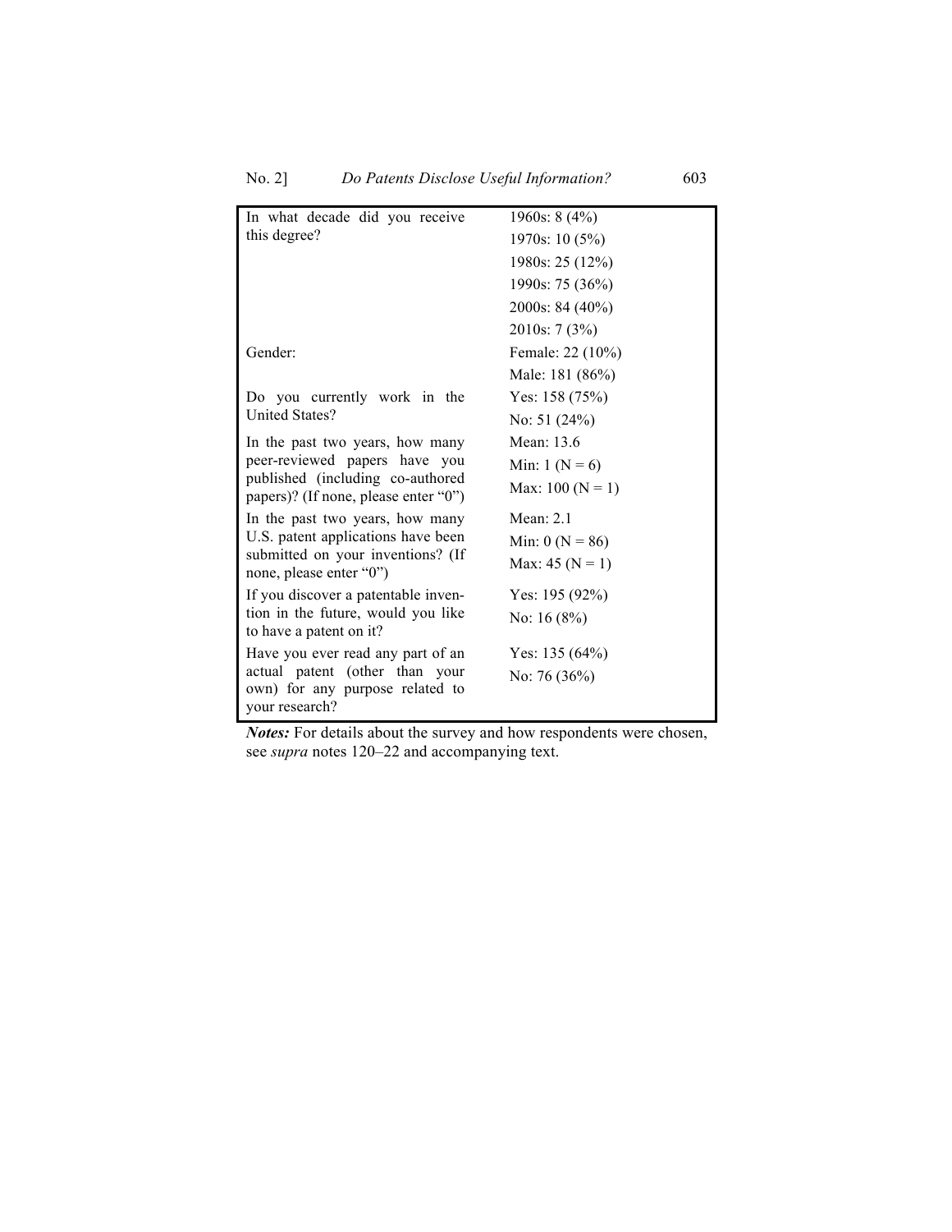| | |
|---|---|
| In what decade did you receive this degree? | 1960s: 8 (4%)<br>1970s: 10 (5%)<br>1980s: 25 (12%)<br>1990s: 75 (36%)<br>2000s: 84 (40%)<br>2010s: 7 (3%) |
| Gender: | Female: 22 (10%)<br>Male: 181 (86%) |
| Do you currently work in the United States? | Yes: 158 (75%)<br>No: 51 (24%) |
| In the past two years, how many peer-reviewed papers have you published (including co-authored papers)? (If none, please enter "0") | Mean: 13.6<br>Min: 1 (N = 6)<br>Max: 100 (N = 1) |
| In the past two years, how many U.S. patent applications have been submitted on your inventions? (If none, please enter "0") | Mean: 2.1<br>Min: 0 (N = 86)<br>Max: 45 (N = 1) |
| If you discover a patentable invention in the future, would you like to have a patent on it? | Yes: 195 (92%)<br>No: 16 (8%) |
| Have you ever read any part of an actual patent (other than your own) for any purpose related to your research? | Yes: 135 (64%)<br>No: 76 (36%) |

***Notes:*** For details about the survey and how respondents were chosen, see *supra* notes 120–22 and accompanying text.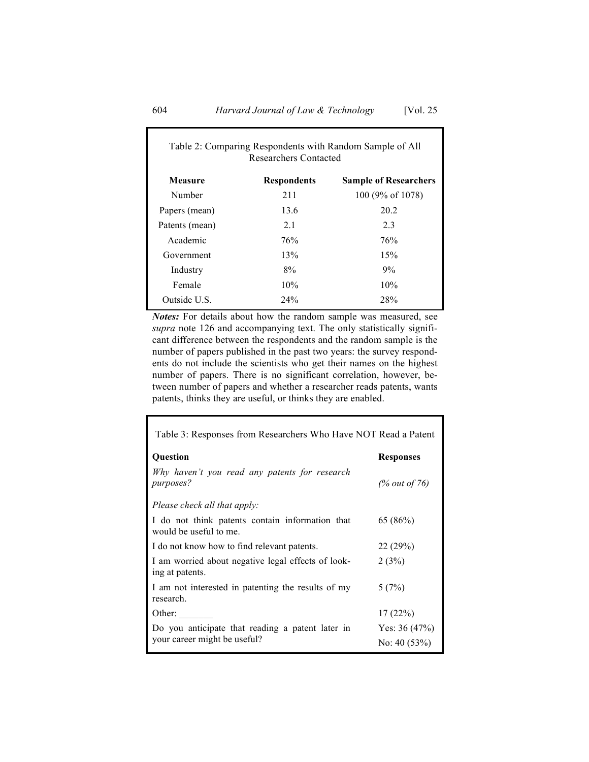Table 2: Comparing Respondents with Random Sample of All Researchers Contacted

| Measure | Respondents | Sample of Researchers |
|---|---|---|
| Number | 211 | 100 (9% of 1078) |
| Papers (mean) | 13.6 | 20.2 |
| Patents (mean) | 2.1 | 2.3 |
| Academic | 76% | 76% |
| Government | 13% | 15% |
| Industry | 8% | 9% |
| Female | 10% | 10% |
| Outside U.S. | 24% | 28% |

***Notes:*** For details about how the random sample was measured, see *supra* note 126 and accompanying text. The only statistically significant difference between the respondents and the random sample is the number of papers published in the past two years: the survey respondents do not include the scientists who get their names on the highest number of papers. There is no significant correlation, however, between number of papers and whether a researcher reads patents, wants patents, thinks they are useful, or thinks they are enabled.

Table 3: Responses from Researchers Who Have NOT Read a Patent

| Question | Responses |
|---|---|
| *Why haven't you read any patents for research purposes?* | *(% out of 76)* |
| *Please check all that apply:* | |
| I do not think patents contain information that would be useful to me. | 65 (86%) |
| I do not know how to find relevant patents. | 22 (29%) |
| I am worried about negative legal effects of looking at patents. | 2 (3%) |
| I am not interested in patenting the results of my research. | 5 (7%) |
| Other: _______ | 17 (22%) |
| Do you anticipate that reading a patent later in your career might be useful? | Yes: 36 (47%)<br>No: 40 (53%) |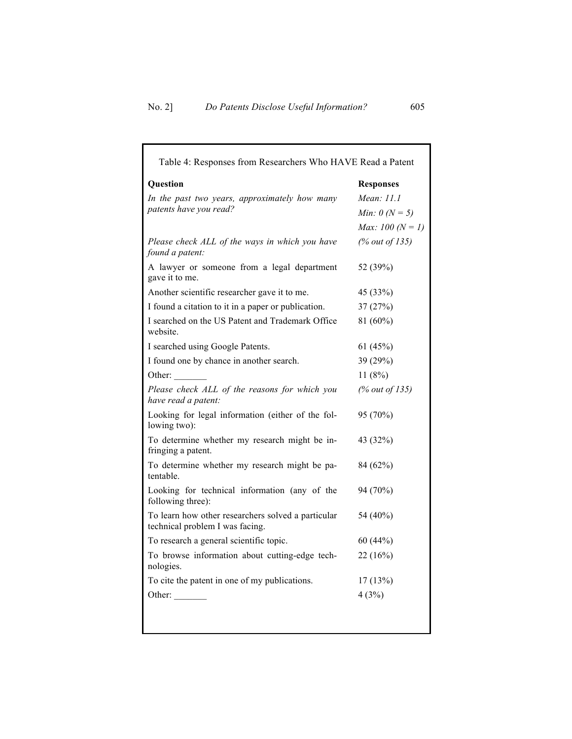Table 4: Responses from Researchers Who HAVE Read a Patent

| Question | Responses |
|---|---|
| *In the past two years, approximately how many patents have you read?* | *Mean: 11.1*<br>*Min: 0 (N = 5)*<br>*Max: 100 (N = 1)* |
| *Please check ALL of the ways in which you have found a patent:* | *(% out of 135)* |
| A lawyer or someone from a legal department gave it to me. | 52 (39%) |
| Another scientific researcher gave it to me. | 45 (33%) |
| I found a citation to it in a paper or publication. | 37 (27%) |
| I searched on the US Patent and Trademark Office website. | 81 (60%) |
| I searched using Google Patents. | 61 (45%) |
| I found one by chance in another search. | 39 (29%) |
| Other: _______ | 11 (8%) |
| *Please check ALL of the reasons for which you have read a patent:* | *(% out of 135)* |
| Looking for legal information (either of the following two): | 95 (70%) |
| To determine whether my research might be infringing a patent. | 43 (32%) |
| To determine whether my research might be patentable. | 84 (62%) |
| Looking for technical information (any of the following three): | 94 (70%) |
| To learn how other researchers solved a particular technical problem I was facing. | 54 (40%) |
| To research a general scientific topic. | 60 (44%) |
| To browse information about cutting-edge technologies. | 22 (16%) |
| To cite the patent in one of my publications. | 17 (13%) |
| Other: _______ | 4 (3%) |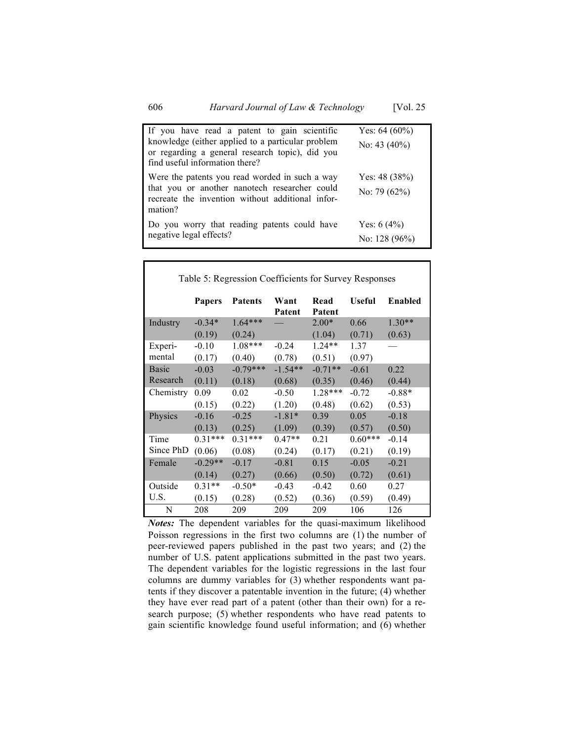| | |
|---|---|
| If you have read a patent to gain scientific knowledge (either applied to a particular problem or regarding a general research topic), did you find useful information there? | Yes: 64 (60%)<br>No: 43 (40%) |
| Were the patents you read worded in such a way that you or another nanotech researcher could recreate the invention without additional information? | Yes: 48 (38%)<br>No: 79 (62%) |
| Do you worry that reading patents could have negative legal effects? | Yes: 6 (4%)<br>No: 128 (96%) |

Table 5: Regression Coefficients for Survey Responses

| | **Papers** | **Patents** | **Want Patent** | **Read Patent** | **Useful** | **Enabled** |
|---|---|---|---|---|---|---|
| Industry | -0.34*<br>(0.19) | 1.64***<br>(0.24) | — | 2.00*<br>(1.04) | 0.66<br>(0.71) | 1.30**<br>(0.63) |
| Experimental | -0.10<br>(0.17) | 1.08***<br>(0.40) | -0.24<br>(0.78) | 1.24**<br>(0.51) | 1.37<br>(0.97) | — |
| Basic Research | -0.03<br>(0.11) | -0.79***<br>(0.18) | -1.54**<br>(0.68) | -0.71**<br>(0.35) | -0.61<br>(0.46) | 0.22<br>(0.44) |
| Chemistry | 0.09<br>(0.15) | 0.02<br>(0.22) | -0.50<br>(1.20) | 1.28***<br>(0.48) | -0.72<br>(0.62) | -0.88*<br>(0.53) |
| Physics | -0.16<br>(0.13) | -0.25<br>(0.25) | -1.81*<br>(1.09) | 0.39<br>(0.39) | 0.05<br>(0.57) | -0.18<br>(0.50) |
| Time Since PhD | 0.31***<br>(0.06) | 0.31***<br>(0.08) | 0.47**<br>(0.24) | 0.21<br>(0.17) | 0.60***<br>(0.21) | -0.14<br>(0.19) |
| Female | -0.29**<br>(0.14) | -0.17<br>(0.27) | -0.81<br>(0.66) | 0.15<br>(0.50) | -0.05<br>(0.72) | -0.21<br>(0.61) |
| Outside U.S. | 0.31**<br>(0.15) | -0.50*<br>(0.28) | -0.43<br>(0.52) | -0.42<br>(0.36) | 0.60<br>(0.59) | 0.27<br>(0.49) |
| N | 208 | 209 | 209 | 209 | 106 | 126 |

***Notes:*** The dependent variables for the quasi-maximum likelihood Poisson regressions in the first two columns are (1) the number of peer-reviewed papers published in the past two years; and (2) the number of U.S. patent applications submitted in the past two years. The dependent variables for the logistic regressions in the last four columns are dummy variables for (3) whether respondents want patents if they discover a patentable invention in the future; (4) whether they have ever read part of a patent (other than their own) for a research purpose; (5) whether respondents who have read patents to gain scientific knowledge found useful information; and (6) whether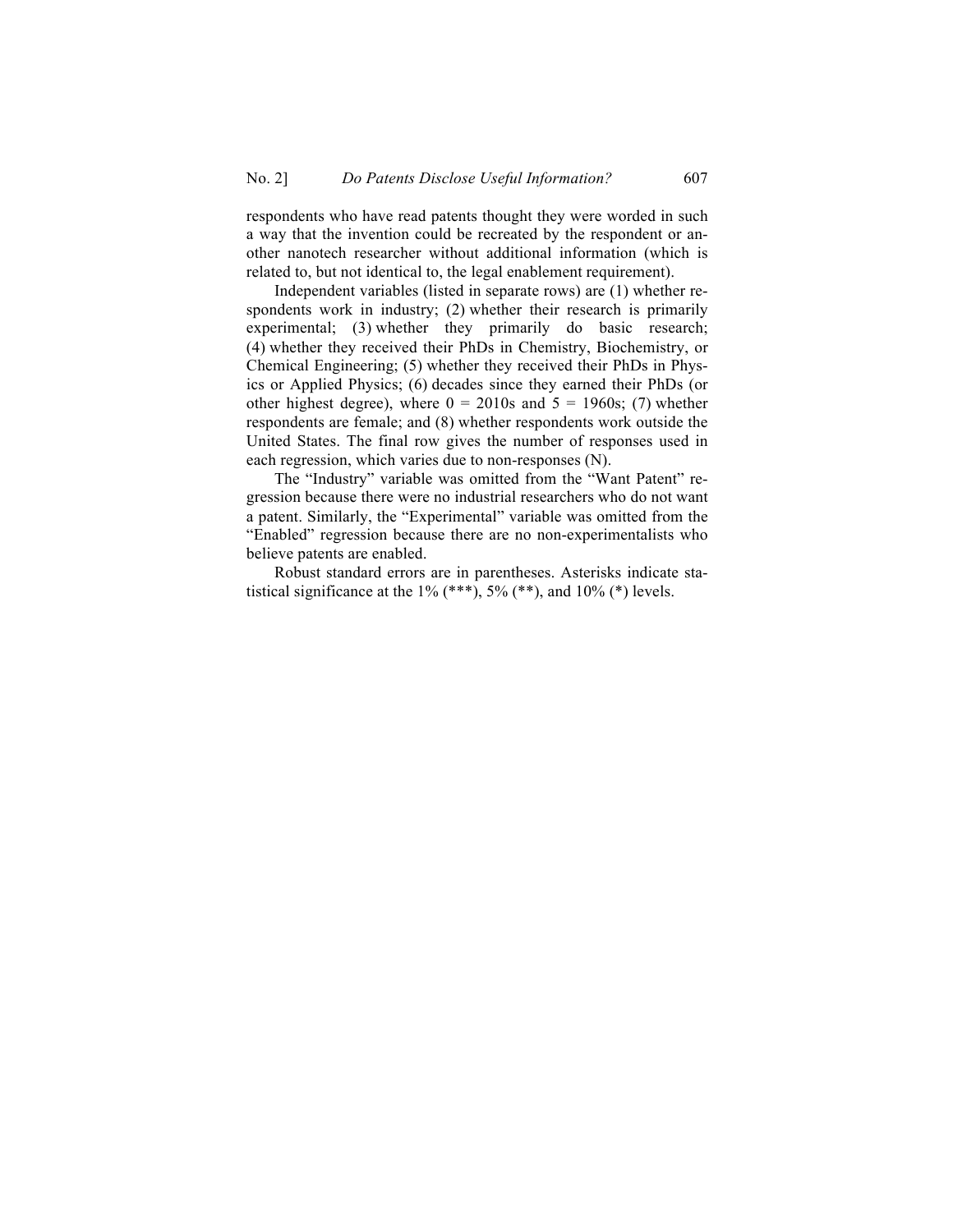respondents who have read patents thought they were worded in such a way that the invention could be recreated by the respondent or another nanotech researcher without additional information (which is related to, but not identical to, the legal enablement requirement).

Independent variables (listed in separate rows) are (1) whether respondents work in industry; (2) whether their research is primarily experimental; (3) whether they primarily do basic research; (4) whether they received their PhDs in Chemistry, Biochemistry, or Chemical Engineering; (5) whether they received their PhDs in Physics or Applied Physics; (6) decades since they earned their PhDs (or other highest degree), where 0 = 2010s and 5 = 1960s; (7) whether respondents are female; and (8) whether respondents work outside the United States. The final row gives the number of responses used in each regression, which varies due to non-responses (N).

The "Industry" variable was omitted from the "Want Patent" regression because there were no industrial researchers who do not want a patent. Similarly, the "Experimental" variable was omitted from the "Enabled" regression because there are no non-experimentalists who believe patents are enabled.

Robust standard errors are in parentheses. Asterisks indicate statistical significance at the 1% (***), 5% (**), and 10% (*) levels.